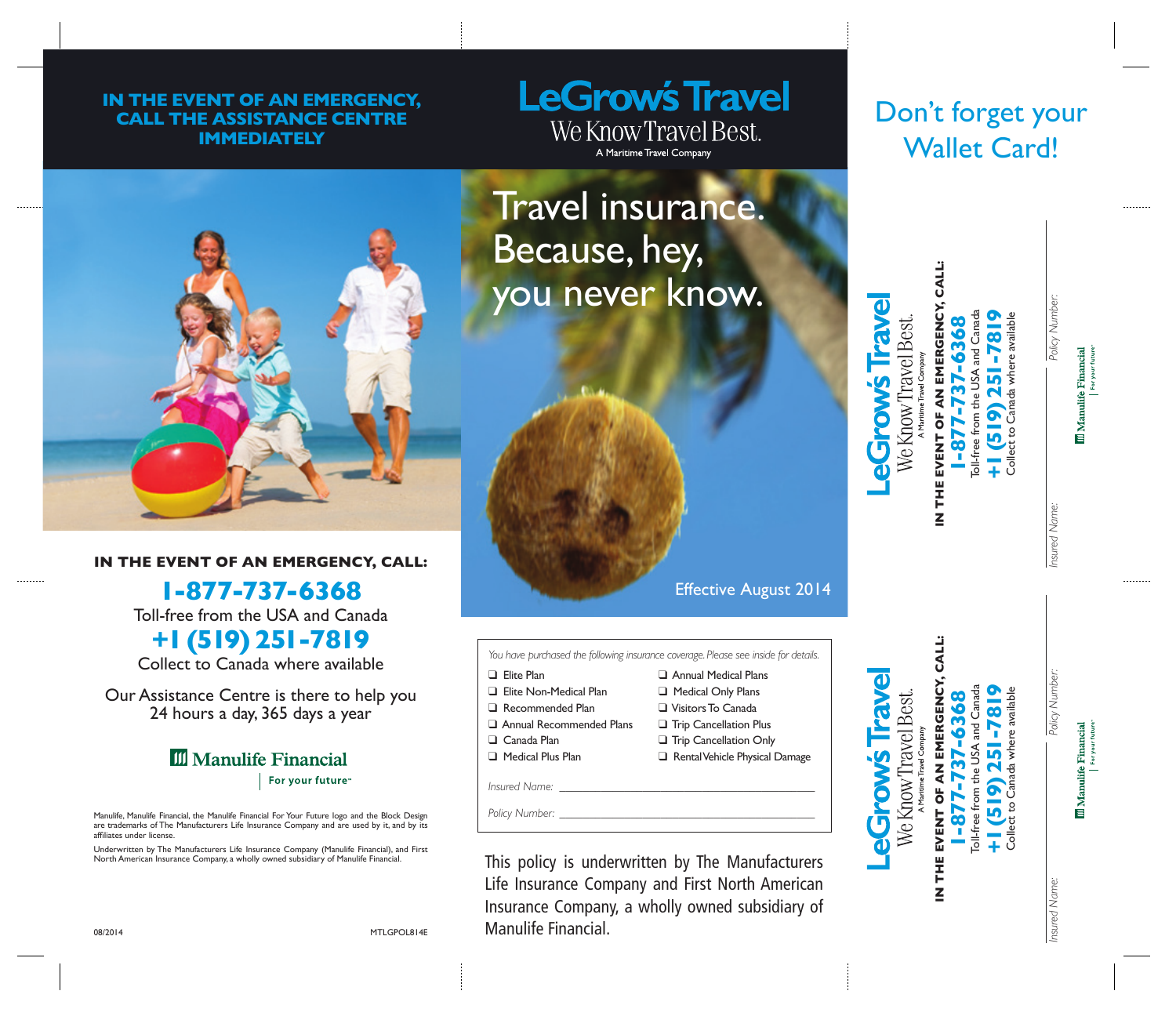**IN THE EVENT OF AN EMERGENCY, CALL THE ASSISTANCE CENTRE IMMEDIATELY**

**IN THE EVENT OF AN EMERGENCY, CALL:**

**1-877-737-6368**

Toll-free from the USA and Canada

**+1 (519) 251-7819**

Collect to Canada where available

Our Assistance Centre is there to help you 24 hours a day, 365 days a year

Manulife Financial
For your future™

Manulife, Manulife Financial, the Manulife Financial For Your Future logo and the Block Design are trademarks of The Manufacturers Life Insurance Company and are used by it, and by its affiliates under license.

Underwritten by The Manufacturers Life Insurance Company (Manulife Financial), and First North American Insurance Company, a wholly owned subsidiary of Manulife Financial.

08/2014 MTLGPOL814E

# LeGrow's Travel

We Know Travel Best.

A Maritime Travel Company

# Travel insurance. Because, hey, you never know.

Effective August 2014

*You have purchased the following insurance coverage. Please see inside for details.*

- ❑ Elite Plan
- ❑ Elite Non-Medical Plan
- ❑ Recommended Plan
- ❑ Annual Recommended Plans
- ❑ Canada Plan
- ❑ Medical Plus Plan
- ❑ Annual Medical Plans
- ❑ Medical Only Plans
- ❑ Visitors To Canada
- ❑ Trip Cancellation Plus
- ❑ Trip Cancellation Only
- ❑ Rental Vehicle Physical Damage

*Insured Name:* ______________________

*Policy Number:* ______________________

This policy is underwritten by The Manufacturers Life Insurance Company and First North American Insurance Company, a wholly owned subsidiary of Manulife Financial.

## Don't forget your Wallet Card!

LeGrow's Travel
We Know Travel Best.
A Maritime Travel Company

**IN THE EVENT OF AN EMERGENCY, CALL:**

**1-877-737-6368**
Toll-free from the USA and Canada

**+1 (519) 251-7819**
Collect to Canada where available

*Insured Name:*

*Policy Number:*

Manulife Financial | For your future™

LeGrow's Travel
We Know Travel Best.
A Maritime Travel Company

**IN THE EVENT OF AN EMERGENCY, CALL:**

**1-877-737-6368**
Toll-free from the USA and Canada

**+1 (519) 251-7819**
Collect to Canada where available

*Insured Name:*

*Policy Number:*

Manulife Financial | For your future™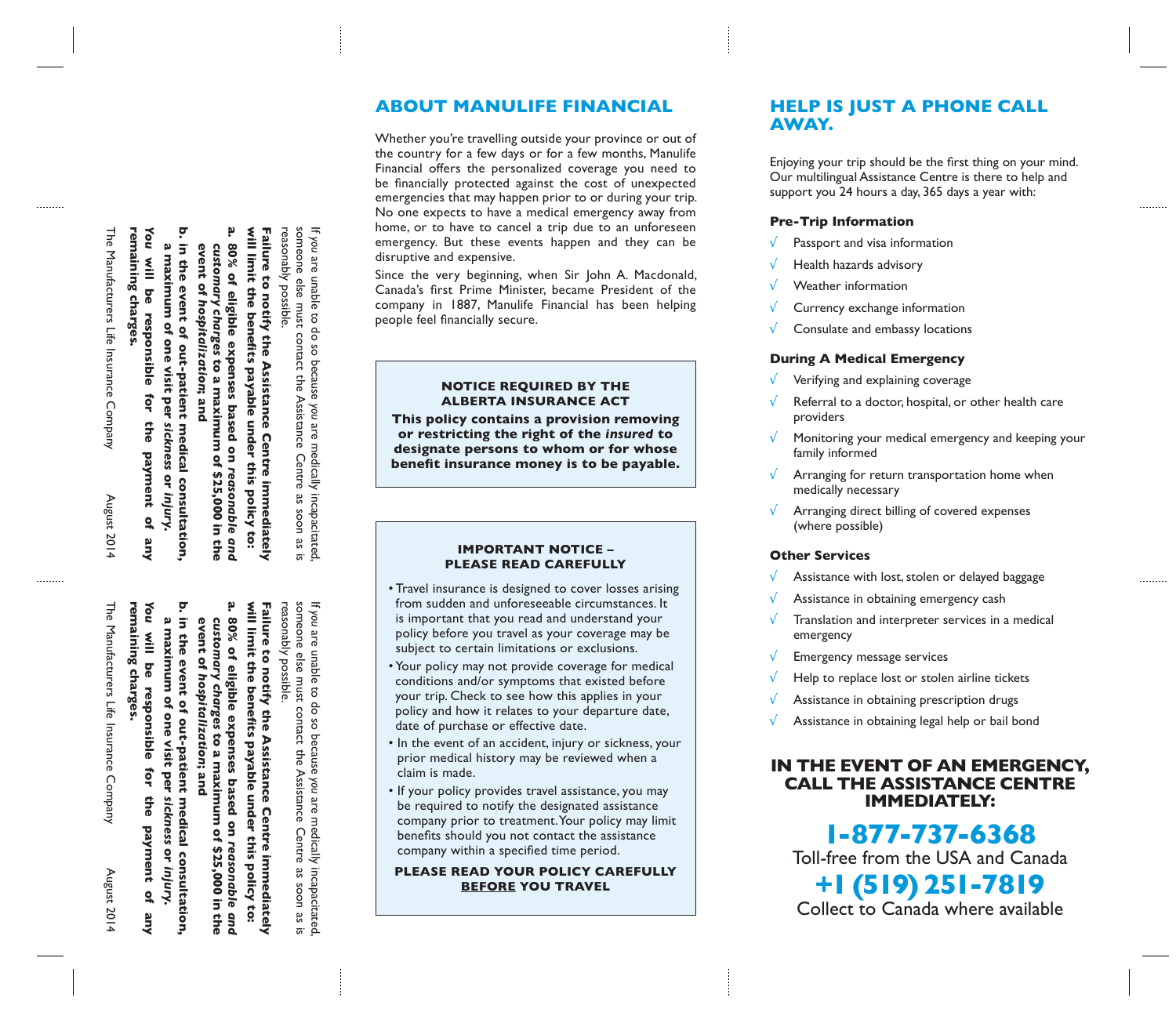If *you* are unable to do so because *you* are medically incapacitated, someone else must contact the Assistance Centre as soon as is reasonably possible.

**Failure to notify the Assistance Centre immediately will limit the benefits payable under this policy to:**

**a. 80% of eligible expenses based on *reasonable and customary charges* to a maximum of $25,000 in the event of *hospitalization*; and**

**b. in the event of out-patient medical consultation, a maximum of one visit per *sickness* or *injury*.**

**You will be responsible for the payment of any remaining charges.**

The Manufacturers Life Insurance Company August 2014

If *you* are unable to do so because *you* are medically incapacitated, someone else must contact the Assistance Centre as soon as is reasonably possible.

**Failure to notify the Assistance Centre immediately will limit the benefits payable under this policy to:**

**a. 80% of eligible expenses based on *reasonable and customary charges* to a maximum of $25,000 in the event of *hospitalization*; and**

**b. in the event of out-patient medical consultation, a maximum of one visit per *sickness* or *injury*.**

**You will be responsible for the payment of any remaining charges.**

The Manufacturers Life Insurance Company August 2014

## ABOUT MANULIFE FINANCIAL

Whether you're travelling outside your province or out of the country for a few days or for a few months, Manulife Financial offers the personalized coverage you need to be financially protected against the cost of unexpected emergencies that may happen prior to or during your trip. No one expects to have a medical emergency away from home, or to have to cancel a trip due to an unforeseen emergency. But these events happen and they can be disruptive and expensive.

Since the very beginning, when Sir John A. Macdonald, Canada's first Prime Minister, became President of the company in 1887, Manulife Financial has been helping people feel financially secure.

**NOTICE REQUIRED BY THE ALBERTA INSURANCE ACT**

**This policy contains a provision removing or restricting the right of the *insured* to designate persons to whom or for whose benefit insurance money is to be payable.**

**IMPORTANT NOTICE – PLEASE READ CAREFULLY**

- Travel insurance is designed to cover losses arising from sudden and unforeseeable circumstances. It is important that you read and understand your policy before you travel as your coverage may be subject to certain limitations or exclusions.
- Your policy may not provide coverage for medical conditions and/or symptoms that existed before your trip. Check to see how this applies in your policy and how it relates to your departure date, date of purchase or effective date.
- In the event of an accident, injury or sickness, your prior medical history may be reviewed when a claim is made.
- If your policy provides travel assistance, you may be required to notify the designated assistance company prior to treatment. Your policy may limit benefits should you not contact the assistance company within a specified time period.

**PLEASE READ YOUR POLICY CAREFULLY BEFORE YOU TRAVEL**

## HELP IS JUST A PHONE CALL AWAY.

Enjoying your trip should be the first thing on your mind. Our multilingual Assistance Centre is there to help and support you 24 hours a day, 365 days a year with:

### Pre-Trip Information

- √ Passport and visa information
- √ Health hazards advisory
- √ Weather information
- √ Currency exchange information
- √ Consulate and embassy locations

### During A Medical Emergency

- √ Verifying and explaining coverage
- √ Referral to a doctor, hospital, or other health care providers
- √ Monitoring your medical emergency and keeping your family informed
- √ Arranging for return transportation home when medically necessary
- √ Arranging direct billing of covered expenses (where possible)

### Other Services

- √ Assistance with lost, stolen or delayed baggage
- √ Assistance in obtaining emergency cash
- √ Translation and interpreter services in a medical emergency
- √ Emergency message services
- √ Help to replace lost or stolen airline tickets
- √ Assistance in obtaining prescription drugs
- √ Assistance in obtaining legal help or bail bond

**IN THE EVENT OF AN EMERGENCY, CALL THE ASSISTANCE CENTRE IMMEDIATELY:**

**1-877-737-6368**

Toll-free from the USA and Canada

**+1 (519) 251-7819**

Collect to Canada where available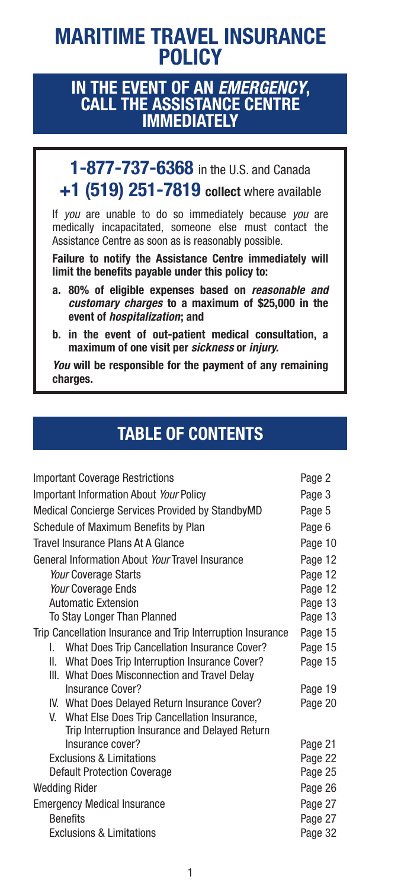# MARITIME TRAVEL INSURANCE POLICY

## IN THE EVENT OF AN *EMERGENCY*, CALL THE ASSISTANCE CENTRE IMMEDIATELY

### **1-877-737-6368** in the U.S. and Canada
### **+1 (519) 251-7819 collect** where available

If *you* are unable to do so immediately because *you* are medically incapacitated, someone else must contact the Assistance Centre as soon as is reasonably possible.

**Failure to notify the Assistance Centre immediately will limit the benefits payable under this policy to:**

**a. 80% of eligible expenses based on *reasonable and customary charges* to a maximum of $25,000 in the event of *hospitalization*; and**

**b. in the event of out-patient medical consultation, a maximum of one visit per *sickness* or *injury*.**

***You* will be responsible for the payment of any remaining charges.**

## TABLE OF CONTENTS

| | |
|---|---|
| Important Coverage Restrictions | Page 2 |
| Important Information About *Your* Policy | Page 3 |
| Medical Concierge Services Provided by StandbyMD | Page 5 |
| Schedule of Maximum Benefits by Plan | Page 6 |
| Travel Insurance Plans At A Glance | Page 10 |
| General Information About *Your* Travel Insurance | Page 12 |
| *Your* Coverage Starts | Page 12 |
| *Your* Coverage Ends | Page 12 |
| Automatic Extension | Page 13 |
| To Stay Longer Than Planned | Page 13 |
| Trip Cancellation Insurance and Trip Interruption Insurance | Page 15 |
| I. What Does Trip Cancellation Insurance Cover? | Page 15 |
| II. What Does Trip Interruption Insurance Cover? | Page 15 |
| III. What Does Misconnection and Travel Delay Insurance Cover? | Page 19 |
| IV. What Does Delayed Return Insurance Cover? | Page 20 |
| V. What Else Does Trip Cancellation Insurance, Trip Interruption Insurance and Delayed Return Insurance cover? | Page 21 |
| Exclusions & Limitations | Page 22 |
| Default Protection Coverage | Page 25 |
| Wedding Rider | Page 26 |
| Emergency Medical Insurance | Page 27 |
| Benefits | Page 27 |
| Exclusions & Limitations | Page 32 |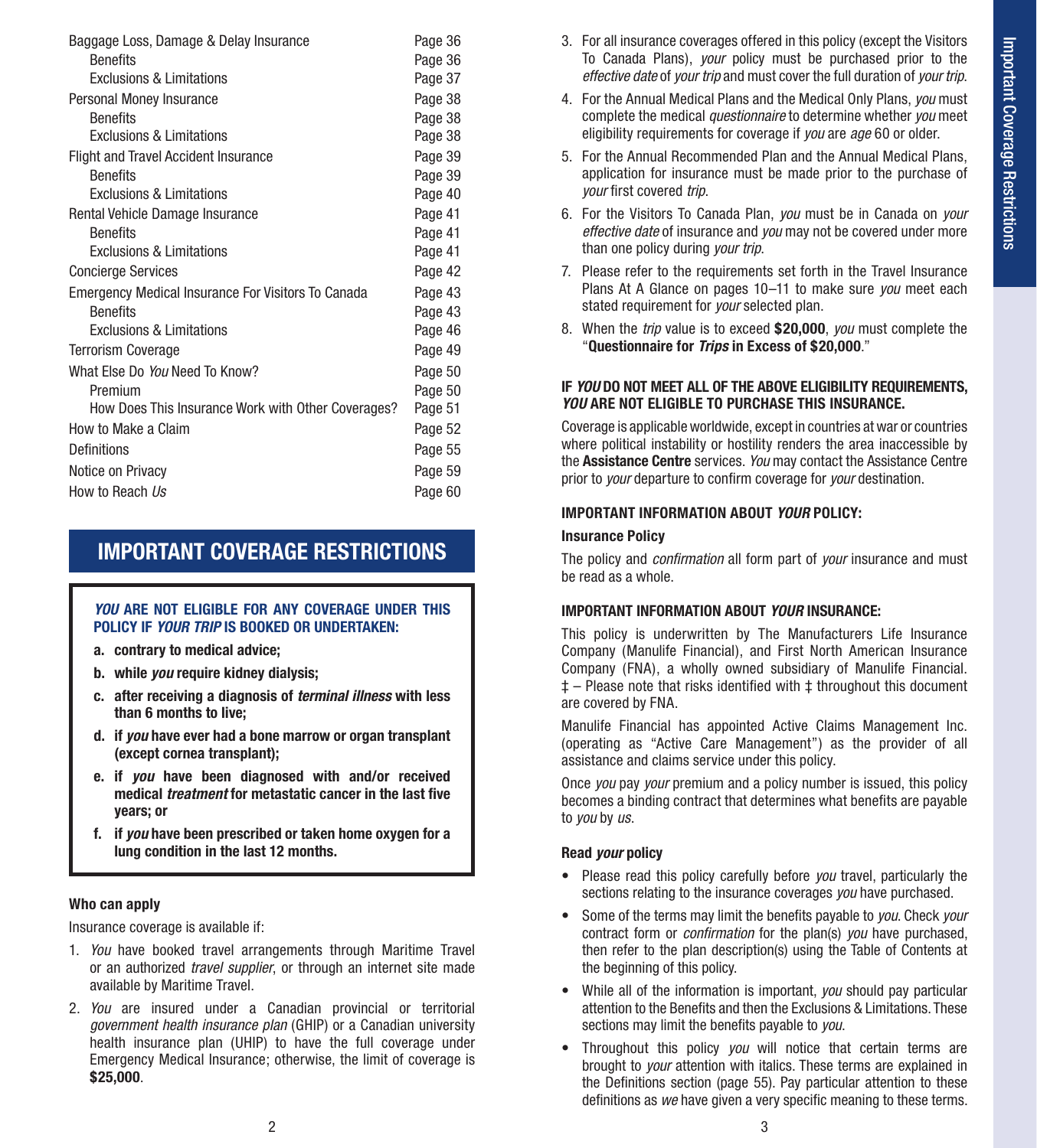| | |
|---|---|
| Baggage Loss, Damage & Delay Insurance | Page 36 |
| Benefits | Page 36 |
| Exclusions & Limitations | Page 37 |
| Personal Money Insurance | Page 38 |
| Benefits | Page 38 |
| Exclusions & Limitations | Page 38 |
| Flight and Travel Accident Insurance | Page 39 |
| Benefits | Page 39 |
| Exclusions & Limitations | Page 40 |
| Rental Vehicle Damage Insurance | Page 41 |
| Benefits | Page 41 |
| Exclusions & Limitations | Page 41 |
| Concierge Services | Page 42 |
| Emergency Medical Insurance For Visitors To Canada | Page 43 |
| Benefits | Page 43 |
| Exclusions & Limitations | Page 46 |
| Terrorism Coverage | Page 49 |
| What Else Do *You* Need To Know? | Page 50 |
| Premium | Page 50 |
| How Does This Insurance Work with Other Coverages? | Page 51 |
| How to Make a Claim | Page 52 |
| Definitions | Page 55 |
| Notice on Privacy | Page 59 |
| How to Reach *Us* | Page 60 |

# IMPORTANT COVERAGE RESTRICTIONS

***YOU* ARE NOT ELIGIBLE FOR ANY COVERAGE UNDER THIS POLICY IF *YOUR TRIP* IS BOOKED OR UNDERTAKEN:**

- **a. contrary to medical advice;**
- **b. while *you* require kidney dialysis;**
- **c. after receiving a diagnosis of *terminal illness* with less than 6 months to live;**
- **d. if *you* have ever had a bone marrow or organ transplant (except cornea transplant);**
- **e. if *you* have been diagnosed with and/or received medical *treatment* for metastatic cancer in the last five years; or**
- **f. if *you* have been prescribed or taken home oxygen for a lung condition in the last 12 months.**

**Who can apply**

Insurance coverage is available if:

1. *You* have booked travel arrangements through Maritime Travel or an authorized *travel supplier*, or through an internet site made available by Maritime Travel.
2. *You* are insured under a Canadian provincial or territorial *government health insurance plan* (GHIP) or a Canadian university health insurance plan (UHIP) to have the full coverage under Emergency Medical Insurance; otherwise, the limit of coverage is **$25,000**.
3. For all insurance coverages offered in this policy (except the Visitors To Canada Plans), *your* policy must be purchased prior to the *effective date* of *your trip* and must cover the full duration of *your trip*.
4. For the Annual Medical Plans and the Medical Only Plans, *you* must complete the medical *questionnaire* to determine whether *you* meet eligibility requirements for coverage if *you* are *age* 60 or older.
5. For the Annual Recommended Plan and the Annual Medical Plans, application for insurance must be made prior to the purchase of *your* first covered *trip*.
6. For the Visitors To Canada Plan, *you* must be in Canada on *your effective date* of insurance and *you* may not be covered under more than one policy during *your trip*.
7. Please refer to the requirements set forth in the Travel Insurance Plans At A Glance on pages 10–11 to make sure *you* meet each stated requirement for *your* selected plan.
8. When the *trip* value is to exceed **$20,000**, *you* must complete the "**Questionnaire for *Trips* in Excess of $20,000**."

**IF *YOU* DO NOT MEET ALL OF THE ABOVE ELIGIBILITY REQUIREMENTS, *YOU* ARE NOT ELIGIBLE TO PURCHASE THIS INSURANCE.**

Coverage is applicable worldwide, except in countries at war or countries where political instability or hostility renders the area inaccessible by the **Assistance Centre** services. *You* may contact the Assistance Centre prior to *your* departure to confirm coverage for *your* destination.

**IMPORTANT INFORMATION ABOUT *YOUR* POLICY:**

**Insurance Policy**

The policy and *confirmation* all form part of *your* insurance and must be read as a whole.

**IMPORTANT INFORMATION ABOUT *YOUR* INSURANCE:**

This policy is underwritten by The Manufacturers Life Insurance Company (Manulife Financial), and First North American Insurance Company (FNA), a wholly owned subsidiary of Manulife Financial. ‡ – Please note that risks identified with ‡ throughout this document are covered by FNA.

Manulife Financial has appointed Active Claims Management Inc. (operating as "Active Care Management") as the provider of all assistance and claims service under this policy.

Once *you* pay *your* premium and a policy number is issued, this policy becomes a binding contract that determines what benefits are payable to *you* by *us*.

**Read *your* policy**

- Please read this policy carefully before *you* travel, particularly the sections relating to the insurance coverages *you* have purchased.
- Some of the terms may limit the benefits payable to *you*. Check *your* contract form or *confirmation* for the plan(s) *you* have purchased, then refer to the plan description(s) using the Table of Contents at the beginning of this policy.
- While all of the information is important, *you* should pay particular attention to the Benefits and then the Exclusions & Limitations. These sections may limit the benefits payable to *you*.
- Throughout this policy *you* will notice that certain terms are brought to *your* attention with italics. These terms are explained in the Definitions section (page 55). Pay particular attention to these definitions as *we* have given a very specific meaning to these terms.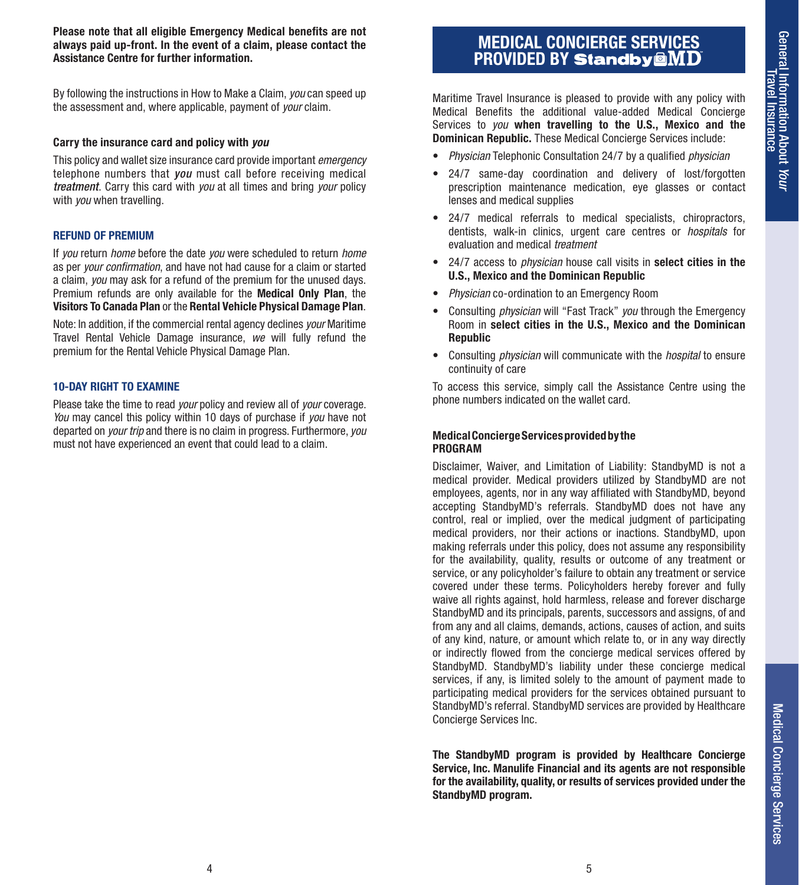**Please note that all eligible Emergency Medical benefits are not always paid up-front. In the event of a claim, please contact the Assistance Centre for further information.**

By following the instructions in How to Make a Claim, *you* can speed up the assessment and, where applicable, payment of *your* claim.

### Carry the insurance card and policy with *you*

This policy and wallet size insurance card provide important *emergency* telephone numbers that ***you*** must call before receiving medical ***treatment***. Carry this card with *you* at all times and bring *your* policy with *you* when travelling.

### REFUND OF PREMIUM

If *you* return *home* before the date *you* were scheduled to return *home* as per *your confirmation*, and have not had cause for a claim or started a claim, *you* may ask for a refund of the premium for the unused days. Premium refunds are only available for the **Medical Only Plan**, the **Visitors To Canada Plan** or the **Rental Vehicle Physical Damage Plan**.

Note: In addition, if the commercial rental agency declines *your* Maritime Travel Rental Vehicle Damage insurance, *we* will fully refund the premium for the Rental Vehicle Physical Damage Plan.

### 10-DAY RIGHT TO EXAMINE

Please take the time to read *your* policy and review all of *your* coverage. *You* may cancel this policy within 10 days of purchase if *you* have not departed on *your trip* and there is no claim in progress. Furthermore, *you* must not have experienced an event that could lead to a claim.

## MEDICAL CONCIERGE SERVICES PROVIDED BY StandbyMD

Maritime Travel Insurance is pleased to provide with any policy with Medical Benefits the additional value-added Medical Concierge Services to *you* **when travelling to the U.S., Mexico and the Dominican Republic.** These Medical Concierge Services include:

- *Physician* Telephonic Consultation 24/7 by a qualified *physician*
- 24/7 same-day coordination and delivery of lost/forgotten prescription maintenance medication, eye glasses or contact lenses and medical supplies
- 24/7 medical referrals to medical specialists, chiropractors, dentists, walk-in clinics, urgent care centres or *hospitals* for evaluation and medical *treatment*
- 24/7 access to *physician* house call visits in **select cities in the U.S., Mexico and the Dominican Republic**
- *Physician* co-ordination to an Emergency Room
- Consulting *physician* will "Fast Track" *you* through the Emergency Room in **select cities in the U.S., Mexico and the Dominican Republic**
- Consulting *physician* will communicate with the *hospital* to ensure continuity of care

To access this service, simply call the Assistance Centre using the phone numbers indicated on the wallet card.

### Medical Concierge Services provided by the PROGRAM

Disclaimer, Waiver, and Limitation of Liability: StandbyMD is not a medical provider. Medical providers utilized by StandbyMD are not employees, agents, nor in any way affiliated with StandbyMD, beyond accepting StandbyMD's referrals. StandbyMD does not have any control, real or implied, over the medical judgment of participating medical providers, nor their actions or inactions. StandbyMD, upon making referrals under this policy, does not assume any responsibility for the availability, quality, results or outcome of any treatment or service, or any policyholder's failure to obtain any treatment or service covered under these terms. Policyholders hereby forever and fully waive all rights against, hold harmless, release and forever discharge StandbyMD and its principals, parents, successors and assigns, of and from any and all claims, demands, actions, causes of action, and suits of any kind, nature, or amount which relate to, or in any way directly or indirectly flowed from the concierge medical services offered by StandbyMD. StandbyMD's liability under these concierge medical services, if any, is limited solely to the amount of payment made to participating medical providers for the services obtained pursuant to StandbyMD's referral. StandbyMD services are provided by Healthcare Concierge Services Inc.

**The StandbyMD program is provided by Healthcare Concierge Service, Inc. Manulife Financial and its agents are not responsible for the availability, quality, or results of services provided under the StandbyMD program.**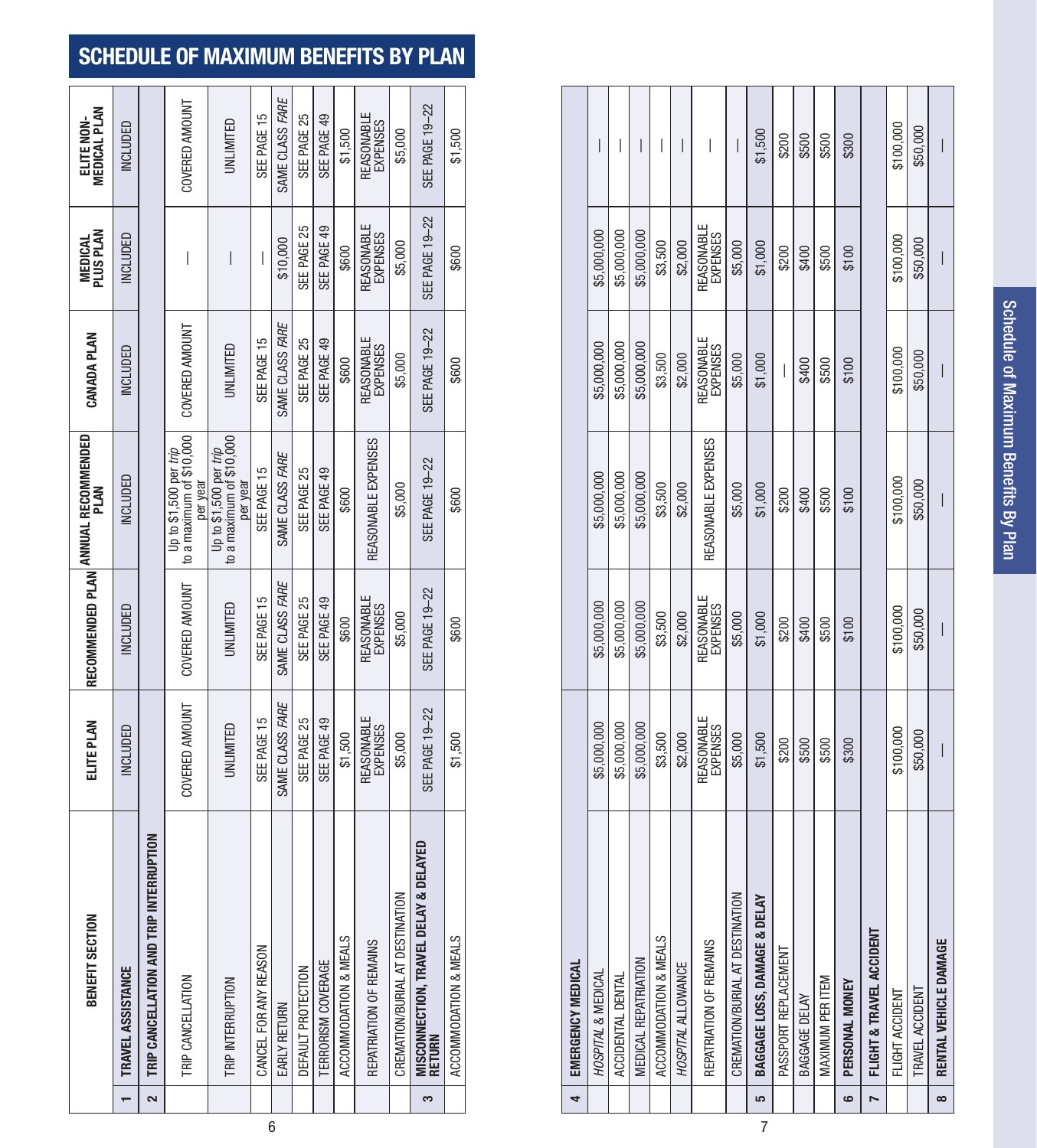# SCHEDULE OF MAXIMUM BENEFITS BY PLAN

| | BENEFIT SECTION | ELITE PLAN | RECOMMENDED PLAN | ANNUAL RECOMMENDED PLAN | CANADA PLAN | MEDICAL PLUS PLAN | ELITE NON-MEDICAL PLAN |
|---|---|---|---|---|---|---|---|
| 1 | **TRAVEL ASSISTANCE** | INCLUDED | INCLUDED | INCLUDED | INCLUDED | INCLUDED | INCLUDED |
| 2 | **TRIP CANCELLATION AND TRIP INTERRUPTION** | | | | | | |
| | TRIP CANCELLATION | COVERED AMOUNT | COVERED AMOUNT | Up to $1,500 per *trip* to a maximum of $10,000 per year | COVERED AMOUNT | — | COVERED AMOUNT |
| | TRIP INTERRUPTION | UNLIMITED | UNLIMITED | Up to $1,500 per *trip* to a maximum of $10,000 per year | UNLIMITED | — | UNLIMITED |
| | CANCEL FOR ANY REASON | SEE PAGE 15 | SEE PAGE 15 | SEE PAGE 15 | SEE PAGE 15 | — | SEE PAGE 15 |
| | EARLY RETURN | SAME CLASS *FARE* | SAME CLASS *FARE* | SAME CLASS *FARE* | SAME CLASS *FARE* | $10,000 | SAME CLASS *FARE* |
| | DEFAULT PROTECTION | SEE PAGE 25 | SEE PAGE 25 | SEE PAGE 25 | SEE PAGE 25 | SEE PAGE 25 | SEE PAGE 25 |
| | TERRORISM COVERAGE | SEE PAGE 49 | SEE PAGE 49 | SEE PAGE 49 | SEE PAGE 49 | SEE PAGE 49 | SEE PAGE 49 |
| | ACCOMMODATION & MEALS | $1,500 | $600 | $600 | $600 | $600 | $1,500 |
| | REPATRIATION OF REMAINS | REASONABLE EXPENSES | REASONABLE EXPENSES | REASONABLE EXPENSES | REASONABLE EXPENSES | REASONABLE EXPENSES | REASONABLE EXPENSES |
| | CREMATION/BURIAL AT DESTINATION | $5,000 | $5,000 | $5,000 | $5,000 | $5,000 | $5,000 |
| 3 | **MISCONNECTION, TRAVEL DELAY & DELAYED RETURN** | SEE PAGE 19–22 | SEE PAGE 19–22 | SEE PAGE 19–22 | SEE PAGE 19–22 | SEE PAGE 19–22 | SEE PAGE 19–22 |
| | ACCOMMODATION & MEALS | $1,500 | $600 | $600 | $600 | $600 | $1,500 |
| 4 | **EMERGENCY MEDICAL** | | | | | | |
| | *HOSPITAL* & MEDICAL | $5,000,000 | $5,000,000 | $5,000,000 | $5,000,000 | $5,000,000 | — |
| | ACCIDENTAL DENTAL | $5,000,000 | $5,000,000 | $5,000,000 | $5,000,000 | $5,000,000 | — |
| | MEDICAL REPATRIATION | $5,000,000 | $5,000,000 | $5,000,000 | $5,000,000 | $5,000,000 | — |
| | ACCOMMODATION & MEALS | $3,500 | $3,500 | $3,500 | $3,500 | $3,500 | — |
| | *HOSPITAL* ALLOWANCE | $2,000 | $2,000 | $2,000 | $2,000 | $2,000 | — |
| | REPATRIATION OF REMAINS | REASONABLE EXPENSES | REASONABLE EXPENSES | REASONABLE EXPENSES | REASONABLE EXPENSES | REASONABLE EXPENSES | — |
| | CREMATION/BURIAL AT DESTINATION | $5,000 | $5,000 | $5,000 | $5,000 | $5,000 | — |
| 5 | **BAGGAGE LOSS, DAMAGE & DELAY** | $1,500 | $1,000 | $1,000 | $1,000 | $1,000 | $1,500 |
| | PASSPORT REPLACEMENT | $200 | $200 | $200 | — | $200 | $200 |
| | BAGGAGE DELAY | $500 | $400 | $400 | $400 | $400 | $500 |
| | MAXIMUM PER ITEM | $500 | $500 | $500 | $500 | $500 | $500 |
| 6 | **PERSONAL MONEY** | $300 | $100 | $100 | $100 | $100 | $300 |
| 7 | **FLIGHT & TRAVEL ACCIDENT** | | | | | | |
| | FLIGHT ACCIDENT | $100,000 | $100,000 | $100,000 | $100,000 | $100,000 | $100,000 |
| | TRAVEL ACCIDENT | $50,000 | $50,000 | $50,000 | $50,000 | $50,000 | $50,000 |
| 8 | **RENTAL VEHICLE DAMAGE** | — | — | — | — | — | — |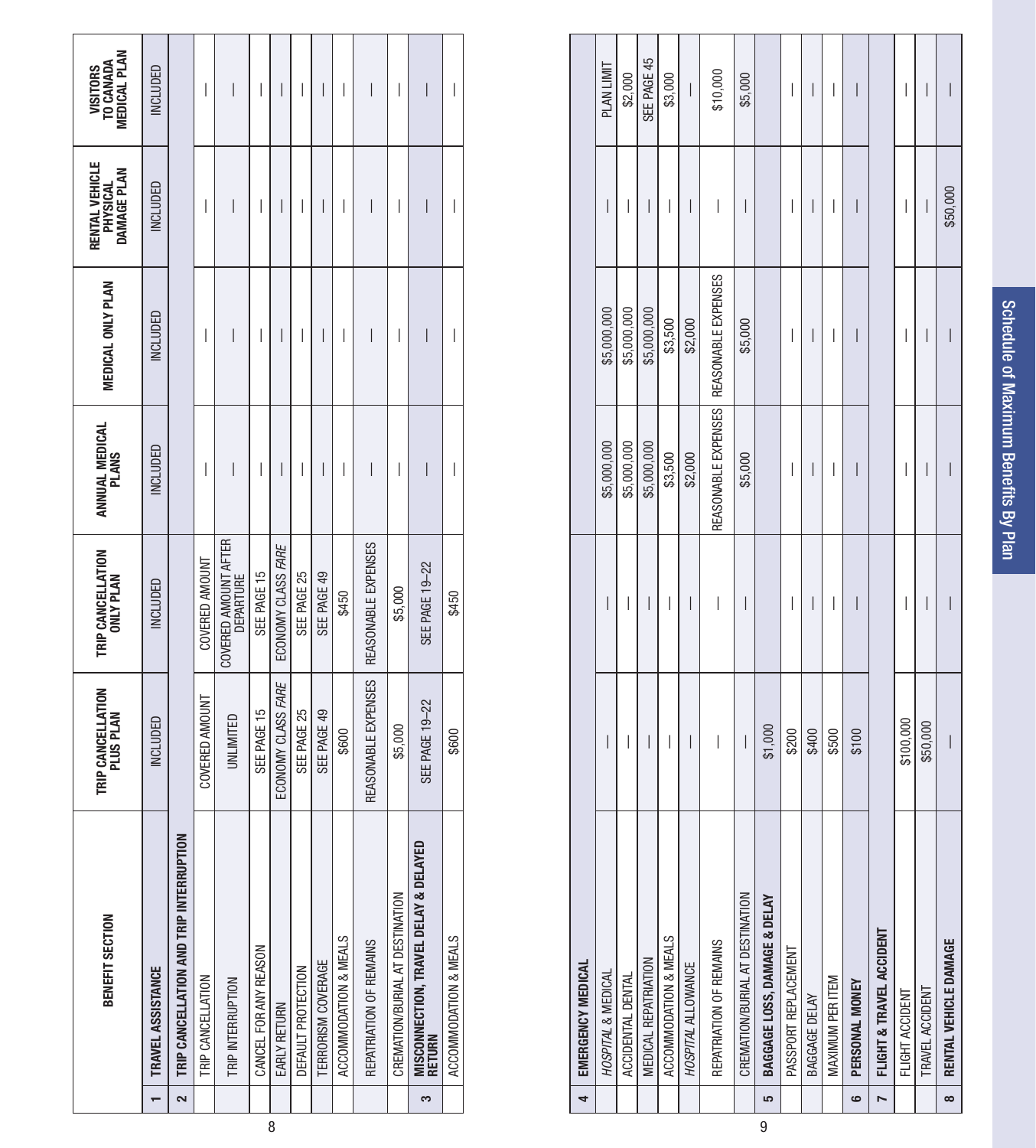## Schedule of Maximum Benefits By Plan

| | BENEFIT SECTION | TRIP CANCELLATION PLUS PLAN | TRIP CANCELLATION ONLY PLAN | ANNUAL MEDICAL PLANS | MEDICAL ONLY PLAN | RENTAL VEHICLE PHYSICAL DAMAGE PLAN | VISITORS TO CANADA MEDICAL PLAN |
|---|---|---|---|---|---|---|---|
| 1 | **TRAVEL ASSISTANCE** | INCLUDED | INCLUDED | INCLUDED | INCLUDED | INCLUDED | INCLUDED |
| 2 | **TRIP CANCELLATION AND TRIP INTERRUPTION** | | | | | | |
| | TRIP CANCELLATION | COVERED AMOUNT | COVERED AMOUNT | — | — | — | — |
| | TRIP INTERRUPTION | UNLIMITED | COVERED AMOUNT AFTER DEPARTURE | — | — | — | — |
| | CANCEL FOR ANY REASON | SEE PAGE 15 | SEE PAGE 15 | — | — | — | — |
| | EARLY RETURN | ECONOMY CLASS *FARE* | ECONOMY CLASS *FARE* | — | — | — | — |
| | DEFAULT PROTECTION | SEE PAGE 25 | SEE PAGE 25 | — | — | — | — |
| | TERRORISM COVERAGE | SEE PAGE 49 | SEE PAGE 49 | — | — | — | — |
| | ACCOMMODATION & MEALS | $600 | $450 | — | — | — | — |
| | REPATRIATION OF REMAINS | REASONABLE EXPENSES | REASONABLE EXPENSES | — | — | — | — |
| | CREMATION/BURIAL AT DESTINATION | $5,000 | $5,000 | — | — | — | — |
| 3 | **MISCONNECTION, TRAVEL DELAY & DELAYED RETURN** | SEE PAGE 19–22 | SEE PAGE 19–22 | — | — | — | — |
| | ACCOMMODATION & MEALS | $600 | $450 | — | — | — | — |
| 4 | **EMERGENCY MEDICAL** | | | | | | |
| | *HOSPITAL* & MEDICAL | — | — | $5,000,000 | $5,000,000 | — | PLAN LIMIT |
| | ACCIDENTAL DENTAL | — | — | $5,000,000 | $5,000,000 | — | $2,000 |
| | MEDICAL REPATRIATION | — | — | $5,000,000 | $5,000,000 | — | SEE PAGE 45 |
| | ACCOMMODATION & MEALS | — | — | $3,500 | $3,500 | — | $3,000 |
| | *HOSPITAL* ALLOWANCE | — | — | $2,000 | $2,000 | — | — |
| | REPATRIATION OF REMAINS | — | — | REASONABLE EXPENSES | REASONABLE EXPENSES | — | $10,000 |
| | CREMATION/BURIAL AT DESTINATION | — | — | $5,000 | $5,000 | — | $5,000 |
| 5 | **BAGGAGE LOSS, DAMAGE & DELAY** | $1,000 | — | — | — | — | — |
| | PASSPORT REPLACEMENT | $200 | — | — | — | — | — |
| | BAGGAGE DELAY | $400 | — | — | — | — | — |
| | MAXIMUM PER ITEM | $500 | — | — | — | — | — |
| 6 | **PERSONAL MONEY** | $100 | — | — | — | — | — |
| 7 | **FLIGHT & TRAVEL ACCIDENT** | | | | | | |
| | FLIGHT ACCIDENT | $100,000 | — | — | — | — | — |
| | TRAVEL ACCIDENT | $50,000 | — | — | — | — | — |
| 8 | **RENTAL VEHICLE DAMAGE** | — | — | — | — | $50,000 | — |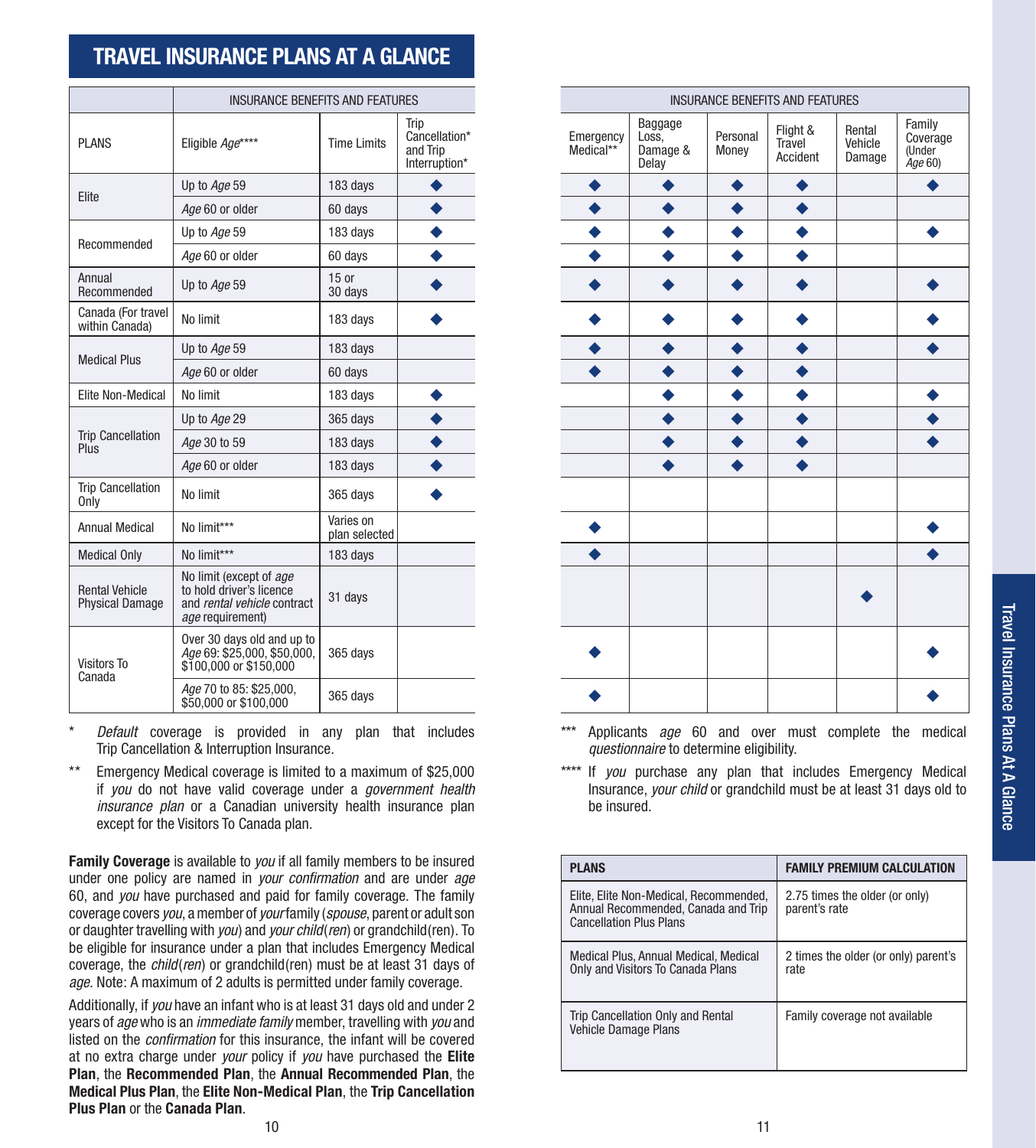# TRAVEL INSURANCE PLANS AT A GLANCE

| PLANS | Eligible *Age***** | Time Limits | Trip Cancellation* and Trip Interruption* | Emergency Medical** | Baggage Loss, Damage & Delay | Personal Money | Flight & Travel Accident | Rental Vehicle Damage | Family Coverage (Under *Age* 60) |
|---|---|---|---|---|---|---|---|---|---|
| Elite | Up to *Age* 59 | 183 days | ◆ | ◆ | ◆ | ◆ | ◆ | | ◆ |
| | *Age* 60 or older | 60 days | ◆ | ◆ | ◆ | ◆ | ◆ | | |
| Recommended | Up to *Age* 59 | 183 days | ◆ | ◆ | ◆ | ◆ | ◆ | | ◆ |
| | *Age* 60 or older | 60 days | ◆ | ◆ | ◆ | ◆ | ◆ | | |
| Annual Recommended | Up to *Age* 59 | 15 or 30 days | ◆ | ◆ | ◆ | ◆ | ◆ | | ◆ |
| Canada (For travel within Canada) | No limit | 183 days | ◆ | ◆ | ◆ | ◆ | ◆ | | ◆ |
| Medical Plus | Up to *Age* 59 | 183 days | | ◆ | ◆ | ◆ | ◆ | | ◆ |
| | *Age* 60 or older | 60 days | | ◆ | ◆ | ◆ | ◆ | | |
| Elite Non-Medical | No limit | 183 days | ◆ | | ◆ | ◆ | ◆ | | ◆ |
| Trip Cancellation Plus | Up to *Age* 29 | 365 days | ◆ | | ◆ | ◆ | ◆ | | ◆ |
| | *Age* 30 to 59 | 183 days | ◆ | | ◆ | ◆ | ◆ | | ◆ |
| | *Age* 60 or older | 183 days | ◆ | | ◆ | ◆ | ◆ | | |
| Trip Cancellation Only | No limit | 365 days | ◆ | | | | | | |
| Annual Medical | No limit*** | Varies on plan selected | | ◆ | | | | | ◆ |
| Medical Only | No limit*** | 183 days | | ◆ | | | | | ◆ |
| Rental Vehicle Physical Damage | No limit (except of *age* to hold driver's licence and *rental vehicle* contract *age* requirement) | 31 days | | | | | | ◆ | |
| Visitors To Canada | Over 30 days old and up to *Age* 69: $25,000, $50,000, $100,000 or $150,000 | 365 days | | ◆ | | | | | ◆ |
| | *Age* 70 to 85: $25,000, $50,000 or $100,000 | 365 days | | ◆ | | | | | ◆ |

\* *Default* coverage is provided in any plan that includes Trip Cancellation & Interruption Insurance.

\*\* Emergency Medical coverage is limited to a maximum of $25,000 if *you* do not have valid coverage under a *government health insurance plan* or a Canadian university health insurance plan except for the Visitors To Canada plan.

\*\*\* Applicants *age* 60 and over must complete the medical *questionnaire* to determine eligibility.

\*\*\*\* If *you* purchase any plan that includes Emergency Medical Insurance, *your child* or grandchild must be at least 31 days old to be insured.

**Family Coverage** is available to *you* if all family members to be insured under one policy are named in *your confirmation* and are under *age* 60, and *you* have purchased and paid for family coverage. The family coverage covers *you*, a member of *your* family (*spouse*, parent or adult son or daughter travelling with *you*) and *your child*(*ren*) or grandchild(ren). To be eligible for insurance under a plan that includes Emergency Medical coverage, the *child*(*ren*) or grandchild(ren) must be at least 31 days of *age*. Note: A maximum of 2 adults is permitted under family coverage.

Additionally, if *you* have an infant who is at least 31 days old and under 2 years of *age* who is an *immediate family* member, travelling with *you* and listed on the *confirmation* for this insurance, the infant will be covered at no extra charge under *your* policy if *you* have purchased the **Elite Plan**, the **Recommended Plan**, the **Annual Recommended Plan**, the **Medical Plus Plan**, the **Elite Non-Medical Plan**, the **Trip Cancellation Plus Plan** or the **Canada Plan**.

| PLANS | FAMILY PREMIUM CALCULATION |
|---|---|
| Elite, Elite Non-Medical, Recommended, Annual Recommended, Canada and Trip Cancellation Plus Plans | 2.75 times the older (or only) parent's rate |
| Medical Plus, Annual Medical, Medical Only and Visitors To Canada Plans | 2 times the older (or only) parent's rate |
| Trip Cancellation Only and Rental Vehicle Damage Plans | Family coverage not available |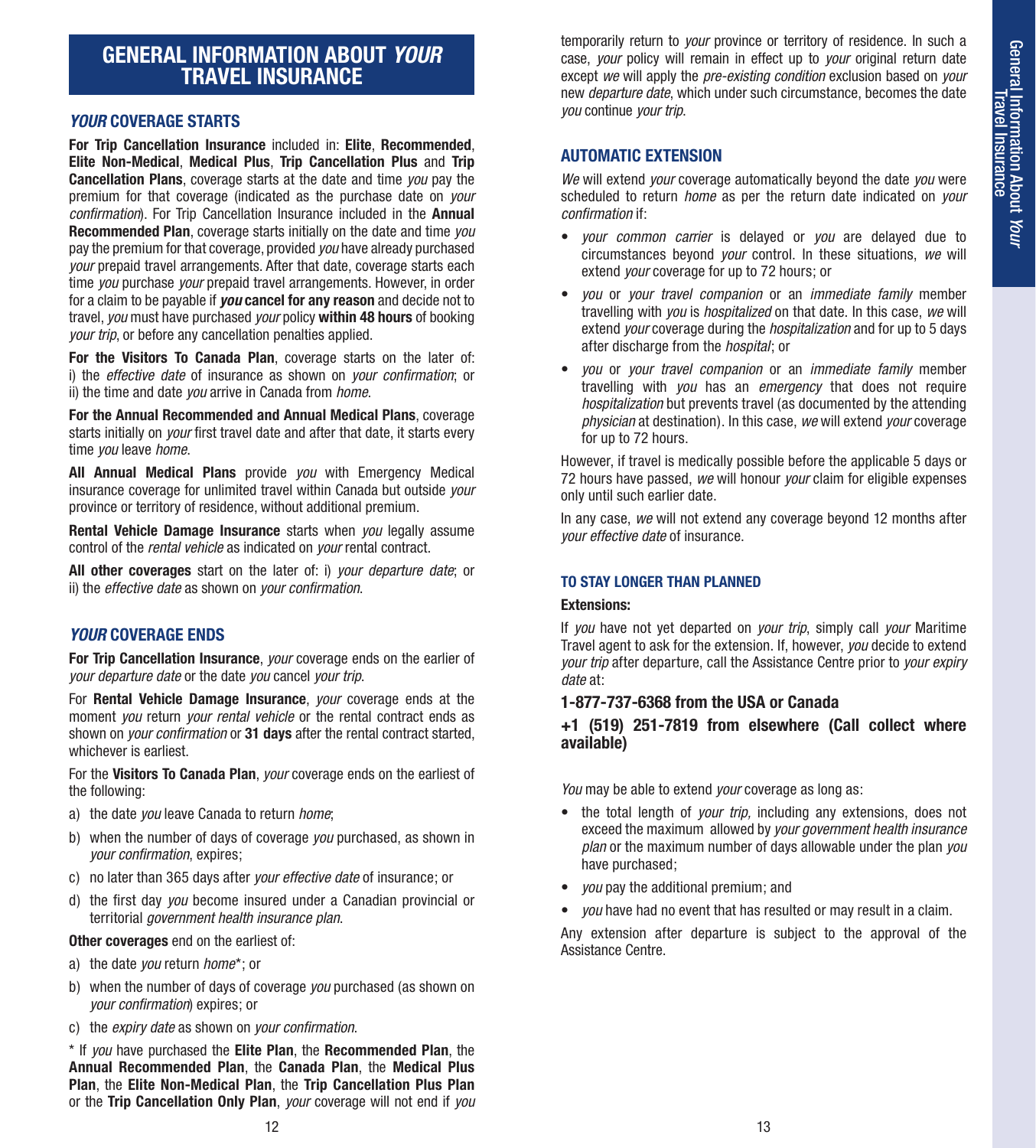# GENERAL INFORMATION ABOUT *YOUR* TRAVEL INSURANCE

## *YOUR* COVERAGE STARTS

**For Trip Cancellation Insurance** included in: **Elite**, **Recommended**, **Elite Non-Medical**, **Medical Plus**, **Trip Cancellation Plus** and **Trip Cancellation Plans**, coverage starts at the date and time *you* pay the premium for that coverage (indicated as the purchase date on *your confirmation*). For Trip Cancellation Insurance included in the **Annual Recommended Plan**, coverage starts initially on the date and time *you* pay the premium for that coverage, provided *you* have already purchased *your* prepaid travel arrangements. After that date, coverage starts each time *you* purchase *your* prepaid travel arrangements. However, in order for a claim to be payable if ***you* cancel for any reason** and decide not to travel, *you* must have purchased *your* policy **within 48 hours** of booking *your trip*, or before any cancellation penalties applied.

**For the Visitors To Canada Plan**, coverage starts on the later of: i) the *effective date* of insurance as shown on *your confirmation*; or ii) the time and date *you* arrive in Canada from *home*.

**For the Annual Recommended and Annual Medical Plans**, coverage starts initially on *your* first travel date and after that date, it starts every time *you* leave *home*.

**All Annual Medical Plans** provide *you* with Emergency Medical insurance coverage for unlimited travel within Canada but outside *your* province or territory of residence, without additional premium.

**Rental Vehicle Damage Insurance** starts when *you* legally assume control of the *rental vehicle* as indicated on *your* rental contract.

**All other coverages** start on the later of: i) *your departure date*; or ii) the *effective date* as shown on *your confirmation*.

## *YOUR* COVERAGE ENDS

**For Trip Cancellation Insurance**, *your* coverage ends on the earlier of *your departure date* or the date *you* cancel *your trip*.

For **Rental Vehicle Damage Insurance**, *your* coverage ends at the moment *you* return *your rental vehicle* or the rental contract ends as shown on *your confirmation* or **31 days** after the rental contract started, whichever is earliest.

For the **Visitors To Canada Plan**, *your* coverage ends on the earliest of the following:

a) the date *you* leave Canada to return *home*;
b) when the number of days of coverage *you* purchased, as shown in *your confirmation*, expires;
c) no later than 365 days after *your effective date* of insurance; or
d) the first day *you* become insured under a Canadian provincial or territorial *government health insurance plan*.

**Other coverages** end on the earliest of:

a) the date *you* return *home*\*; or
b) when the number of days of coverage *you* purchased (as shown on *your confirmation*) expires; or
c) the *expiry date* as shown on *your confirmation*.

\* If *you* have purchased the **Elite Plan**, the **Recommended Plan**, the **Annual Recommended Plan**, the **Canada Plan**, the **Medical Plus Plan**, the **Elite Non-Medical Plan**, the **Trip Cancellation Plus Plan** or the **Trip Cancellation Only Plan**, *your* coverage will not end if *you* temporarily return to *your* province or territory of residence. In such a case, *your* policy will remain in effect up to *your* original return date except *we* will apply the *pre-existing condition* exclusion based on *your* new *departure date*, which under such circumstance, becomes the date *you* continue *your trip*.

## AUTOMATIC EXTENSION

*We* will extend *your* coverage automatically beyond the date *you* were scheduled to return *home* as per the return date indicated on *your confirmation* if:

- *your common carrier* is delayed or *you* are delayed due to circumstances beyond *your* control. In these situations, *we* will extend *your* coverage for up to 72 hours; or
- *you* or *your travel companion* or an *immediate family* member travelling with *you* is *hospitalized* on that date. In this case, *we* will extend *your* coverage during the *hospitalization* and for up to 5 days after discharge from the *hospital*; or
- *you* or *your travel companion* or an *immediate family* member travelling with *you* has an *emergency* that does not require *hospitalization* but prevents travel (as documented by the attending *physician* at destination). In this case, *we* will extend *your* coverage for up to 72 hours.

However, if travel is medically possible before the applicable 5 days or 72 hours have passed, *we* will honour *your* claim for eligible expenses only until such earlier date.

In any case, *we* will not extend any coverage beyond 12 months after *your effective date* of insurance.

### TO STAY LONGER THAN PLANNED

**Extensions:**

If *you* have not yet departed on *your trip*, simply call *your* Maritime Travel agent to ask for the extension. If, however, *you* decide to extend *your trip* after departure, call the Assistance Centre prior to *your expiry date* at:

**1-877-737-6368 from the USA or Canada**

**+1 (519) 251-7819 from elsewhere (Call collect where available)**

*You* may be able to extend *your* coverage as long as:

- the total length of *your trip,* including any extensions, does not exceed the maximum allowed by *your government health insurance plan* or the maximum number of days allowable under the plan *you* have purchased;
- *you* pay the additional premium; and
- *you* have had no event that has resulted or may result in a claim.

Any extension after departure is subject to the approval of the Assistance Centre.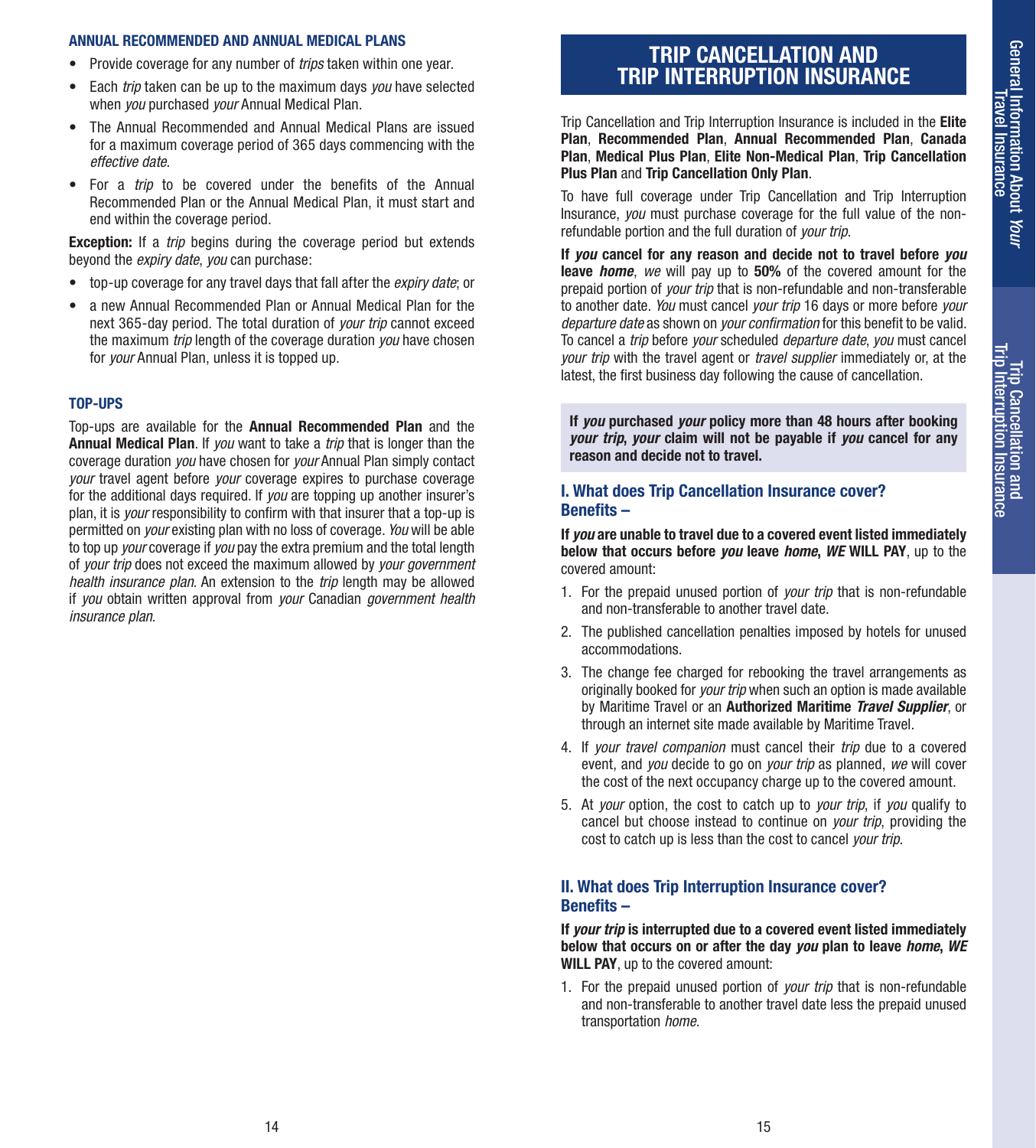### ANNUAL RECOMMENDED AND ANNUAL MEDICAL PLANS

- Provide coverage for any number of *trips* taken within one year.
- Each *trip* taken can be up to the maximum days *you* have selected when *you* purchased *your* Annual Medical Plan.
- The Annual Recommended and Annual Medical Plans are issued for a maximum coverage period of 365 days commencing with the *effective date*.
- For a *trip* to be covered under the benefits of the Annual Recommended Plan or the Annual Medical Plan, it must start and end within the coverage period.

**Exception:** If a *trip* begins during the coverage period but extends beyond the *expiry date*, *you* can purchase:

- top-up coverage for any travel days that fall after the *expiry date*; or
- a new Annual Recommended Plan or Annual Medical Plan for the next 365-day period. The total duration of *your trip* cannot exceed the maximum *trip* length of the coverage duration *you* have chosen for *your* Annual Plan, unless it is topped up.

### TOP-UPS

Top-ups are available for the **Annual Recommended Plan** and the **Annual Medical Plan**. If *you* want to take a *trip* that is longer than the coverage duration *you* have chosen for *your* Annual Plan simply contact *your* travel agent before *your* coverage expires to purchase coverage for the additional days required. If *you* are topping up another insurer's plan, it is *your* responsibility to confirm with that insurer that a top-up is permitted on *your* existing plan with no loss of coverage. *You* will be able to top up *your* coverage if *you* pay the extra premium and the total length of *your trip* does not exceed the maximum allowed by *your government health insurance plan*. An extension to the *trip* length may be allowed if *you* obtain written approval from *your* Canadian *government health insurance plan*.

# TRIP CANCELLATION AND TRIP INTERRUPTION INSURANCE

Trip Cancellation and Trip Interruption Insurance is included in the **Elite Plan**, **Recommended Plan**, **Annual Recommended Plan**, **Canada Plan**, **Medical Plus Plan**, **Elite Non-Medical Plan**, **Trip Cancellation Plus Plan** and **Trip Cancellation Only Plan**.

To have full coverage under Trip Cancellation and Trip Interruption Insurance, *you* must purchase coverage for the full value of the non-refundable portion and the full duration of *your trip*.

**If *you* cancel for any reason and decide not to travel before *you* leave *home***, *we* will pay up to **50%** of the covered amount for the prepaid portion of *your trip* that is non-refundable and non-transferable to another date. *You* must cancel *your trip* 16 days or more before *your departure date* as shown on *your confirmation* for this benefit to be valid. To cancel a *trip* before *your* scheduled *departure date*, *you* must cancel *your trip* with the travel agent or *travel supplier* immediately or, at the latest, the first business day following the cause of cancellation.

**If *you* purchased *your* policy more than 48 hours after booking *your trip*, *your* claim will not be payable if *you* cancel for any reason and decide not to travel.**

## I. What does Trip Cancellation Insurance cover? Benefits –

**If *you* are unable to travel due to a covered event listed immediately below that occurs before *you* leave *home*, *WE* WILL PAY**, up to the covered amount:

1. For the prepaid unused portion of *your trip* that is non-refundable and non-transferable to another travel date.
2. The published cancellation penalties imposed by hotels for unused accommodations.
3. The change fee charged for rebooking the travel arrangements as originally booked for *your trip* when such an option is made available by Maritime Travel or an **Authorized Maritime *Travel Supplier***, or through an internet site made available by Maritime Travel.
4. If *your travel companion* must cancel their *trip* due to a covered event, and *you* decide to go on *your trip* as planned, *we* will cover the cost of the next occupancy charge up to the covered amount.
5. At *your* option, the cost to catch up to *your trip*, if *you* qualify to cancel but choose instead to continue on *your trip*, providing the cost to catch up is less than the cost to cancel *your trip*.

## II. What does Trip Interruption Insurance cover? Benefits –

**If *your trip* is interrupted due to a covered event listed immediately below that occurs on or after the day *you* plan to leave *home*, *WE* WILL PAY**, up to the covered amount:

1. For the prepaid unused portion of *your trip* that is non-refundable and non-transferable to another travel date less the prepaid unused transportation *home*.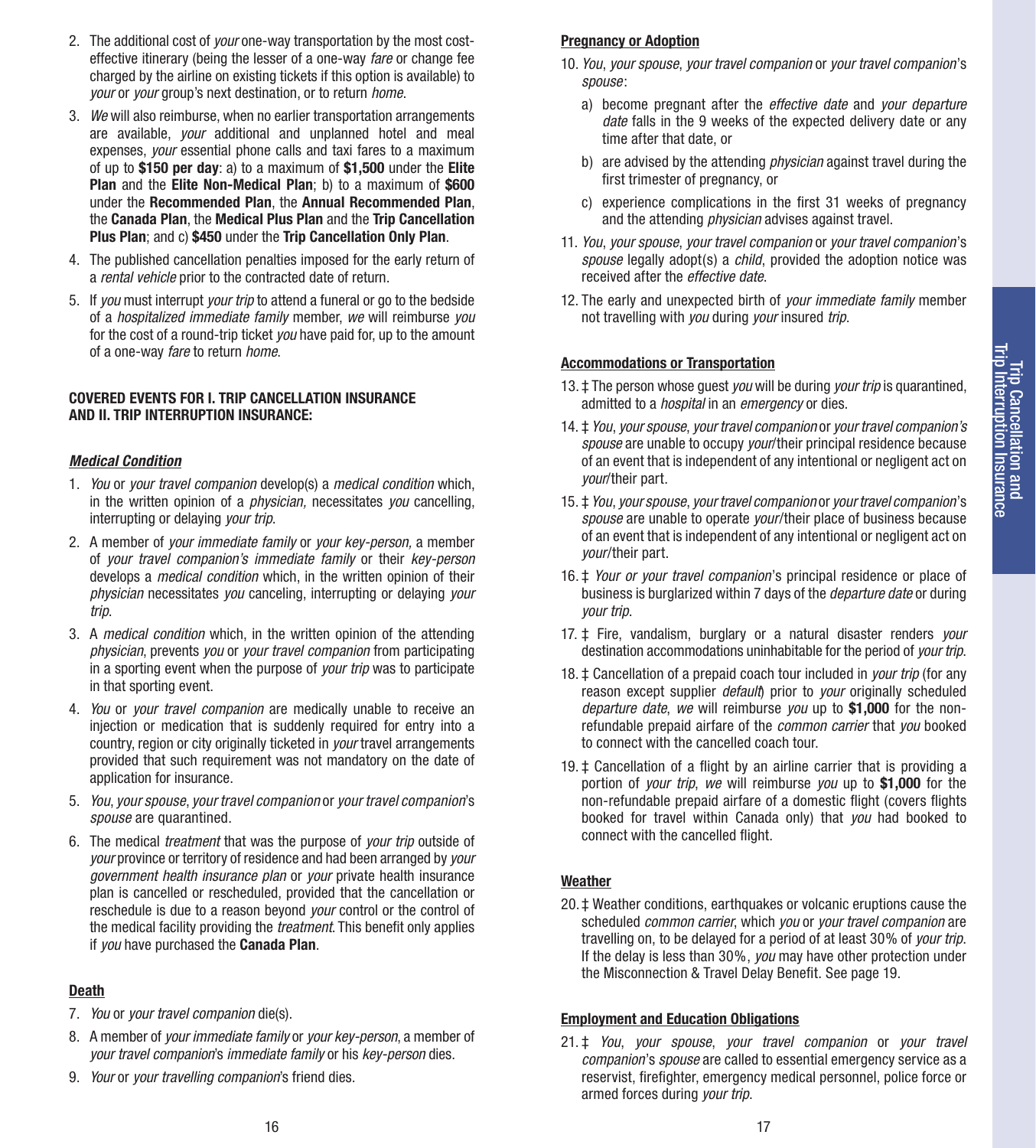2. The additional cost of *your* one-way transportation by the most cost-effective itinerary (being the lesser of a one-way *fare* or change fee charged by the airline on existing tickets if this option is available) to *your* or *your* group's next destination, or to return *home*.
3. *We* will also reimburse, when no earlier transportation arrangements are available, *your* additional and unplanned hotel and meal expenses, *your* essential phone calls and taxi fares to a maximum of up to **$150 per day**: a) to a maximum of **$1,500** under the **Elite Plan** and the **Elite Non-Medical Plan**; b) to a maximum of **$600** under the **Recommended Plan**, the **Annual Recommended Plan**, the **Canada Plan**, the **Medical Plus Plan** and the **Trip Cancellation Plus Plan**; and c) **$450** under the **Trip Cancellation Only Plan**.
4. The published cancellation penalties imposed for the early return of a *rental vehicle* prior to the contracted date of return.
5. If *you* must interrupt *your trip* to attend a funeral or go to the bedside of a *hospitalized immediate family* member, *we* will reimburse *you* for the cost of a round-trip ticket *you* have paid for, up to the amount of a one-way *fare* to return *home*.

**COVERED EVENTS FOR I. TRIP CANCELLATION INSURANCE AND II. TRIP INTERRUPTION INSURANCE:**

***Medical Condition***

1. *You* or *your travel companion* develop(s) a *medical condition* which, in the written opinion of a *physician,* necessitates *you* cancelling, interrupting or delaying *your trip*.
2. A member of *your immediate family* or *your key-person,* a member of *your travel companion's immediate family* or their *key-person* develops a *medical condition* which, in the written opinion of their *physician* necessitates *you* canceling, interrupting or delaying *your trip*.
3. A *medical condition* which, in the written opinion of the attending *physician*, prevents *you* or *your travel companion* from participating in a sporting event when the purpose of *your trip* was to participate in that sporting event.
4. *You* or *your travel companion* are medically unable to receive an injection or medication that is suddenly required for entry into a country, region or city originally ticketed in *your* travel arrangements provided that such requirement was not mandatory on the date of application for insurance.
5. *You*, *your spouse*, *your travel companion* or *your travel companion*'s *spouse* are quarantined.
6. The medical *treatment* that was the purpose of *your trip* outside of *your* province or territory of residence and had been arranged by *your government health insurance plan* or *your* private health insurance plan is cancelled or rescheduled, provided that the cancellation or reschedule is due to a reason beyond *your* control or the control of the medical facility providing the *treatment*. This benefit only applies if *you* have purchased the **Canada Plan**.

**Death**

7. *You* or *your travel companion* die(s).
8. A member of *your immediate family* or *your key-person*, a member of *your travel companion*'s *immediate family* or his *key-person* dies.
9. *Your* or *your travelling companion*'s friend dies.

**Pregnancy or Adoption**

10. *You*, *your spouse*, *your travel companion* or *your travel companion*'s *spouse*:
    a) become pregnant after the *effective date* and *your departure date* falls in the 9 weeks of the expected delivery date or any time after that date, or
    b) are advised by the attending *physician* against travel during the first trimester of pregnancy, or
    c) experience complications in the first 31 weeks of pregnancy and the attending *physician* advises against travel.
11. *You*, *your spouse*, *your travel companion* or *your travel companion*'s *spouse* legally adopt(s) a *child*, provided the adoption notice was received after the *effective date*.
12. The early and unexpected birth of *your immediate family* member not travelling with *you* during *your* insured *trip*.

**Accommodations or Transportation**

13. ‡ The person whose guest *you* will be during *your trip* is quarantined, admitted to a *hospital* in an *emergency* or dies.
14. ‡ *You*, *your spouse*, *your travel companion* or *your travel companion's spouse* are unable to occupy *your*/their principal residence because of an event that is independent of any intentional or negligent act on *your*/their part.
15. ‡ *You*, *your spouse*, *your travel companion* or *your travel companion*'s *spouse* are unable to operate *your*/their place of business because of an event that is independent of any intentional or negligent act on *your*/their part.
16. ‡ *Your or your travel companion*'s principal residence or place of business is burglarized within 7 days of the *departure date* or during *your trip*.
17. ‡ Fire, vandalism, burglary or a natural disaster renders *your* destination accommodations uninhabitable for the period of *your trip*.
18. ‡ Cancellation of a prepaid coach tour included in *your trip* (for any reason except supplier *default*) prior to *your* originally scheduled *departure date*, *we* will reimburse *you* up to **$1,000** for the non-refundable prepaid airfare of the *common carrier* that *you* booked to connect with the cancelled coach tour.
19. ‡ Cancellation of a flight by an airline carrier that is providing a portion of *your trip*, *we* will reimburse *you* up to **$1,000** for the non-refundable prepaid airfare of a domestic flight (covers flights booked for travel within Canada only) that *you* had booked to connect with the cancelled flight.

**Weather**

20. ‡ Weather conditions, earthquakes or volcanic eruptions cause the scheduled *common carrier*, which *you* or *your travel companion* are travelling on, to be delayed for a period of at least 30% of *your trip*. If the delay is less than 30%, *you* may have other protection under the Misconnection & Travel Delay Benefit. See page 19.

**Employment and Education Obligations**

21. ‡ *You*, *your spouse*, *your travel companion* or *your travel companion*'s *spouse* are called to essential emergency service as a reservist, firefighter, emergency medical personnel, police force or armed forces during *your trip*.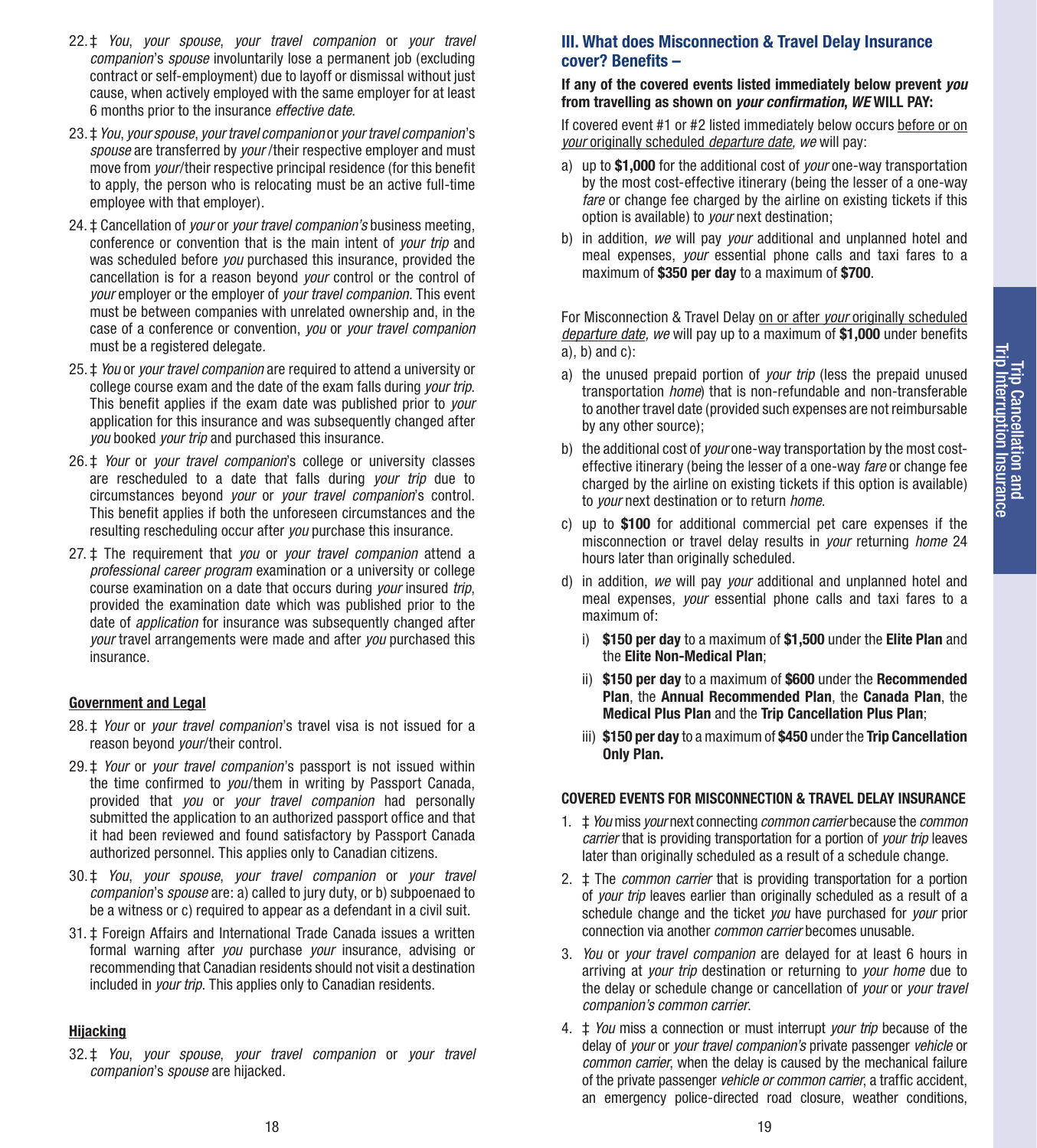22. ‡ *You*, *your spouse*, *your travel companion* or *your travel companion*'s *spouse* involuntarily lose a permanent job (excluding contract or self-employment) due to layoff or dismissal without just cause, when actively employed with the same employer for at least 6 months prior to the insurance *effective date*.

23. ‡ *You*, *your spouse*, *your travel companion* or *your travel companion*'s *spouse* are transferred by *your* /their respective employer and must move from *your*/their respective principal residence (for this benefit to apply, the person who is relocating must be an active full-time employee with that employer).

24. ‡ Cancellation of *your* or *your travel companion's* business meeting, conference or convention that is the main intent of *your trip* and was scheduled before *you* purchased this insurance, provided the cancellation is for a reason beyond *your* control or the control of *your* employer or the employer of *your travel companion*. This event must be between companies with unrelated ownership and, in the case of a conference or convention, *you* or *your travel companion* must be a registered delegate.

25. ‡ *You* or *your travel companion* are required to attend a university or college course exam and the date of the exam falls during *your trip*. This benefit applies if the exam date was published prior to *your* application for this insurance and was subsequently changed after *you* booked *your trip* and purchased this insurance.

26. ‡ *Your* or *your travel companion*'s college or university classes are rescheduled to a date that falls during *your trip* due to circumstances beyond *your* or *your travel companion*'s control. This benefit applies if both the unforeseen circumstances and the resulting rescheduling occur after *you* purchase this insurance.

27. ‡ The requirement that *you* or *your travel companion* attend a *professional career program* examination or a university or college course examination on a date that occurs during *your* insured *trip*, provided the examination date which was published prior to the date of *application* for insurance was subsequently changed after *your* travel arrangements were made and after *you* purchased this insurance.

**Government and Legal**

28. ‡ *Your* or *your travel companion*'s travel visa is not issued for a reason beyond *your*/their control.

29. ‡ *Your* or *your travel companion*'s passport is not issued within the time confirmed to *you*/them in writing by Passport Canada, provided that *you* or *your travel companion* had personally submitted the application to an authorized passport office and that it had been reviewed and found satisfactory by Passport Canada authorized personnel. This applies only to Canadian citizens.

30. ‡ *You*, *your spouse*, *your travel companion* or *your travel companion*'s *spouse* are: a) called to jury duty, or b) subpoenaed to be a witness or c) required to appear as a defendant in a civil suit.

31. ‡ Foreign Affairs and International Trade Canada issues a written formal warning after *you* purchase *your* insurance, advising or recommending that Canadian residents should not visit a destination included in *your trip*. This applies only to Canadian residents.

**Hijacking**

32. ‡ *You*, *your spouse*, *your travel companion* or *your travel companion*'s *spouse* are hijacked.

## III. What does Misconnection & Travel Delay Insurance cover? Benefits –

**If any of the covered events listed immediately below prevent *you* from travelling as shown on *your confirmation*, *WE* WILL PAY:**

If covered event #1 or #2 listed immediately below occurs before or on *your* originally scheduled *departure date*, *we* will pay:

a) up to **$1,000** for the additional cost of *your* one-way transportation by the most cost-effective itinerary (being the lesser of a one-way *fare* or change fee charged by the airline on existing tickets if this option is available) to *your* next destination;

b) in addition, *we* will pay *your* additional and unplanned hotel and meal expenses, *your* essential phone calls and taxi fares to a maximum of **$350 per day** to a maximum of **$700**.

For Misconnection & Travel Delay on or after *your* originally scheduled *departure date*, *we* will pay up to a maximum of **$1,000** under benefits a), b) and c):

a) the unused prepaid portion of *your trip* (less the prepaid unused transportation *home*) that is non-refundable and non-transferable to another travel date (provided such expenses are not reimbursable by any other source);

b) the additional cost of *your* one-way transportation by the most cost-effective itinerary (being the lesser of a one-way *fare* or change fee charged by the airline on existing tickets if this option is available) to *your* next destination or to return *home*.

c) up to **$100** for additional commercial pet care expenses if the misconnection or travel delay results in *your* returning *home* 24 hours later than originally scheduled.

d) in addition, *we* will pay *your* additional and unplanned hotel and meal expenses, *your* essential phone calls and taxi fares to a maximum of:

   i) **$150 per day** to a maximum of **$1,500** under the **Elite Plan** and the **Elite Non-Medical Plan**;

   ii) **$150 per day** to a maximum of **$600** under the **Recommended Plan**, the **Annual Recommended Plan**, the **Canada Plan**, the **Medical Plus Plan** and the **Trip Cancellation Plus Plan**;

   iii) **$150 per day** to a maximum of **$450** under the **Trip Cancellation Only Plan.**

**COVERED EVENTS FOR MISCONNECTION & TRAVEL DELAY INSURANCE**

1. ‡ *You* miss *your* next connecting *common carrier* because the *common carrier* that is providing transportation for a portion of *your trip* leaves later than originally scheduled as a result of a schedule change.

2. ‡ The *common carrier* that is providing transportation for a portion of *your trip* leaves earlier than originally scheduled as a result of a schedule change and the ticket *you* have purchased for *your* prior connection via another *common carrier* becomes unusable.

3. *You* or *your travel companion* are delayed for at least 6 hours in arriving at *your trip* destination or returning to *your home* due to the delay or schedule change or cancellation of *your* or *your travel companion's common carrier*.

4. ‡ *You* miss a connection or must interrupt *your trip* because of the delay of *your* or *your travel companion's* private passenger *vehicle* or *common carrier*, when the delay is caused by the mechanical failure of the private passenger *vehicle or common carrier*, a traffic accident, an emergency police-directed road closure, weather conditions,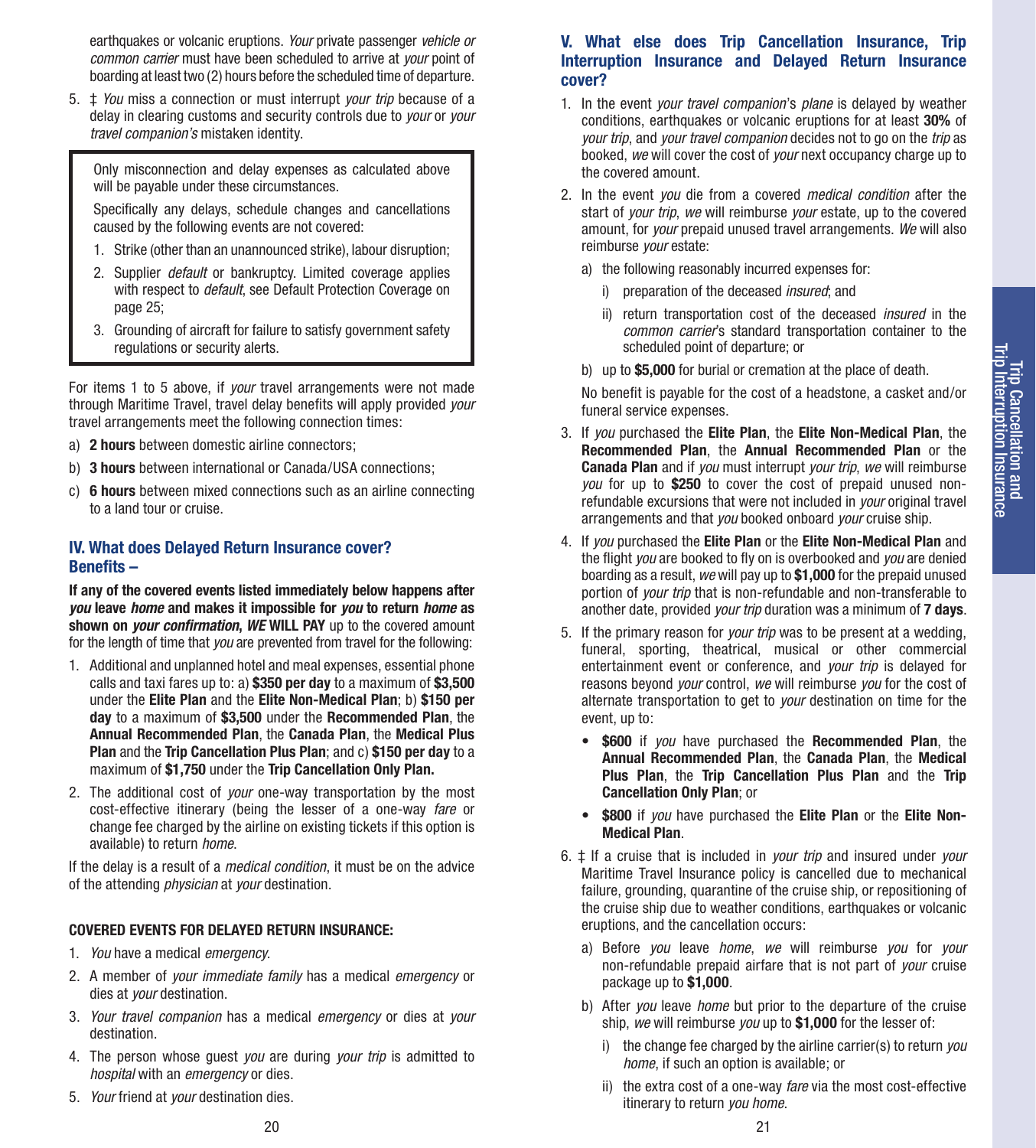earthquakes or volcanic eruptions. *Your* private passenger *vehicle or common carrier* must have been scheduled to arrive at *your* point of boarding at least two (2) hours before the scheduled time of departure.

5. ‡ *You* miss a connection or must interrupt *your trip* because of a delay in clearing customs and security controls due to *your* or *your travel companion's* mistaken identity.

> Only misconnection and delay expenses as calculated above will be payable under these circumstances.
>
> Specifically any delays, schedule changes and cancellations caused by the following events are not covered:
>
> 1. Strike (other than an unannounced strike), labour disruption;
> 2. Supplier *default* or bankruptcy. Limited coverage applies with respect to *default*, see Default Protection Coverage on page 25;
> 3. Grounding of aircraft for failure to satisfy government safety regulations or security alerts.

For items 1 to 5 above, if *your* travel arrangements were not made through Maritime Travel, travel delay benefits will apply provided *your* travel arrangements meet the following connection times:

a) **2 hours** between domestic airline connectors;

b) **3 hours** between international or Canada/USA connections;

c) **6 hours** between mixed connections such as an airline connecting to a land tour or cruise.

## IV. What does Delayed Return Insurance cover? Benefits –

**If any of the covered events listed immediately below happens after *you* leave *home* and makes it impossible for *you* to return *home* as shown on *your confirmation*, *WE* WILL PAY** up to the covered amount for the length of time that *you* are prevented from travel for the following:

1. Additional and unplanned hotel and meal expenses, essential phone calls and taxi fares up to: a) **$350 per day** to a maximum of **$3,500** under the **Elite Plan** and the **Elite Non-Medical Plan**; b) **$150 per day** to a maximum of **$3,500** under the **Recommended Plan**, the **Annual Recommended Plan**, the **Canada Plan**, the **Medical Plus Plan** and the **Trip Cancellation Plus Plan**; and c) **$150 per day** to a maximum of **$1,750** under the **Trip Cancellation Only Plan.**
2. The additional cost of *your* one-way transportation by the most cost-effective itinerary (being the lesser of a one-way *fare* or change fee charged by the airline on existing tickets if this option is available) to return *home*.

If the delay is a result of a *medical condition*, it must be on the advice of the attending *physician* at *your* destination.

**COVERED EVENTS FOR DELAYED RETURN INSURANCE:**

1. *You* have a medical *emergency*.
2. A member of *your immediate family* has a medical *emergency* or dies at *your* destination.
3. *Your travel companion* has a medical *emergency* or dies at *your* destination.
4. The person whose guest *you* are during *your trip* is admitted to *hospital* with an *emergency* or dies.
5. *Your* friend at *your* destination dies.

## V. What else does Trip Cancellation Insurance, Trip Interruption Insurance and Delayed Return Insurance cover?

1. In the event *your travel companion*'s *plane* is delayed by weather conditions, earthquakes or volcanic eruptions for at least **30%** of *your trip*, and *your travel companion* decides not to go on the *trip* as booked, *we* will cover the cost of *your* next occupancy charge up to the covered amount.
2. In the event *you* die from a covered *medical condition* after the start of *your trip*, *we* will reimburse *your* estate, up to the covered amount, for *your* prepaid unused travel arrangements. *We* will also reimburse *your* estate:
   a) the following reasonably incurred expenses for:
      i) preparation of the deceased *insured*; and
      ii) return transportation cost of the deceased *insured* in the *common carrier*'s standard transportation container to the scheduled point of departure; or
   b) up to **$5,000** for burial or cremation at the place of death.

   No benefit is payable for the cost of a headstone, a casket and/or funeral service expenses.
3. If *you* purchased the **Elite Plan**, the **Elite Non-Medical Plan**, the **Recommended Plan**, the **Annual Recommended Plan** or the **Canada Plan** and if *you* must interrupt *your trip*, *we* will reimburse *you* for up to **$250** to cover the cost of prepaid unused non-refundable excursions that were not included in *your* original travel arrangements and that *you* booked onboard *your* cruise ship.
4. If *you* purchased the **Elite Plan** or the **Elite Non-Medical Plan** and the flight *you* are booked to fly on is overbooked and *you* are denied boarding as a result, *we* will pay up to **$1,000** for the prepaid unused portion of *your trip* that is non-refundable and non-transferable to another date, provided *your trip* duration was a minimum of **7 days**.
5. If the primary reason for *your trip* was to be present at a wedding, funeral, sporting, theatrical, musical or other commercial entertainment event or conference, and *your trip* is delayed for reasons beyond *your* control, *we* will reimburse *you* for the cost of alternate transportation to get to *your* destination on time for the event, up to:
   - **$600** if *you* have purchased the **Recommended Plan**, the **Annual Recommended Plan**, the **Canada Plan**, the **Medical Plus Plan**, the **Trip Cancellation Plus Plan** and the **Trip Cancellation Only Plan**; or
   - **$800** if *you* have purchased the **Elite Plan** or the **Elite Non-Medical Plan**.
6. ‡ If a cruise that is included in *your trip* and insured under *your* Maritime Travel Insurance policy is cancelled due to mechanical failure, grounding, quarantine of the cruise ship, or repositioning of the cruise ship due to weather conditions, earthquakes or volcanic eruptions, and the cancellation occurs:
   a) Before *you* leave *home*, *we* will reimburse *you* for *your* non-refundable prepaid airfare that is not part of *your* cruise package up to **$1,000**.
   b) After *you* leave *home* but prior to the departure of the cruise ship, *we* will reimburse *you* up to **$1,000** for the lesser of:
      i) the change fee charged by the airline carrier(s) to return *you home*, if such an option is available; or
      ii) the extra cost of a one-way *fare* via the most cost-effective itinerary to return *you home*.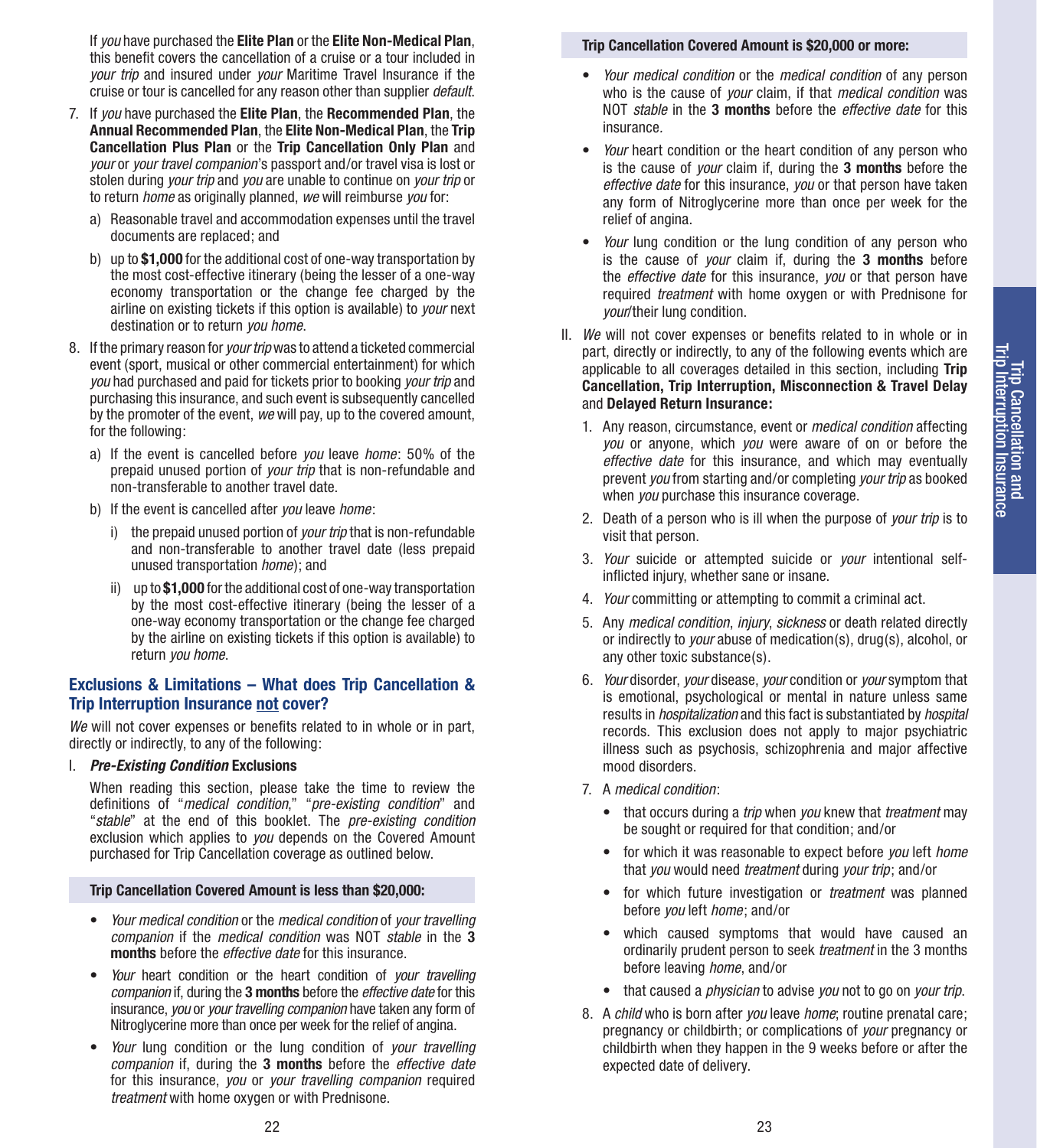If *you* have purchased the **Elite Plan** or the **Elite Non-Medical Plan**, this benefit covers the cancellation of a cruise or a tour included in *your trip* and insured under *your* Maritime Travel Insurance if the cruise or tour is cancelled for any reason other than supplier *default*.

7. If *you* have purchased the **Elite Plan**, the **Recommended Plan**, the **Annual Recommended Plan**, the **Elite Non-Medical Plan**, the **Trip Cancellation Plus Plan** or the **Trip Cancellation Only Plan** and *your* or *your travel companion*'s passport and/or travel visa is lost or stolen during *your trip* and *you* are unable to continue on *your trip* or to return *home* as originally planned, *we* will reimburse *you* for:
   a) Reasonable travel and accommodation expenses until the travel documents are replaced; and
   b) up to **$1,000** for the additional cost of one-way transportation by the most cost-effective itinerary (being the lesser of a one-way economy transportation or the change fee charged by the airline on existing tickets if this option is available) to *your* next destination or to return *you home*.
8. If the primary reason for *your trip* was to attend a ticketed commercial event (sport, musical or other commercial entertainment) for which *you* had purchased and paid for tickets prior to booking *your trip* and purchasing this insurance, and such event is subsequently cancelled by the promoter of the event, *we* will pay, up to the covered amount, for the following:
   a) If the event is cancelled before *you* leave *home*: 50% of the prepaid unused portion of *your trip* that is non-refundable and non-transferable to another travel date.
   b) If the event is cancelled after *you* leave *home*:
      i) the prepaid unused portion of *your trip* that is non-refundable and non-transferable to another travel date (less prepaid unused transportation *home*); and
      ii) up to **$1,000** for the additional cost of one-way transportation by the most cost-effective itinerary (being the lesser of a one-way economy transportation or the change fee charged by the airline on existing tickets if this option is available) to return *you home*.

## Exclusions & Limitations – What does Trip Cancellation & Trip Interruption Insurance not cover?

*We* will not cover expenses or benefits related to in whole or in part, directly or indirectly, to any of the following:

I. ***Pre-Existing Condition* Exclusions**

When reading this section, please take the time to review the definitions of "*medical condition*," "*pre-existing condition*" and "*stable*" at the end of this booklet. The *pre-existing condition* exclusion which applies to *you* depends on the Covered Amount purchased for Trip Cancellation coverage as outlined below.

**Trip Cancellation Covered Amount is less than $20,000:**

- *Your medical condition* or the *medical condition* of *your travelling companion* if the *medical condition* was NOT *stable* in the **3 months** before the *effective date* for this insurance.
- *Your* heart condition or the heart condition of *your travelling companion* if, during the **3 months** before the *effective date* for this insurance, *you* or *your travelling companion* have taken any form of Nitroglycerine more than once per week for the relief of angina.
- *Your* lung condition or the lung condition of *your travelling companion* if, during the **3 months** before the *effective date* for this insurance, *you* or *your travelling companion* required *treatment* with home oxygen or with Prednisone.

**Trip Cancellation Covered Amount is $20,000 or more:**

- *Your medical condition* or the *medical condition* of any person who is the cause of *your* claim, if that *medical condition* was NOT *stable* in the **3 months** before the *effective date* for this insurance.
- *Your* heart condition or the heart condition of any person who is the cause of *your* claim if, during the **3 months** before the *effective date* for this insurance, *you* or that person have taken any form of Nitroglycerine more than once per week for the relief of angina.
- *Your* lung condition or the lung condition of any person who is the cause of *your* claim if, during the **3 months** before the *effective date* for this insurance, *you* or that person have required *treatment* with home oxygen or with Prednisone for *your*/their lung condition.

II. *We* will not cover expenses or benefits related to in whole or in part, directly or indirectly, to any of the following events which are applicable to all coverages detailed in this section, including **Trip Cancellation, Trip Interruption, Misconnection & Travel Delay** and **Delayed Return Insurance:**

1. Any reason, circumstance, event or *medical condition* affecting *you* or anyone, which *you* were aware of on or before the *effective date* for this insurance, and which may eventually prevent *you* from starting and/or completing *your trip* as booked when *you* purchase this insurance coverage.
2. Death of a person who is ill when the purpose of *your trip* is to visit that person.
3. *Your* suicide or attempted suicide or *your* intentional self-inflicted injury, whether sane or insane.
4. *Your* committing or attempting to commit a criminal act.
5. Any *medical condition*, *injury*, *sickness* or death related directly or indirectly to *your* abuse of medication(s), drug(s), alcohol, or any other toxic substance(s).
6. *Your* disorder, *your* disease, *your* condition or *your* symptom that is emotional, psychological or mental in nature unless same results in *hospitalization* and this fact is substantiated by *hospital* records. This exclusion does not apply to major psychiatric illness such as psychosis, schizophrenia and major affective mood disorders.
7. A *medical condition*:
   - that occurs during a *trip* when *you* knew that *treatment* may be sought or required for that condition; and/or
   - for which it was reasonable to expect before *you* left *home* that *you* would need *treatment* during *your trip*; and/or
   - for which future investigation or *treatment* was planned before *you* left *home*; and/or
   - which caused symptoms that would have caused an ordinarily prudent person to seek *treatment* in the 3 months before leaving *home*, and/or
   - that caused a *physician* to advise *you* not to go on *your trip*.
8. A *child* who is born after *you* leave *home*; routine prenatal care; pregnancy or childbirth; or complications of *your* pregnancy or childbirth when they happen in the 9 weeks before or after the expected date of delivery.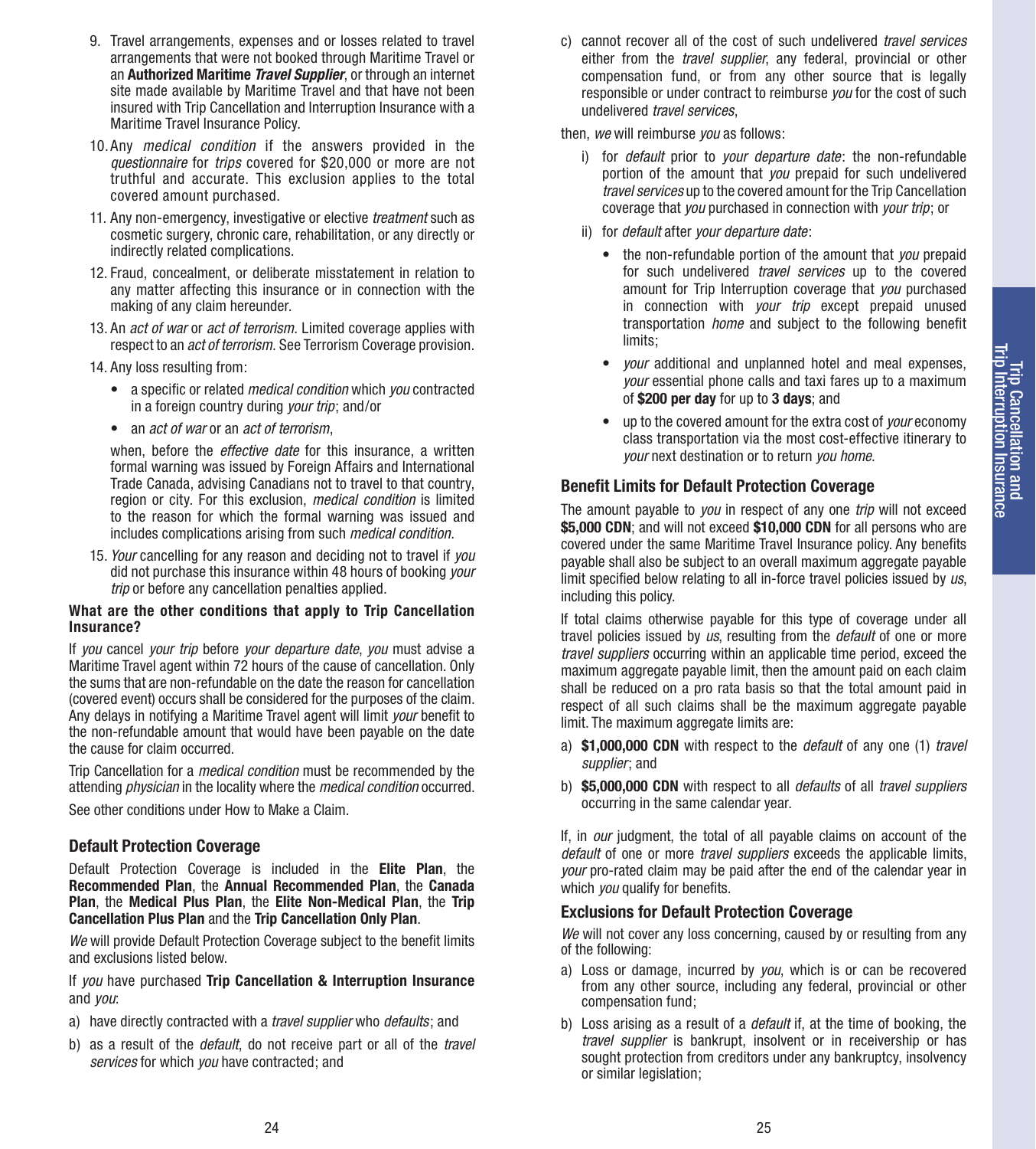9. Travel arrangements, expenses and or losses related to travel arrangements that were not booked through Maritime Travel or an **Authorized Maritime *Travel Supplier***, or through an internet site made available by Maritime Travel and that have not been insured with Trip Cancellation and Interruption Insurance with a Maritime Travel Insurance Policy.
10. Any *medical condition* if the answers provided in the *questionnaire* for *trips* covered for $20,000 or more are not truthful and accurate. This exclusion applies to the total covered amount purchased.
11. Any non-emergency, investigative or elective *treatment* such as cosmetic surgery, chronic care, rehabilitation, or any directly or indirectly related complications.
12. Fraud, concealment, or deliberate misstatement in relation to any matter affecting this insurance or in connection with the making of any claim hereunder.
13. An *act of war* or *act of terrorism*. Limited coverage applies with respect to an *act of terrorism*. See Terrorism Coverage provision.
14. Any loss resulting from:
    - a specific or related *medical condition* which *you* contracted in a foreign country during *your trip*; and/or
    - an *act of war* or an *act of terrorism*,

    when, before the *effective date* for this insurance, a written formal warning was issued by Foreign Affairs and International Trade Canada, advising Canadians not to travel to that country, region or city. For this exclusion, *medical condition* is limited to the reason for which the formal warning was issued and includes complications arising from such *medical condition*.
15. *Your* cancelling for any reason and deciding not to travel if *you* did not purchase this insurance within 48 hours of booking *your trip* or before any cancellation penalties applied.

**What are the other conditions that apply to Trip Cancellation Insurance?**

If *you* cancel *your trip* before *your departure date*, *you* must advise a Maritime Travel agent within 72 hours of the cause of cancellation. Only the sums that are non-refundable on the date the reason for cancellation (covered event) occurs shall be considered for the purposes of the claim. Any delays in notifying a Maritime Travel agent will limit *your* benefit to the non-refundable amount that would have been payable on the date the cause for claim occurred.

Trip Cancellation for a *medical condition* must be recommended by the attending *physician* in the locality where the *medical condition* occurred.

See other conditions under How to Make a Claim.

## Default Protection Coverage

Default Protection Coverage is included in the **Elite Plan**, the **Recommended Plan**, the **Annual Recommended Plan**, the **Canada Plan**, the **Medical Plus Plan**, the **Elite Non-Medical Plan**, the **Trip Cancellation Plus Plan** and the **Trip Cancellation Only Plan**.

*We* will provide Default Protection Coverage subject to the benefit limits and exclusions listed below.

If *you* have purchased **Trip Cancellation & Interruption Insurance** and *you*:

a) have directly contracted with a *travel supplier* who *defaults*; and
b) as a result of the *default*, do not receive part or all of the *travel services* for which *you* have contracted; and
c) cannot recover all of the cost of such undelivered *travel services* either from the *travel supplier*, any federal, provincial or other compensation fund, or from any other source that is legally responsible or under contract to reimburse *you* for the cost of such undelivered *travel services*,

then, *we* will reimburse *you* as follows:

i) for *default* prior to *your departure date*: the non-refundable portion of the amount that *you* prepaid for such undelivered *travel services* up to the covered amount for the Trip Cancellation coverage that *you* purchased in connection with *your trip*; or
ii) for *default* after *your departure date*:
    - the non-refundable portion of the amount that *you* prepaid for such undelivered *travel services* up to the covered amount for Trip Interruption coverage that *you* purchased in connection with *your trip* except prepaid unused transportation *home* and subject to the following benefit limits;
    - *your* additional and unplanned hotel and meal expenses, *your* essential phone calls and taxi fares up to a maximum of **$200 per day** for up to **3 days**; and
    - up to the covered amount for the extra cost of *your* economy class transportation via the most cost-effective itinerary to *your* next destination or to return *you home*.

### Benefit Limits for Default Protection Coverage

The amount payable to *you* in respect of any one *trip* will not exceed **$5,000 CDN**; and will not exceed **$10,000 CDN** for all persons who are covered under the same Maritime Travel Insurance policy. Any benefits payable shall also be subject to an overall maximum aggregate payable limit specified below relating to all in-force travel policies issued by *us*, including this policy.

If total claims otherwise payable for this type of coverage under all travel policies issued by *us*, resulting from the *default* of one or more *travel suppliers* occurring within an applicable time period, exceed the maximum aggregate payable limit, then the amount paid on each claim shall be reduced on a pro rata basis so that the total amount paid in respect of all such claims shall be the maximum aggregate payable limit. The maximum aggregate limits are:

a) **$1,000,000 CDN** with respect to the *default* of any one (1) *travel supplier*; and
b) **$5,000,000 CDN** with respect to all *defaults* of all *travel suppliers* occurring in the same calendar year.

If, in *our* judgment, the total of all payable claims on account of the *default* of one or more *travel suppliers* exceeds the applicable limits, *your* pro-rated claim may be paid after the end of the calendar year in which *you* qualify for benefits.

### Exclusions for Default Protection Coverage

*We* will not cover any loss concerning, caused by or resulting from any of the following:

a) Loss or damage, incurred by *you*, which is or can be recovered from any other source, including any federal, provincial or other compensation fund;
b) Loss arising as a result of a *default* if, at the time of booking, the *travel supplier* is bankrupt, insolvent or in receivership or has sought protection from creditors under any bankruptcy, insolvency or similar legislation;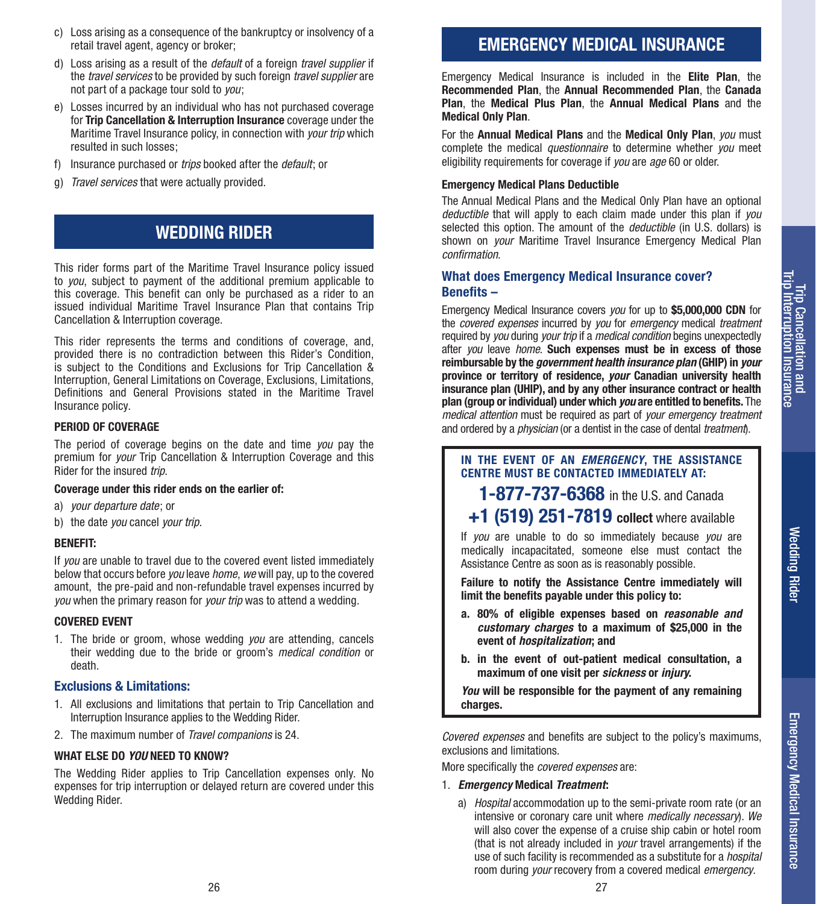c) Loss arising as a consequence of the bankruptcy or insolvency of a retail travel agent, agency or broker;

d) Loss arising as a result of the *default* of a foreign *travel supplier* if the *travel services* to be provided by such foreign *travel supplier* are not part of a package tour sold to *you*;

e) Losses incurred by an individual who has not purchased coverage for **Trip Cancellation & Interruption Insurance** coverage under the Maritime Travel Insurance policy, in connection with *your trip* which resulted in such losses;

f) Insurance purchased or *trips* booked after the *default*; or

g) *Travel services* that were actually provided.

## WEDDING RIDER

This rider forms part of the Maritime Travel Insurance policy issued to *you*, subject to payment of the additional premium applicable to this coverage. This benefit can only be purchased as a rider to an issued individual Maritime Travel Insurance Plan that contains Trip Cancellation & Interruption coverage.

This rider represents the terms and conditions of coverage, and, provided there is no contradiction between this Rider's Condition, is subject to the Conditions and Exclusions for Trip Cancellation & Interruption, General Limitations on Coverage, Exclusions, Limitations, Definitions and General Provisions stated in the Maritime Travel Insurance policy.

**PERIOD OF COVERAGE**

The period of coverage begins on the date and time *you* pay the premium for *your* Trip Cancellation & Interruption Coverage and this Rider for the insured *trip*.

**Coverage under this rider ends on the earlier of:**

a) *your departure date*; or

b) the date *you* cancel *your trip*.

**BENEFIT:**

If *you* are unable to travel due to the covered event listed immediately below that occurs before *you* leave *home*, *we* will pay, up to the covered amount, the pre-paid and non-refundable travel expenses incurred by *you* when the primary reason for *your trip* was to attend a wedding.

**COVERED EVENT**

1. The bride or groom, whose wedding *you* are attending, cancels their wedding due to the bride or groom's *medical condition* or death.

### Exclusions & Limitations:

1. All exclusions and limitations that pertain to Trip Cancellation and Interruption Insurance applies to the Wedding Rider.
2. The maximum number of *Travel companions* is 24.

**WHAT ELSE DO *YOU* NEED TO KNOW?**

The Wedding Rider applies to Trip Cancellation expenses only. No expenses for trip interruption or delayed return are covered under this Wedding Rider.

## EMERGENCY MEDICAL INSURANCE

Emergency Medical Insurance is included in the **Elite Plan**, the **Recommended Plan**, the **Annual Recommended Plan**, the **Canada Plan**, the **Medical Plus Plan**, the **Annual Medical Plans** and the **Medical Only Plan**.

For the **Annual Medical Plans** and the **Medical Only Plan**, *you* must complete the medical *questionnaire* to determine whether *you* meet eligibility requirements for coverage if *you* are *age* 60 or older.

**Emergency Medical Plans Deductible**

The Annual Medical Plans and the Medical Only Plan have an optional *deductible* that will apply to each claim made under this plan if *you* selected this option. The amount of the *deductible* (in U.S. dollars) is shown on *your* Maritime Travel Insurance Emergency Medical Plan *confirmation*.

### What does Emergency Medical Insurance cover? Benefits –

Emergency Medical Insurance covers *you* for up to **$5,000,000 CDN** for the *covered expenses* incurred by *you* for *emergency* medical *treatment* required by *you* during *your trip* if a *medical condition* begins unexpectedly after *you* leave *home*. **Such expenses must be in excess of those reimbursable by the *government health insurance plan* (GHIP) in *your* province or territory of residence, *your* Canadian university health insurance plan (UHIP), and by any other insurance contract or health plan (group or individual) under which *you* are entitled to benefits.** The *medical attention* must be required as part of *your emergency treatment* and ordered by a *physician* (or a dentist in the case of dental *treatment*).

**IN THE EVENT OF AN *EMERGENCY*, THE ASSISTANCE CENTRE MUST BE CONTACTED IMMEDIATELY AT:**

**1-877-737-6368** in the U.S. and Canada

**+1 (519) 251-7819 collect** where available

If *you* are unable to do so immediately because *you* are medically incapacitated, someone else must contact the Assistance Centre as soon as is reasonably possible.

**Failure to notify the Assistance Centre immediately will limit the benefits payable under this policy to:**

**a. 80% of eligible expenses based on *reasonable and customary charges* to a maximum of $25,000 in the event of *hospitalization*; and**

**b. in the event of out-patient medical consultation, a maximum of one visit per *sickness* or *injury*.**

***You* will be responsible for the payment of any remaining charges.**

*Covered expenses* and benefits are subject to the policy's maximums, exclusions and limitations.

More specifically the *covered expenses* are:

1. ***Emergency* Medical *Treatment*:**

   a) *Hospital* accommodation up to the semi-private room rate (or an intensive or coronary care unit where *medically necessary*). *We* will also cover the expense of a cruise ship cabin or hotel room (that is not already included in *your* travel arrangements) if the use of such facility is recommended as a substitute for a *hospital* room during *your* recovery from a covered medical *emergency*.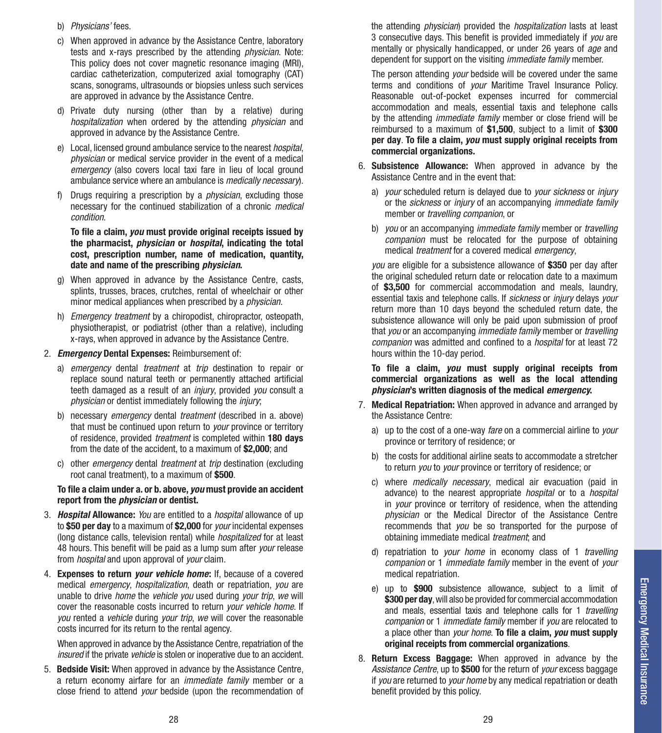b) *Physicians'* fees.

c) When approved in advance by the Assistance Centre, laboratory tests and x-rays prescribed by the attending *physician*. Note: This policy does not cover magnetic resonance imaging (MRI), cardiac catheterization, computerized axial tomography (CAT) scans, sonograms, ultrasounds or biopsies unless such services are approved in advance by the Assistance Centre.

d) Private duty nursing (other than by a relative) during *hospitalization* when ordered by the attending *physician* and approved in advance by the Assistance Centre.

e) Local, licensed ground ambulance service to the nearest *hospital*, *physician* or medical service provider in the event of a medical *emergency* (also covers local taxi fare in lieu of local ground ambulance service where an ambulance is *medically necessary*).

f) Drugs requiring a prescription by a *physician*, excluding those necessary for the continued stabilization of a chronic *medical condition*.

**To file a claim, *you* must provide original receipts issued by the pharmacist, *physician* or *hospital*, indicating the total cost, prescription number, name of medication, quantity, date and name of the prescribing *physician*.**

g) When approved in advance by the Assistance Centre, casts, splints, trusses, braces, crutches, rental of wheelchair or other minor medical appliances when prescribed by a *physician*.

h) *Emergency treatment* by a chiropodist, chiropractor, osteopath, physiotherapist, or podiatrist (other than a relative), including x-rays, when approved in advance by the Assistance Centre.

2. ***Emergency* Dental Expenses:** Reimbursement of:

   a) *emergency* dental *treatment* at *trip* destination to repair or replace sound natural teeth or permanently attached artificial teeth damaged as a result of an *injury*, provided *you* consult a *physician* or dentist immediately following the *injury*;

   b) necessary *emergency* dental *treatment* (described in a. above) that must be continued upon return to *your* province or territory of residence, provided *treatment* is completed within **180 days** from the date of the accident, to a maximum of **$2,000**; and

   c) other *emergency* dental *treatment* at *trip* destination (excluding root canal treatment), to a maximum of **$500**.

   **To file a claim under a. or b. above, *you* must provide an accident report from the *physician* or dentist.**

3. ***Hospital* Allowance:** *You* are entitled to a *hospital* allowance of up to **$50 per day** to a maximum of **$2,000** for *your* incidental expenses (long distance calls, television rental) while *hospitalized* for at least 48 hours. This benefit will be paid as a lump sum after *your* release from *hospital* and upon approval of *your* claim.

4. **Expenses to return *your vehicle home*:** If, because of a covered medical *emergency*, *hospitalization*, death or repatriation, *you* are unable to drive *home* the *vehicle you* used during *your trip*, *we* will cover the reasonable costs incurred to return *your vehicle home*. If *you* rented a *vehicle* during *your trip*, *we* will cover the reasonable costs incurred for its return to the rental agency.

   When approved in advance by the Assistance Centre, repatriation of the *insured* if the private *vehicle* is stolen or inoperative due to an accident.

5. **Bedside Visit:** When approved in advance by the Assistance Centre, a return economy airfare for an *immediate family* member or a close friend to attend *your* bedside (upon the recommendation of the attending *physician*) provided the *hospitalization* lasts at least 3 consecutive days. This benefit is provided immediately if *you* are mentally or physically handicapped, or under 26 years of *age* and dependent for support on the visiting *immediate family* member.

   The person attending *your* bedside will be covered under the same terms and conditions of *your* Maritime Travel Insurance Policy. Reasonable out-of-pocket expenses incurred for commercial accommodation and meals, essential taxis and telephone calls by the attending *immediate family* member or close friend will be reimbursed to a maximum of **$1,500**, subject to a limit of **$300 per day**. **To file a claim, *you* must supply original receipts from commercial organizations.**

6. **Subsistence Allowance:** When approved in advance by the Assistance Centre and in the event that:

   a) *your* scheduled return is delayed due to *your sickness* or *injury* or the *sickness* or *injury* of an accompanying *immediate family* member or *travelling companion*, or

   b) *you* or an accompanying *immediate family* member or *travelling companion* must be relocated for the purpose of obtaining medical *treatment* for a covered medical *emergency*,

   *you* are eligible for a subsistence allowance of **$350** per day after the original scheduled return date or relocation date to a maximum of **$3,500** for commercial accommodation and meals, laundry, essential taxis and telephone calls. If *sickness* or *injury* delays *your* return more than 10 days beyond the scheduled return date, the subsistence allowance will only be paid upon submission of proof that *you* or an accompanying *immediate family* member or *travelling companion* was admitted and confined to a *hospital* for at least 72 hours within the 10-day period.

   **To file a claim, *you* must supply original receipts from commercial organizations as well as the local attending *physician*'s written diagnosis of the medical *emergency*.**

7. **Medical Repatriation:** When approved in advance and arranged by the Assistance Centre:

   a) up to the cost of a one-way *fare* on a commercial airline to *your* province or territory of residence; or

   b) the costs for additional airline seats to accommodate a stretcher to return *you* to *your* province or territory of residence; or

   c) where *medically necessary*, medical air evacuation (paid in advance) to the nearest appropriate *hospital* or to a *hospital* in *your* province or territory of residence, when the attending *physician* or the Medical Director of the Assistance Centre recommends that *you* be so transported for the purpose of obtaining immediate medical *treatment*; and

   d) repatriation to *your home* in economy class of 1 *travelling companion* or 1 *immediate family* member in the event of *your* medical repatriation.

   e) up to **$900** subsistence allowance, subject to a limit of **$300 per day**, will also be provided for commercial accommodation and meals, essential taxis and telephone calls for 1 *travelling companion* or 1 *immediate family* member if *you* are relocated to a place other than *your home*. **To file a claim, *you* must supply original receipts from commercial organizations**.

8. **Return Excess Baggage:** When approved in advance by the *Assistance Centre*, up to **$500** for the return of *your* excess baggage if *you* are returned to *your home* by any medical repatriation or death benefit provided by this policy.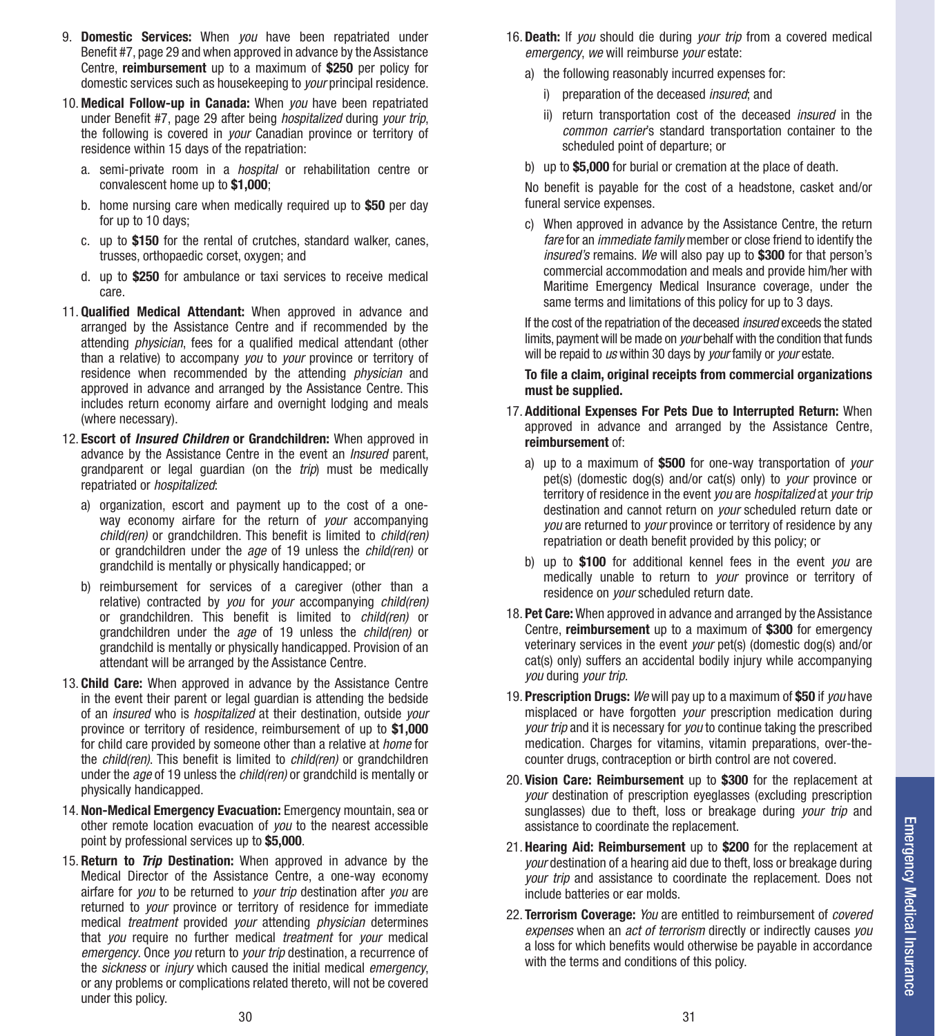9. **Domestic Services:** When *you* have been repatriated under Benefit #7, page 29 and when approved in advance by the Assistance Centre, **reimbursement** up to a maximum of **$250** per policy for domestic services such as housekeeping to *your* principal residence.

10. **Medical Follow-up in Canada:** When *you* have been repatriated under Benefit #7, page 29 after being *hospitalized* during *your trip*, the following is covered in *your* Canadian province or territory of residence within 15 days of the repatriation:

    a. semi-private room in a *hospital* or rehabilitation centre or convalescent home up to **$1,000**;

    b. home nursing care when medically required up to **$50** per day for up to 10 days;

    c. up to **$150** for the rental of crutches, standard walker, canes, trusses, orthopaedic corset, oxygen; and

    d. up to **$250** for ambulance or taxi services to receive medical care.

11. **Qualified Medical Attendant:** When approved in advance and arranged by the Assistance Centre and if recommended by the attending *physician*, fees for a qualified medical attendant (other than a relative) to accompany *you* to *your* province or territory of residence when recommended by the attending *physician* and approved in advance and arranged by the Assistance Centre. This includes return economy airfare and overnight lodging and meals (where necessary).

12. **Escort of *Insured Children* or Grandchildren:** When approved in advance by the Assistance Centre in the event an *Insured* parent, grandparent or legal guardian (on the *trip*) must be medically repatriated or *hospitalized*:

    a) organization, escort and payment up to the cost of a one-way economy airfare for the return of *your* accompanying *child(ren)* or grandchildren. This benefit is limited to *child(ren)* or grandchildren under the *age* of 19 unless the *child(ren)* or grandchild is mentally or physically handicapped; or

    b) reimbursement for services of a caregiver (other than a relative) contracted by *you* for *your* accompanying *child(ren)* or grandchildren. This benefit is limited to *child(ren)* or grandchildren under the *age* of 19 unless the *child(ren)* or grandchild is mentally or physically handicapped. Provision of an attendant will be arranged by the Assistance Centre.

13. **Child Care:** When approved in advance by the Assistance Centre in the event their parent or legal guardian is attending the bedside of an *insured* who is *hospitalized* at their destination, outside *your* province or territory of residence, reimbursement of up to **$1,000** for child care provided by someone other than a relative at *home* for the *child(ren)*. This benefit is limited to *child(ren)* or grandchildren under the *age* of 19 unless the *child(ren)* or grandchild is mentally or physically handicapped.

14. **Non-Medical Emergency Evacuation:** Emergency mountain, sea or other remote location evacuation of *you* to the nearest accessible point by professional services up to **$5,000**.

15. **Return to *Trip* Destination:** When approved in advance by the Medical Director of the Assistance Centre, a one-way economy airfare for *you* to be returned to *your trip* destination after *you* are returned to *your* province or territory of residence for immediate medical *treatment* provided *your* attending *physician* determines that *you* require no further medical *treatment* for *your* medical *emergency*. Once *you* return to *your trip* destination, a recurrence of the *sickness* or *injury* which caused the initial medical *emergency*, or any problems or complications related thereto, will not be covered under this policy.

16. **Death:** If *you* should die during *your trip* from a covered medical *emergency*, *we* will reimburse *your* estate:

    a) the following reasonably incurred expenses for:

        i) preparation of the deceased *insured*; and

        ii) return transportation cost of the deceased *insured* in the *common carrier*'s standard transportation container to the scheduled point of departure; or

    b) up to **$5,000** for burial or cremation at the place of death.

    No benefit is payable for the cost of a headstone, casket and/or funeral service expenses.

    c) When approved in advance by the Assistance Centre, the return *fare* for an *immediate family* member or close friend to identify the *insured's* remains. *We* will also pay up to **$300** for that person's commercial accommodation and meals and provide him/her with Maritime Emergency Medical Insurance coverage, under the same terms and limitations of this policy for up to 3 days.

    If the cost of the repatriation of the deceased *insured* exceeds the stated limits, payment will be made on *your* behalf with the condition that funds will be repaid to *us* within 30 days by *your* family or *your* estate.

    **To file a claim, original receipts from commercial organizations must be supplied.**

17. **Additional Expenses For Pets Due to Interrupted Return:** When approved in advance and arranged by the Assistance Centre, **reimbursement** of:

    a) up to a maximum of **$500** for one-way transportation of *your* pet(s) (domestic dog(s) and/or cat(s) only) to *your* province or territory of residence in the event *you* are *hospitalized* at *your trip* destination and cannot return on *your* scheduled return date or *you* are returned to *your* province or territory of residence by any repatriation or death benefit provided by this policy; or

    b) up to **$100** for additional kennel fees in the event *you* are medically unable to return to *your* province or territory of residence on *your* scheduled return date.

18. **Pet Care:** When approved in advance and arranged by the Assistance Centre, **reimbursement** up to a maximum of **$300** for emergency veterinary services in the event *your* pet(s) (domestic dog(s) and/or cat(s) only) suffers an accidental bodily injury while accompanying *you* during *your trip*.

19. **Prescription Drugs:** *We* will pay up to a maximum of **$50** if *you* have misplaced or have forgotten *your* prescription medication during *your trip* and it is necessary for *you* to continue taking the prescribed medication. Charges for vitamins, vitamin preparations, over-the-counter drugs, contraception or birth control are not covered.

20. **Vision Care: Reimbursement** up to **$300** for the replacement at *your* destination of prescription eyeglasses (excluding prescription sunglasses) due to theft, loss or breakage during *your trip* and assistance to coordinate the replacement.

21. **Hearing Aid: Reimbursement** up to **$200** for the replacement at *your* destination of a hearing aid due to theft, loss or breakage during *your trip* and assistance to coordinate the replacement. Does not include batteries or ear molds.

22. **Terrorism Coverage:** *You* are entitled to reimbursement of *covered expenses* when an *act of terrorism* directly or indirectly causes *you* a loss for which benefits would otherwise be payable in accordance with the terms and conditions of this policy.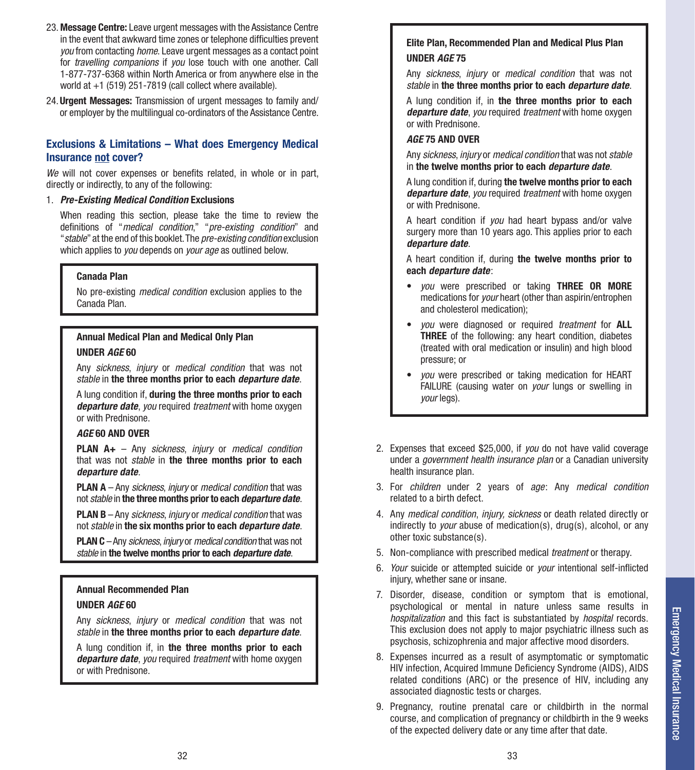23. **Message Centre:** Leave urgent messages with the Assistance Centre in the event that awkward time zones or telephone difficulties prevent *you* from contacting *home*. Leave urgent messages as a contact point for *travelling companions* if *you* lose touch with one another. Call 1-877-737-6368 within North America or from anywhere else in the world at +1 (519) 251-7819 (call collect where available).

24. **Urgent Messages:** Transmission of urgent messages to family and/or employer by the multilingual co-ordinators of the Assistance Centre.

## Exclusions & Limitations – What does Emergency Medical Insurance not cover?

*We* will not cover expenses or benefits related, in whole or in part, directly or indirectly, to any of the following:

1. ***Pre-Existing Medical Condition*** **Exclusions**

   When reading this section, please take the time to review the definitions of "*medical condition*," "*pre-existing condition*" and "*stable*" at the end of this booklet. The *pre-existing condition* exclusion which applies to *you* depends on *your age* as outlined below.

**Canada Plan**

No pre-existing *medical condition* exclusion applies to the Canada Plan.

**Annual Medical Plan and Medical Only Plan**

**UNDER *AGE* 60**

Any *sickness*, *injury* or *medical condition* that was not *stable* in **the three months prior to each *departure date***.

A lung condition if, **during the three months prior to each *departure date***, *you* required *treatment* with home oxygen or with Prednisone.

***AGE* 60 AND OVER**

**PLAN A+** – Any *sickness*, *injury* or *medical condition* that was not *stable* in **the three months prior to each *departure date***.

**PLAN A** – Any *sickness*, *injury* or *medical condition* that was not *stable* in **the three months prior to each *departure date***.

**PLAN B** – Any *sickness*, *injury* or *medical condition* that was not *stable* in **the six months prior to each *departure date***.

**PLAN C** – Any *sickness*, *injury* or *medical condition* that was not *stable* in **the twelve months prior to each *departure date***.

**Annual Recommended Plan**

**UNDER *AGE* 60**

Any *sickness*, *injury* or *medical condition* that was not *stable* in **the three months prior to each *departure date***.

A lung condition if, in **the three months prior to each *departure date***, *you* required *treatment* with home oxygen or with Prednisone.

**Elite Plan, Recommended Plan and Medical Plus Plan**

**UNDER *AGE* 75**

Any *sickness*, *injury* or *medical condition* that was not *stable* in **the three months prior to each *departure date***.

A lung condition if, in **the three months prior to each *departure date***, *you* required *treatment* with home oxygen or with Prednisone.

***AGE* 75 AND OVER**

Any *sickness*, *injury* or *medical condition* that was not *stable* in **the twelve months prior to each *departure date***.

A lung condition if, during **the twelve months prior to each *departure date***, *you* required *treatment* with home oxygen or with Prednisone.

A heart condition if *you* had heart bypass and/or valve surgery more than 10 years ago. This applies prior to each ***departure date***.

A heart condition if, during **the twelve months prior to each *departure date***:

- *you* were prescribed or taking **THREE OR MORE** medications for *your* heart (other than aspirin/entrophen and cholesterol medication);
- *you* were diagnosed or required *treatment* for **ALL THREE** of the following: any heart condition, diabetes (treated with oral medication or insulin) and high blood pressure; or
- *you* were prescribed or taking medication for HEART FAILURE (causing water on *your* lungs or swelling in *your* legs).

2. Expenses that exceed $25,000, if *you* do not have valid coverage under a *government health insurance plan* or a Canadian university health insurance plan.
3. For *children* under 2 years of *age*: Any *medical condition* related to a birth defect.
4. Any *medical condition*, *injury, sickness* or death related directly or indirectly to *your* abuse of medication(s), drug(s), alcohol, or any other toxic substance(s).
5. Non-compliance with prescribed medical *treatment* or therapy.
6. *Your* suicide or attempted suicide or *your* intentional self-inflicted injury, whether sane or insane.
7. Disorder, disease, condition or symptom that is emotional, psychological or mental in nature unless same results in *hospitalization* and this fact is substantiated by *hospital* records. This exclusion does not apply to major psychiatric illness such as psychosis, schizophrenia and major affective mood disorders.
8. Expenses incurred as a result of asymptomatic or symptomatic HIV infection, Acquired Immune Deficiency Syndrome (AIDS), AIDS related conditions (ARC) or the presence of HIV, including any associated diagnostic tests or charges.
9. Pregnancy, routine prenatal care or childbirth in the normal course, and complication of pregnancy or childbirth in the 9 weeks of the expected delivery date or any time after that date.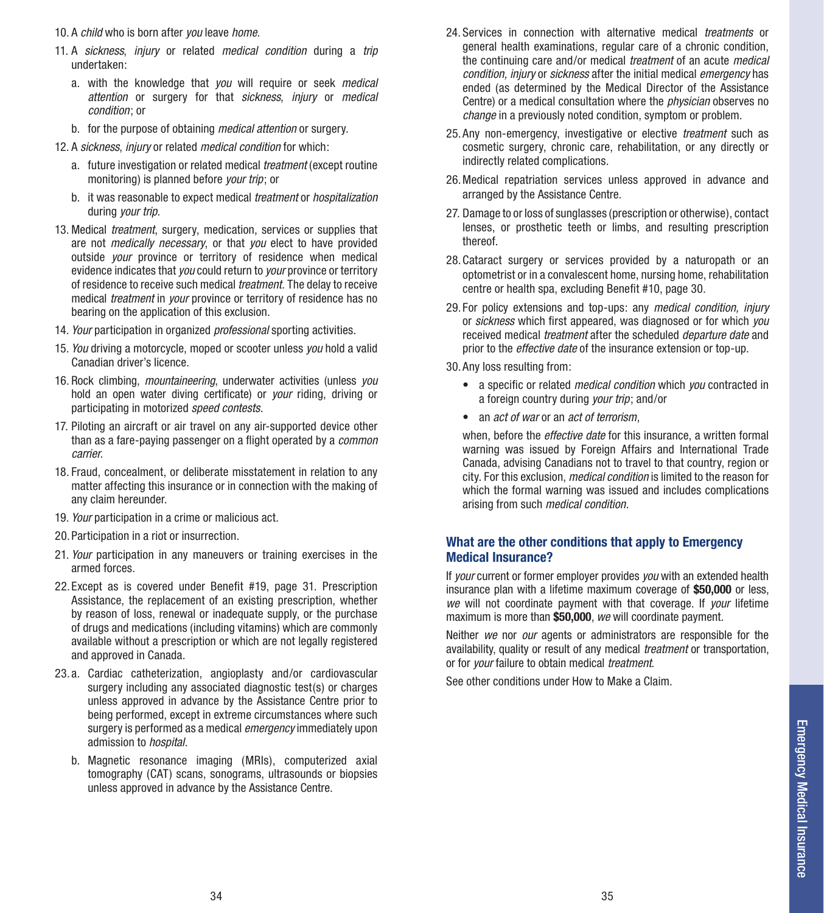10. A *child* who is born after *you* leave *home*.

11. A *sickness*, *injury* or related *medical condition* during a *trip* undertaken:

    a. with the knowledge that *you* will require or seek *medical attention* or surgery for that *sickness*, *injury* or *medical condition*; or

    b. for the purpose of obtaining *medical attention* or surgery.

12. A *sickness*, *injury* or related *medical condition* for which:

    a. future investigation or related medical *treatment* (except routine monitoring) is planned before *your trip*; or

    b. it was reasonable to expect medical *treatment* or *hospitalization* during *your trip*.

13. Medical *treatment*, surgery, medication, services or supplies that are not *medically necessary*, or that *you* elect to have provided outside *your* province or territory of residence when medical evidence indicates that *you* could return to *your* province or territory of residence to receive such medical *treatment*. The delay to receive medical *treatment* in *your* province or territory of residence has no bearing on the application of this exclusion.

14. *Your* participation in organized *professional* sporting activities.

15. *You* driving a motorcycle, moped or scooter unless *you* hold a valid Canadian driver's licence.

16. Rock climbing, *mountaineering*, underwater activities (unless *you* hold an open water diving certificate) or *your* riding, driving or participating in motorized *speed contests*.

17. Piloting an aircraft or air travel on any air-supported device other than as a fare-paying passenger on a flight operated by a *common carrier*.

18. Fraud, concealment, or deliberate misstatement in relation to any matter affecting this insurance or in connection with the making of any claim hereunder.

19. *Your* participation in a crime or malicious act.

20. Participation in a riot or insurrection.

21. *Your* participation in any maneuvers or training exercises in the armed forces.

22. Except as is covered under Benefit #19, page 31. Prescription Assistance, the replacement of an existing prescription, whether by reason of loss, renewal or inadequate supply, or the purchase of drugs and medications (including vitamins) which are commonly available without a prescription or which are not legally registered and approved in Canada.

23. a. Cardiac catheterization, angioplasty and/or cardiovascular surgery including any associated diagnostic test(s) or charges unless approved in advance by the Assistance Centre prior to being performed, except in extreme circumstances where such surgery is performed as a medical *emergency* immediately upon admission to *hospital*.

    b. Magnetic resonance imaging (MRIs), computerized axial tomography (CAT) scans, sonograms, ultrasounds or biopsies unless approved in advance by the Assistance Centre.

24. Services in connection with alternative medical *treatments* or general health examinations, regular care of a chronic condition, the continuing care and/or medical *treatment* of an acute *medical condition, injury* or *sickness* after the initial medical *emergency* has ended (as determined by the Medical Director of the Assistance Centre) or a medical consultation where the *physician* observes no *change* in a previously noted condition, symptom or problem.

25. Any non-emergency, investigative or elective *treatment* such as cosmetic surgery, chronic care, rehabilitation, or any directly or indirectly related complications.

26. Medical repatriation services unless approved in advance and arranged by the Assistance Centre.

27. Damage to or loss of sunglasses (prescription or otherwise), contact lenses, or prosthetic teeth or limbs, and resulting prescription thereof.

28. Cataract surgery or services provided by a naturopath or an optometrist or in a convalescent home, nursing home, rehabilitation centre or health spa, excluding Benefit #10, page 30.

29. For policy extensions and top-ups: any *medical condition, injury* or *sickness* which first appeared, was diagnosed or for which *you* received medical *treatment* after the scheduled *departure date* and prior to the *effective date* of the insurance extension or top-up.

30. Any loss resulting from:

    - a specific or related *medical condition* which *you* contracted in a foreign country during *your trip*; and/or
    - an *act of war* or an *act of terrorism*,

    when, before the *effective date* for this insurance, a written formal warning was issued by Foreign Affairs and International Trade Canada, advising Canadians not to travel to that country, region or city. For this exclusion, *medical condition* is limited to the reason for which the formal warning was issued and includes complications arising from such *medical condition*.

### What are the other conditions that apply to Emergency Medical Insurance?

If *your* current or former employer provides *you* with an extended health insurance plan with a lifetime maximum coverage of **$50,000** or less, *we* will not coordinate payment with that coverage. If *your* lifetime maximum is more than **$50,000**, *we* will coordinate payment.

Neither *we* nor *our* agents or administrators are responsible for the availability, quality or result of any medical *treatment* or transportation, or for *your* failure to obtain medical *treatment*.

See other conditions under How to Make a Claim.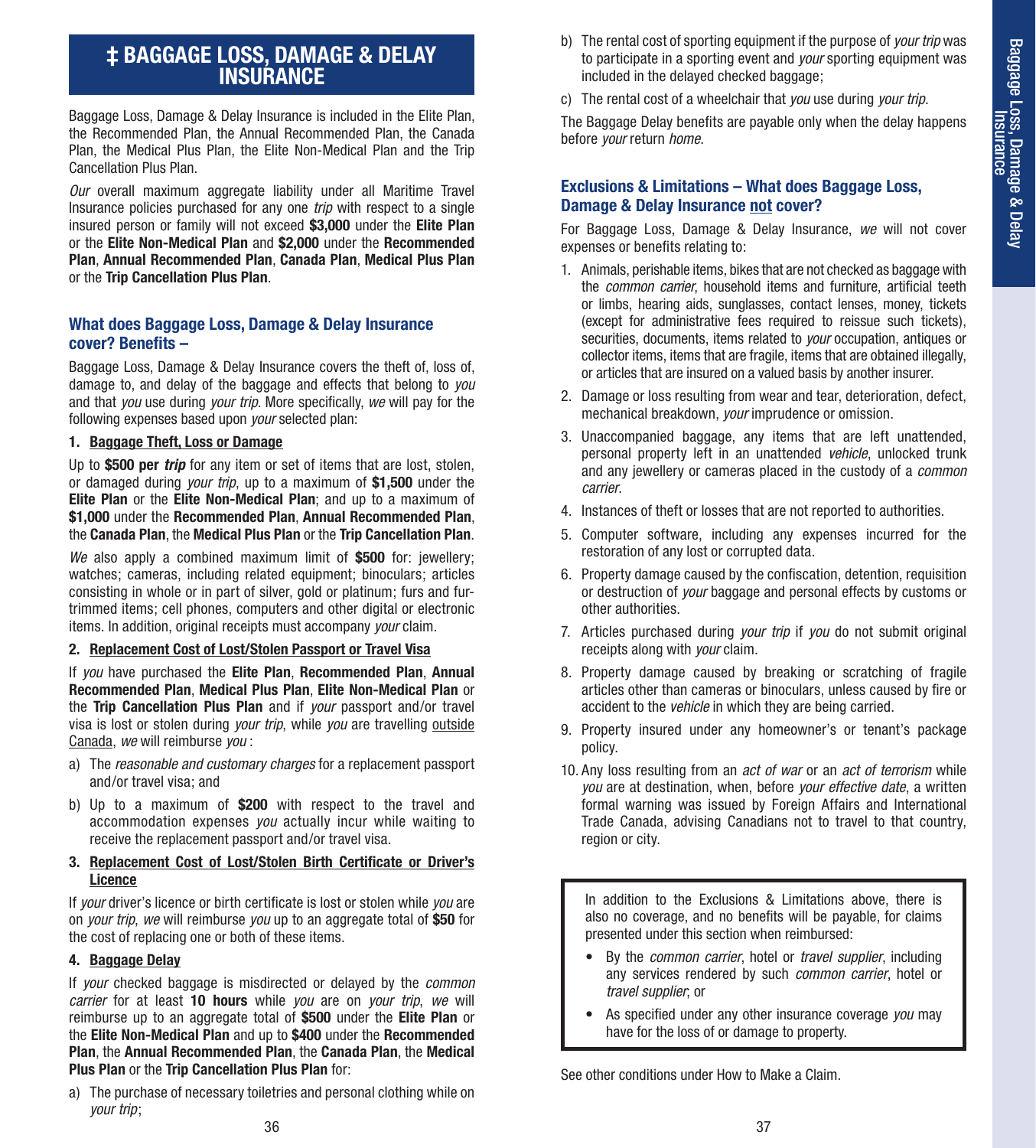# ‡ BAGGAGE LOSS, DAMAGE & DELAY INSURANCE

Baggage Loss, Damage & Delay Insurance is included in the Elite Plan, the Recommended Plan, the Annual Recommended Plan, the Canada Plan, the Medical Plus Plan, the Elite Non-Medical Plan and the Trip Cancellation Plus Plan.

*Our* overall maximum aggregate liability under all Maritime Travel Insurance policies purchased for any one *trip* with respect to a single insured person or family will not exceed **$3,000** under the **Elite Plan** or the **Elite Non-Medical Plan** and **$2,000** under the **Recommended Plan**, **Annual Recommended Plan**, **Canada Plan**, **Medical Plus Plan** or the **Trip Cancellation Plus Plan**.

## What does Baggage Loss, Damage & Delay Insurance cover? Benefits –

Baggage Loss, Damage & Delay Insurance covers the theft of, loss of, damage to, and delay of the baggage and effects that belong to *you* and that *you* use during *your trip*. More specifically, *we* will pay for the following expenses based upon *your* selected plan:

**1. Baggage Theft, Loss or Damage**

Up to **$500 per *trip*** for any item or set of items that are lost, stolen, or damaged during *your trip*, up to a maximum of **$1,500** under the **Elite Plan** or the **Elite Non-Medical Plan**; and up to a maximum of **$1,000** under the **Recommended Plan**, **Annual Recommended Plan**, the **Canada Plan**, the **Medical Plus Plan** or the **Trip Cancellation Plan**.

*We* also apply a combined maximum limit of **$500** for: jewellery; watches; cameras, including related equipment; binoculars; articles consisting in whole or in part of silver, gold or platinum; furs and fur-trimmed items; cell phones, computers and other digital or electronic items. In addition, original receipts must accompany *your* claim.

**2. Replacement Cost of Lost/Stolen Passport or Travel Visa**

If *you* have purchased the **Elite Plan**, **Recommended Plan**, **Annual Recommended Plan**, **Medical Plus Plan**, **Elite Non-Medical Plan** or the **Trip Cancellation Plus Plan** and if *your* passport and/or travel visa is lost or stolen during *your trip*, while *you* are travelling outside Canada, *we* will reimburse *you* :

a) The *reasonable and customary charges* for a replacement passport and/or travel visa; and

b) Up to a maximum of **$200** with respect to the travel and accommodation expenses *you* actually incur while waiting to receive the replacement passport and/or travel visa.

**3. Replacement Cost of Lost/Stolen Birth Certificate or Driver's Licence**

If *your* driver's licence or birth certificate is lost or stolen while *you* are on *your trip*, *we* will reimburse *you* up to an aggregate total of **$50** for the cost of replacing one or both of these items.

**4. Baggage Delay**

If *your* checked baggage is misdirected or delayed by the *common carrier* for at least **10 hours** while *you* are on *your trip*, *we* will reimburse up to an aggregate total of **$500** under the **Elite Plan** or the **Elite Non-Medical Plan** and up to **$400** under the **Recommended Plan**, the **Annual Recommended Plan**, the **Canada Plan**, the **Medical Plus Plan** or the **Trip Cancellation Plus Plan** for:

a) The purchase of necessary toiletries and personal clothing while on *your trip*;

b) The rental cost of sporting equipment if the purpose of *your trip* was to participate in a sporting event and *your* sporting equipment was included in the delayed checked baggage;

c) The rental cost of a wheelchair that *you* use during *your trip*.

The Baggage Delay benefits are payable only when the delay happens before *your* return *home*.

## Exclusions & Limitations – What does Baggage Loss, Damage & Delay Insurance not cover?

For Baggage Loss, Damage & Delay Insurance, *we* will not cover expenses or benefits relating to:

1. Animals, perishable items, bikes that are not checked as baggage with the *common carrier*, household items and furniture, artificial teeth or limbs, hearing aids, sunglasses, contact lenses, money, tickets (except for administrative fees required to reissue such tickets), securities, documents, items related to *your* occupation, antiques or collector items, items that are fragile, items that are obtained illegally, or articles that are insured on a valued basis by another insurer.
2. Damage or loss resulting from wear and tear, deterioration, defect, mechanical breakdown, *your* imprudence or omission.
3. Unaccompanied baggage, any items that are left unattended, personal property left in an unattended *vehicle*, unlocked trunk and any jewellery or cameras placed in the custody of a *common carrier*.
4. Instances of theft or losses that are not reported to authorities.
5. Computer software, including any expenses incurred for the restoration of any lost or corrupted data.
6. Property damage caused by the confiscation, detention, requisition or destruction of *your* baggage and personal effects by customs or other authorities.
7. Articles purchased during *your trip* if *you* do not submit original receipts along with *your* claim.
8. Property damage caused by breaking or scratching of fragile articles other than cameras or binoculars, unless caused by fire or accident to the *vehicle* in which they are being carried.
9. Property insured under any homeowner's or tenant's package policy.
10. Any loss resulting from an *act of war* or an *act of terrorism* while *you* are at destination, when, before *your effective date*, a written formal warning was issued by Foreign Affairs and International Trade Canada, advising Canadians not to travel to that country, region or city.

In addition to the Exclusions & Limitations above, there is also no coverage, and no benefits will be payable, for claims presented under this section when reimbursed:

- By the *common carrier*, hotel or *travel supplier*, including any services rendered by such *common carrier*, hotel or *travel supplier*; or
- As specified under any other insurance coverage *you* may have for the loss of or damage to property.

See other conditions under How to Make a Claim.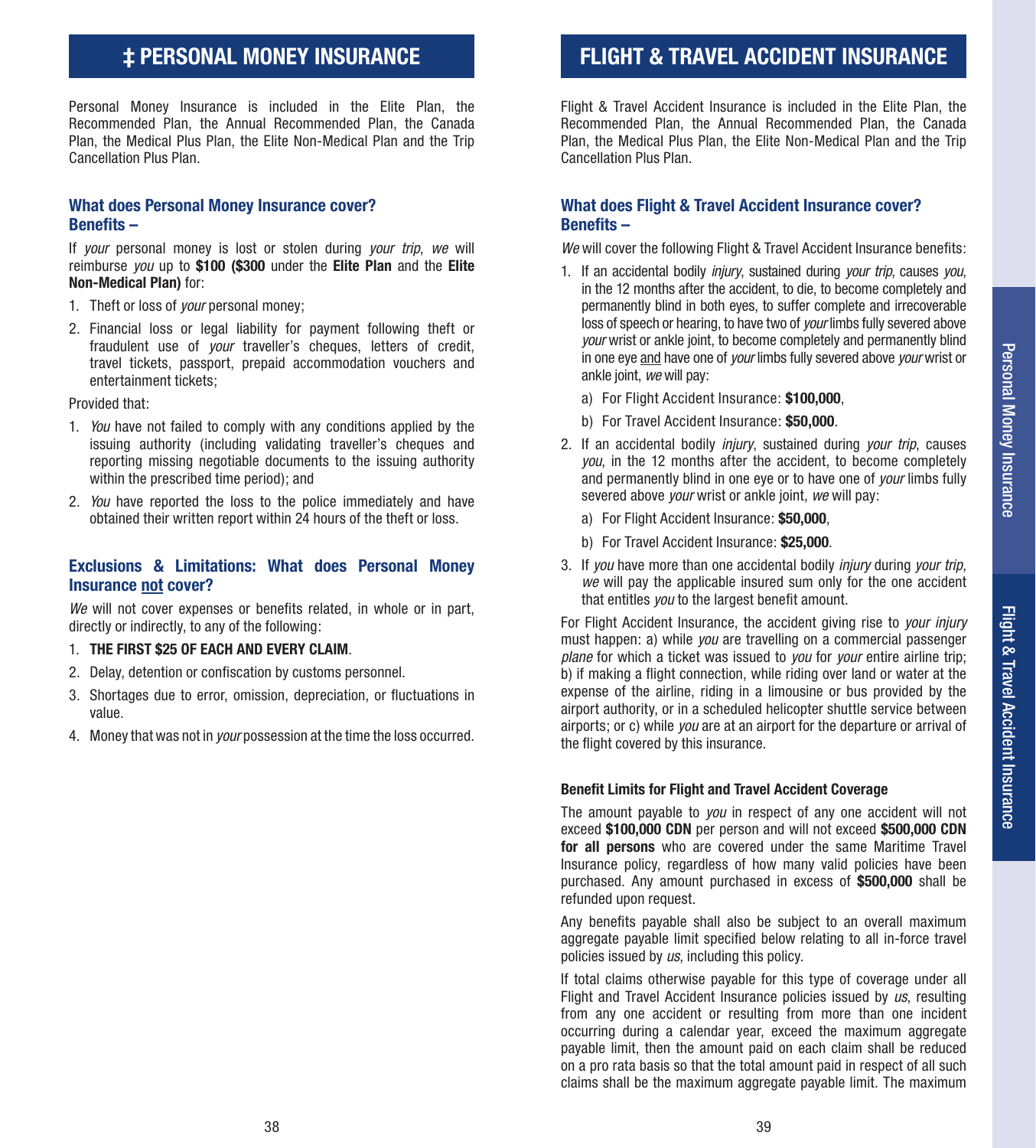# ‡ PERSONAL MONEY INSURANCE

Personal Money Insurance is included in the Elite Plan, the Recommended Plan, the Annual Recommended Plan, the Canada Plan, the Medical Plus Plan, the Elite Non-Medical Plan and the Trip Cancellation Plus Plan.

### What does Personal Money Insurance cover? Benefits –

If *your* personal money is lost or stolen during *your trip*, *we* will reimburse *you* up to **$100 ($300** under the **Elite Plan** and the **Elite Non-Medical Plan)** for:

1. Theft or loss of *your* personal money;
2. Financial loss or legal liability for payment following theft or fraudulent use of *your* traveller's cheques, letters of credit, travel tickets, passport, prepaid accommodation vouchers and entertainment tickets;

Provided that:

1. *You* have not failed to comply with any conditions applied by the issuing authority (including validating traveller's cheques and reporting missing negotiable documents to the issuing authority within the prescribed time period); and
2. *You* have reported the loss to the police immediately and have obtained their written report within 24 hours of the theft or loss.

### Exclusions & Limitations: What does Personal Money Insurance not cover?

*We* will not cover expenses or benefits related, in whole or in part, directly or indirectly, to any of the following:

1. **THE FIRST $25 OF EACH AND EVERY CLAIM**.
2. Delay, detention or confiscation by customs personnel.
3. Shortages due to error, omission, depreciation, or fluctuations in value.
4. Money that was not in *your* possession at the time the loss occurred.

# FLIGHT & TRAVEL ACCIDENT INSURANCE

Flight & Travel Accident Insurance is included in the Elite Plan, the Recommended Plan, the Annual Recommended Plan, the Canada Plan, the Medical Plus Plan, the Elite Non-Medical Plan and the Trip Cancellation Plus Plan.

### What does Flight & Travel Accident Insurance cover? Benefits –

*We* will cover the following Flight & Travel Accident Insurance benefits:

1. If an accidental bodily *injury*, sustained during *your trip*, causes *you*, in the 12 months after the accident, to die, to become completely and permanently blind in both eyes, to suffer complete and irrecoverable loss of speech or hearing, to have two of *your* limbs fully severed above *your* wrist or ankle joint, to become completely and permanently blind in one eye and have one of *your* limbs fully severed above *your* wrist or ankle joint, *we* will pay:
   a) For Flight Accident Insurance: **$100,000**,
   b) For Travel Accident Insurance: **$50,000**.
2. If an accidental bodily *injury*, sustained during *your trip*, causes *you*, in the 12 months after the accident, to become completely and permanently blind in one eye or to have one of *your* limbs fully severed above *your* wrist or ankle joint, *we* will pay:
   a) For Flight Accident Insurance: **$50,000**,
   b) For Travel Accident Insurance: **$25,000**.
3. If *you* have more than one accidental bodily *injury* during *your trip*, *we* will pay the applicable insured sum only for the one accident that entitles *you* to the largest benefit amount.

For Flight Accident Insurance, the accident giving rise to *your injury* must happen: a) while *you* are travelling on a commercial passenger *plane* for which a ticket was issued to *you* for *your* entire airline trip; b) if making a flight connection, while riding over land or water at the expense of the airline, riding in a limousine or bus provided by the airport authority, or in a scheduled helicopter shuttle service between airports; or c) while *you* are at an airport for the departure or arrival of the flight covered by this insurance.

#### Benefit Limits for Flight and Travel Accident Coverage

The amount payable to *you* in respect of any one accident will not exceed **$100,000 CDN** per person and will not exceed **$500,000 CDN for all persons** who are covered under the same Maritime Travel Insurance policy, regardless of how many valid policies have been purchased. Any amount purchased in excess of **$500,000** shall be refunded upon request.

Any benefits payable shall also be subject to an overall maximum aggregate payable limit specified below relating to all in-force travel policies issued by *us*, including this policy.

If total claims otherwise payable for this type of coverage under all Flight and Travel Accident Insurance policies issued by *us*, resulting from any one accident or resulting from more than one incident occurring during a calendar year, exceed the maximum aggregate payable limit, then the amount paid on each claim shall be reduced on a pro rata basis so that the total amount paid in respect of all such claims shall be the maximum aggregate payable limit. The maximum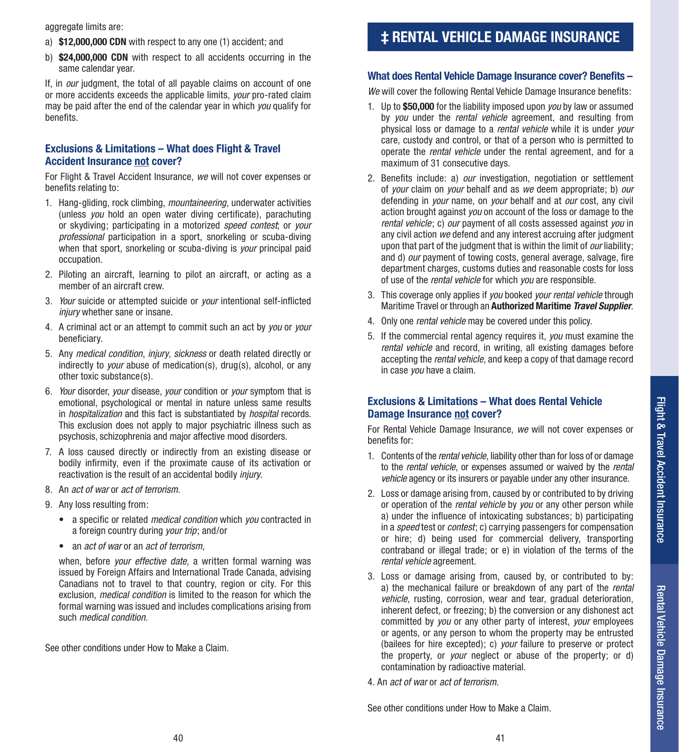aggregate limits are:

a) **$12,000,000 CDN** with respect to any one (1) accident; and

b) **$24,000,000 CDN** with respect to all accidents occurring in the same calendar year.

If, in *our* judgment, the total of all payable claims on account of one or more accidents exceeds the applicable limits, *your* pro-rated claim may be paid after the end of the calendar year in which *you* qualify for benefits.

### Exclusions & Limitations – What does Flight & Travel Accident Insurance not cover?

For Flight & Travel Accident Insurance, *we* will not cover expenses or benefits relating to:

1. Hang-gliding, rock climbing, *mountaineering*, underwater activities (unless *you* hold an open water diving certificate), parachuting or skydiving; participating in a motorized *speed contest*; or *your professional* participation in a sport, snorkeling or scuba-diving when that sport, snorkeling or scuba-diving is *your* principal paid occupation.
2. Piloting an aircraft, learning to pilot an aircraft, or acting as a member of an aircraft crew.
3. *Your* suicide or attempted suicide or *your* intentional self-inflicted *injury* whether sane or insane.
4. A criminal act or an attempt to commit such an act by *you* or *your* beneficiary.
5. Any *medical condition*, *injury*, *sickness* or death related directly or indirectly to *your* abuse of medication(s), drug(s), alcohol, or any other toxic substance(s).
6. *Your* disorder, *your* disease, *your* condition or *your* symptom that is emotional, psychological or mental in nature unless same results in *hospitalization* and this fact is substantiated by *hospital* records. This exclusion does not apply to major psychiatric illness such as psychosis, schizophrenia and major affective mood disorders.
7. A loss caused directly or indirectly from an existing disease or bodily infirmity, even if the proximate cause of its activation or reactivation is the result of an accidental bodily *injury*.
8. An *act of war* or *act of terrorism*.
9. Any loss resulting from:
   - a specific or related *medical condition* which *you* contracted in a foreign country during *your trip*; and/or
   - an *act of war* or an *act of terrorism*,

   when, before *your effective date*, a written formal warning was issued by Foreign Affairs and International Trade Canada, advising Canadians not to travel to that country, region or city. For this exclusion, *medical condition* is limited to the reason for which the formal warning was issued and includes complications arising from such *medical condition*.

See other conditions under How to Make a Claim.

# ‡ RENTAL VEHICLE DAMAGE INSURANCE

### What does Rental Vehicle Damage Insurance cover? Benefits –

*We* will cover the following Rental Vehicle Damage Insurance benefits:

1. Up to **$50,000** for the liability imposed upon *you* by law or assumed by *you* under the *rental vehicle* agreement, and resulting from physical loss or damage to a *rental vehicle* while it is under *your* care, custody and control, or that of a person who is permitted to operate the *rental vehicle* under the rental agreement, and for a maximum of 31 consecutive days.
2. Benefits include: a) *our* investigation, negotiation or settlement of *your* claim on *your* behalf and as *we* deem appropriate; b) *our* defending in *your* name, on *your* behalf and at *our* cost, any civil action brought against *you* on account of the loss or damage to the *rental vehicle*; c) *our* payment of all costs assessed against *you* in any civil action *we* defend and any interest accruing after judgment upon that part of the judgment that is within the limit of *our* liability; and d) *our* payment of towing costs, general average, salvage, fire department charges, customs duties and reasonable costs for loss of use of the *rental vehicle* for which *you* are responsible.
3. This coverage only applies if *you* booked *your rental vehicle* through Maritime Travel or through an **Authorized Maritime *Travel Supplier***.
4. Only one *rental vehicle* may be covered under this policy.
5. If the commercial rental agency requires it, *you* must examine the *rental vehicle* and record, in writing, all existing damages before accepting the *rental vehicle*, and keep a copy of that damage record in case *you* have a claim.

### Exclusions & Limitations – What does Rental Vehicle Damage Insurance not cover?

For Rental Vehicle Damage Insurance, *we* will not cover expenses or benefits for:

1. Contents of the *rental vehicle*, liability other than for loss of or damage to the *rental vehicle*, or expenses assumed or waived by the *rental vehicle* agency or its insurers or payable under any other insurance.
2. Loss or damage arising from, caused by or contributed to by driving or operation of the *rental vehicle* by *you* or any other person while a) under the influence of intoxicating substances; b) participating in a *speed* test or *contest*; c) carrying passengers for compensation or hire; d) being used for commercial delivery, transporting contraband or illegal trade; or e) in violation of the terms of the *rental vehicle* agreement.
3. Loss or damage arising from, caused by, or contributed to by: a) the mechanical failure or breakdown of any part of the *rental vehicle*, rusting, corrosion, wear and tear, gradual deterioration, inherent defect, or freezing; b) the conversion or any dishonest act committed by *you* or any other party of interest, *your* employees or agents, or any person to whom the property may be entrusted (bailees for hire excepted); c) *your* failure to preserve or protect the property, or *your* neglect or abuse of the property; or d) contamination by radioactive material.
4. An *act of war* or *act of terrorism*.

See other conditions under How to Make a Claim.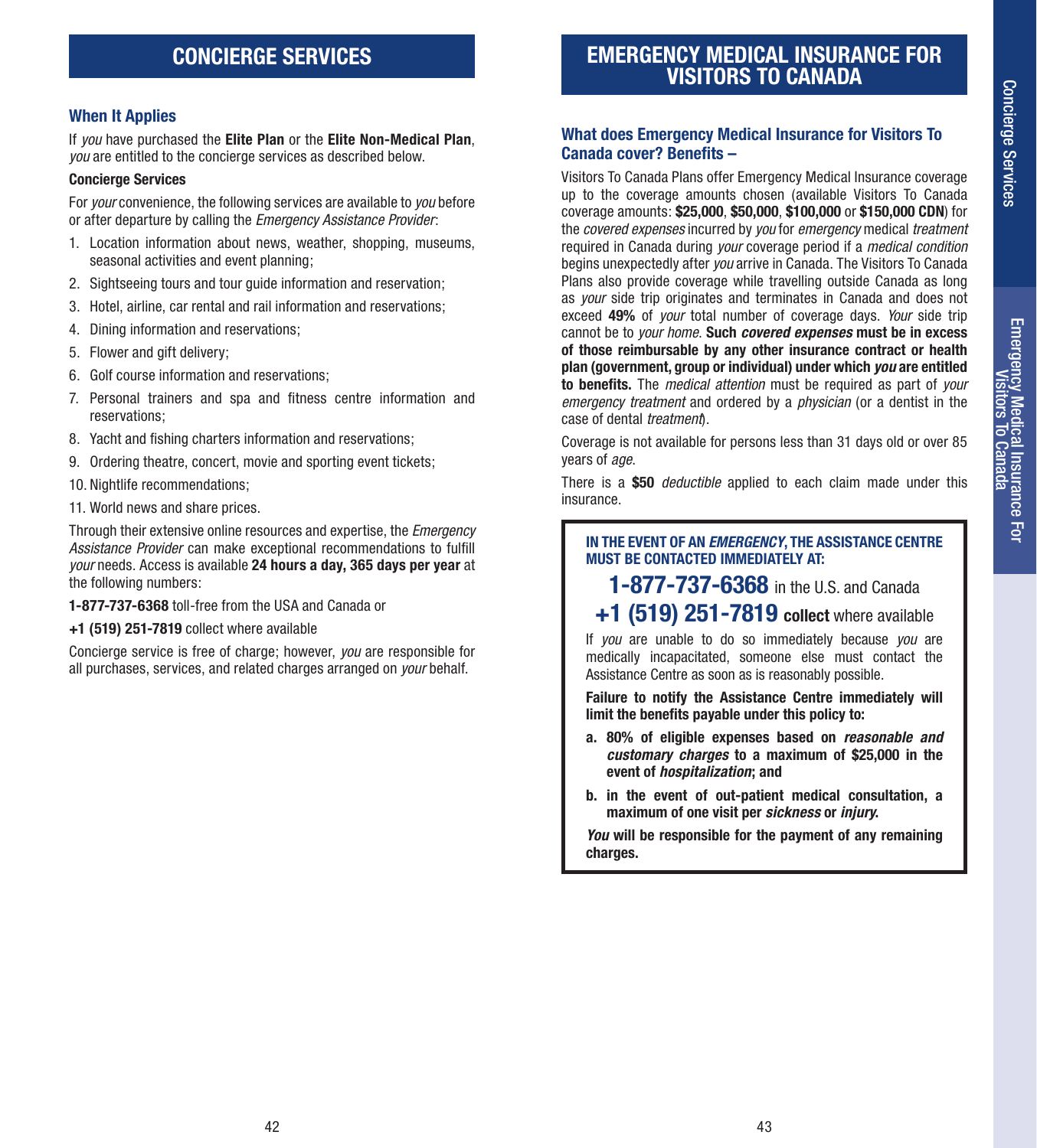## CONCIERGE SERVICES

### When It Applies

If *you* have purchased the **Elite Plan** or the **Elite Non-Medical Plan**, *you* are entitled to the concierge services as described below.

**Concierge Services**

For *your* convenience, the following services are available to *you* before or after departure by calling the *Emergency Assistance Provider*:

1. Location information about news, weather, shopping, museums, seasonal activities and event planning;
2. Sightseeing tours and tour guide information and reservation;
3. Hotel, airline, car rental and rail information and reservations;
4. Dining information and reservations;
5. Flower and gift delivery;
6. Golf course information and reservations;
7. Personal trainers and spa and fitness centre information and reservations;
8. Yacht and fishing charters information and reservations;
9. Ordering theatre, concert, movie and sporting event tickets;
10. Nightlife recommendations;
11. World news and share prices.

Through their extensive online resources and expertise, the *Emergency Assistance Provider* can make exceptional recommendations to fulfill *your* needs. Access is available **24 hours a day, 365 days per year** at the following numbers:

**1-877-737-6368** toll-free from the USA and Canada or

**+1 (519) 251-7819** collect where available

Concierge service is free of charge; however, *you* are responsible for all purchases, services, and related charges arranged on *your* behalf.

## EMERGENCY MEDICAL INSURANCE FOR VISITORS TO CANADA

### What does Emergency Medical Insurance for Visitors To Canada cover? Benefits –

Visitors To Canada Plans offer Emergency Medical Insurance coverage up to the coverage amounts chosen (available Visitors To Canada coverage amounts: **$25,000**, **$50,000**, **$100,000** or **$150,000 CDN**) for the *covered expenses* incurred by *you* for *emergency* medical *treatment* required in Canada during *your* coverage period if a *medical condition* begins unexpectedly after *you* arrive in Canada. The Visitors To Canada Plans also provide coverage while travelling outside Canada as long as *your* side trip originates and terminates in Canada and does not exceed **49%** of *your* total number of coverage days. *Your* side trip cannot be to *your home*. **Such *covered expenses* must be in excess of those reimbursable by any other insurance contract or health plan (government, group or individual) under which *you* are entitled to benefits.** The *medical attention* must be required as part of *your emergency treatment* and ordered by a *physician* (or a dentist in the case of dental *treatment*).

Coverage is not available for persons less than 31 days old or over 85 years of *age*.

There is a **$50** *deductible* applied to each claim made under this insurance.

**IN THE EVENT OF AN *EMERGENCY*, THE ASSISTANCE CENTRE MUST BE CONTACTED IMMEDIATELY AT:**

**1-877-737-6368** in the U.S. and Canada

**+1 (519) 251-7819 collect** where available

If *you* are unable to do so immediately because *you* are medically incapacitated, someone else must contact the Assistance Centre as soon as is reasonably possible.

**Failure to notify the Assistance Centre immediately will limit the benefits payable under this policy to:**

**a. 80% of eligible expenses based on *reasonable and customary charges* to a maximum of $25,000 in the event of *hospitalization*; and**

**b. in the event of out-patient medical consultation, a maximum of one visit per *sickness* or *injury*.**

***You* will be responsible for the payment of any remaining charges.**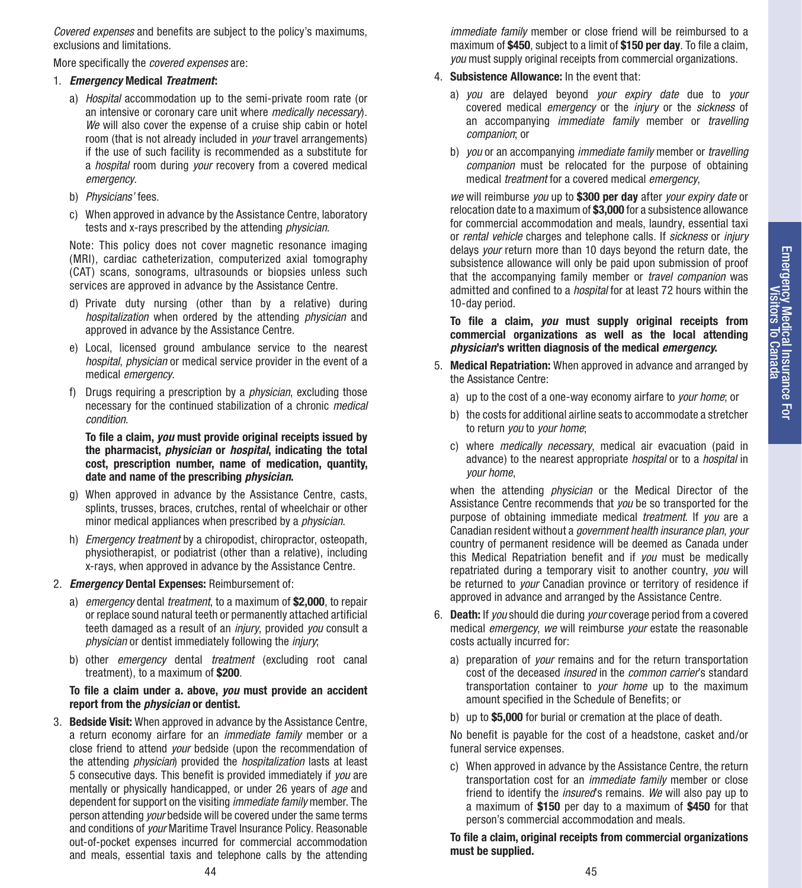*Covered expenses* and benefits are subject to the policy's maximums, exclusions and limitations.

More specifically the *covered expenses* are:

1. ***Emergency* Medical *Treatment*:**

   a) *Hospital* accommodation up to the semi-private room rate (or an intensive or coronary care unit where *medically necessary*). *We* will also cover the expense of a cruise ship cabin or hotel room (that is not already included in *your* travel arrangements) if the use of such facility is recommended as a substitute for a *hospital* room during *your* recovery from a covered medical *emergency*.

   b) *Physicians'* fees.

   c) When approved in advance by the Assistance Centre, laboratory tests and x-rays prescribed by the attending *physician*.

   Note: This policy does not cover magnetic resonance imaging (MRI), cardiac catheterization, computerized axial tomography (CAT) scans, sonograms, ultrasounds or biopsies unless such services are approved in advance by the Assistance Centre.

   d) Private duty nursing (other than by a relative) during *hospitalization* when ordered by the attending *physician* and approved in advance by the Assistance Centre.

   e) Local, licensed ground ambulance service to the nearest *hospital*, *physician* or medical service provider in the event of a medical *emergency*.

   f) Drugs requiring a prescription by a *physician*, excluding those necessary for the continued stabilization of a chronic *medical condition*.

   **To file a claim, *you* must provide original receipts issued by the pharmacist, *physician* or *hospital*, indicating the total cost, prescription number, name of medication, quantity, date and name of the prescribing *physician*.**

   g) When approved in advance by the Assistance Centre, casts, splints, trusses, braces, crutches, rental of wheelchair or other minor medical appliances when prescribed by a *physician*.

   h) *Emergency treatment* by a chiropodist, chiropractor, osteopath, physiotherapist, or podiatrist (other than a relative), including x-rays, when approved in advance by the Assistance Centre.

2. ***Emergency* Dental Expenses:** Reimbursement of:

   a) *emergency* dental *treatment*, to a maximum of **$2,000**, to repair or replace sound natural teeth or permanently attached artificial teeth damaged as a result of an *injury*, provided *you* consult a *physician* or dentist immediately following the *injury*;

   b) other *emergency* dental *treatment* (excluding root canal treatment), to a maximum of **$200**.

   **To file a claim under a. above, *you* must provide an accident report from the *physician* or dentist.**

3. **Bedside Visit:** When approved in advance by the Assistance Centre, a return economy airfare for an *immediate family* member or a close friend to attend *your* bedside (upon the recommendation of the attending *physician*) provided the *hospitalization* lasts at least 5 consecutive days. This benefit is provided immediately if *you* are mentally or physically handicapped, or under 26 years of *age* and dependent for support on the visiting *immediate family* member. The person attending *your* bedside will be covered under the same terms and conditions of *your* Maritime Travel Insurance Policy. Reasonable out-of-pocket expenses incurred for commercial accommodation and meals, essential taxis and telephone calls by the attending *immediate family* member or close friend will be reimbursed to a maximum of **$450**, subject to a limit of **$150 per day**. To file a claim, *you* must supply original receipts from commercial organizations.

4. **Subsistence Allowance:** In the event that:

   a) *you* are delayed beyond *your expiry date* due to *your* covered medical *emergency* or the *injury* or the *sickness* of an accompanying *immediate family* member or *travelling companion*; or

   b) *you* or an accompanying *immediate family* member or *travelling companion* must be relocated for the purpose of obtaining medical *treatment* for a covered medical *emergency*,

   *we* will reimburse *you* up to **$300 per day** after *your expiry date* or relocation date to a maximum of **$3,000** for a subsistence allowance for commercial accommodation and meals, laundry, essential taxi or *rental vehicle* charges and telephone calls. If *sickness* or *injury* delays *your* return more than 10 days beyond the return date, the subsistence allowance will only be paid upon submission of proof that the accompanying family member or *travel companion* was admitted and confined to a *hospital* for at least 72 hours within the 10-day period.

   **To file a claim, *you* must supply original receipts from commercial organizations as well as the local attending *physician*'s written diagnosis of the medical *emergency*.**

5. **Medical Repatriation:** When approved in advance and arranged by the Assistance Centre:

   a) up to the cost of a one-way economy airfare to *your home*; or

   b) the costs for additional airline seats to accommodate a stretcher to return *you* to *your home*;

   c) where *medically necessary*, medical air evacuation (paid in advance) to the nearest appropriate *hospital* or to a *hospital* in *your home*,

   when the attending *physician* or the Medical Director of the Assistance Centre recommends that *you* be so transported for the purpose of obtaining immediate medical *treatment*. If *you* are a Canadian resident without a *government health insurance plan*, *your* country of permanent residence will be deemed as Canada under this Medical Repatriation benefit and if *you* must be medically repatriated during a temporary visit to another country, *you* will be returned to *your* Canadian province or territory of residence if approved in advance and arranged by the Assistance Centre.

6. **Death:** If *you* should die during *your* coverage period from a covered medical *emergency*, *we* will reimburse *your* estate the reasonable costs actually incurred for:

   a) preparation of *your* remains and for the return transportation cost of the deceased *insured* in the *common carrier*'s standard transportation container to *your home* up to the maximum amount specified in the Schedule of Benefits; or

   b) up to **$5,000** for burial or cremation at the place of death.

   No benefit is payable for the cost of a headstone, casket and/or funeral service expenses.

   c) When approved in advance by the Assistance Centre, the return transportation cost for an *immediate family* member or close friend to identify the *insured*'s remains. *We* will also pay up to a maximum of **$150** per day to a maximum of **$450** for that person's commercial accommodation and meals.

   **To file a claim, original receipts from commercial organizations must be supplied.**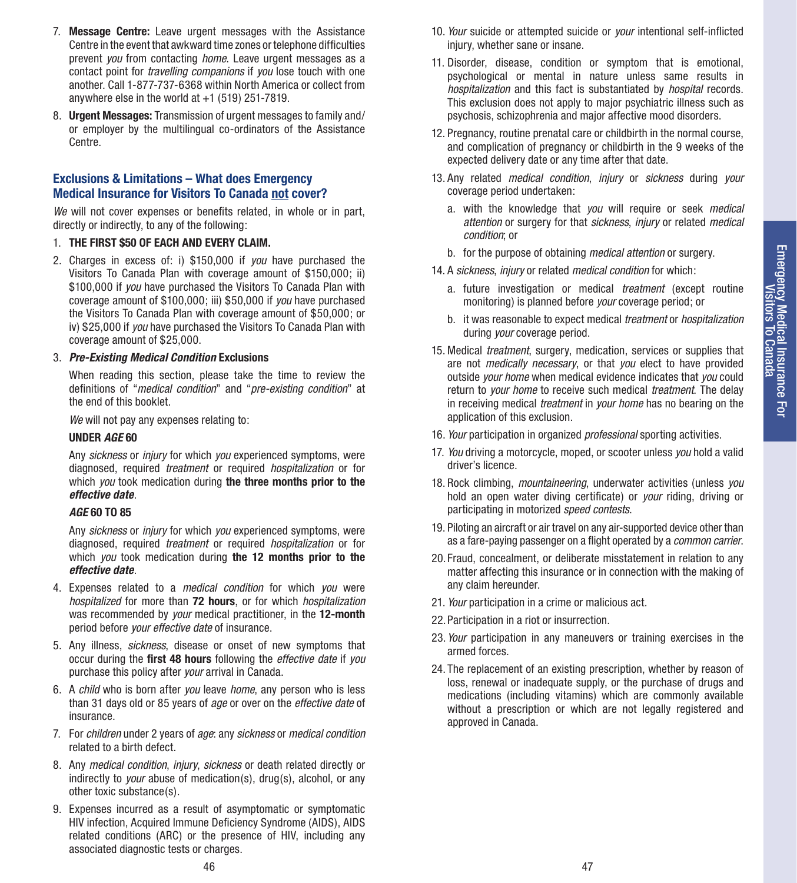7. **Message Centre:** Leave urgent messages with the Assistance Centre in the event that awkward time zones or telephone difficulties prevent *you* from contacting *home*. Leave urgent messages as a contact point for *travelling companions* if *you* lose touch with one another. Call 1-877-737-6368 within North America or collect from anywhere else in the world at +1 (519) 251-7819.
8. **Urgent Messages:** Transmission of urgent messages to family and/or employer by the multilingual co-ordinators of the Assistance Centre.

## Exclusions & Limitations – What does Emergency Medical Insurance for Visitors To Canada not cover?

*We* will not cover expenses or benefits related, in whole or in part, directly or indirectly, to any of the following:

1. **THE FIRST $50 OF EACH AND EVERY CLAIM.**
2. Charges in excess of: i) $150,000 if *you* have purchased the Visitors To Canada Plan with coverage amount of $150,000; ii) $100,000 if *you* have purchased the Visitors To Canada Plan with coverage amount of $100,000; iii) $50,000 if *you* have purchased the Visitors To Canada Plan with coverage amount of $50,000; or iv) $25,000 if *you* have purchased the Visitors To Canada Plan with coverage amount of $25,000.
3. ***Pre-Existing Medical Condition*** **Exclusions**

   When reading this section, please take the time to review the definitions of "*medical condition*" and "*pre-existing condition*" at the end of this booklet.

   *We* will not pay any expenses relating to:

   **UNDER *AGE* 60**

   Any *sickness* or *injury* for which *you* experienced symptoms, were diagnosed, required *treatment* or required *hospitalization* or for which *you* took medication during **the three months prior to the *effective date***.

   ***AGE* 60 TO 85**

   Any *sickness* or *injury* for which *you* experienced symptoms, were diagnosed, required *treatment* or required *hospitalization* or for which *you* took medication during **the 12 months prior to the *effective date***.
4. Expenses related to a *medical condition* for which *you* were *hospitalized* for more than **72 hours**, or for which *hospitalization* was recommended by *your* medical practitioner, in the **12-month** period before *your effective date* of insurance.
5. Any illness, *sickness*, disease or onset of new symptoms that occur during the **first 48 hours** following the *effective date* if *you* purchase this policy after *your* arrival in Canada.
6. A *child* who is born after *you* leave *home*, any person who is less than 31 days old or 85 years of *age* or over on the *effective date* of insurance.
7. For *children* under 2 years of *age*: any *sickness* or *medical condition* related to a birth defect.
8. Any *medical condition*, *injury*, *sickness* or death related directly or indirectly to *your* abuse of medication(s), drug(s), alcohol, or any other toxic substance(s).
9. Expenses incurred as a result of asymptomatic or symptomatic HIV infection, Acquired Immune Deficiency Syndrome (AIDS), AIDS related conditions (ARC) or the presence of HIV, including any associated diagnostic tests or charges.
10. *Your* suicide or attempted suicide or *your* intentional self-inflicted injury, whether sane or insane.
11. Disorder, disease, condition or symptom that is emotional, psychological or mental in nature unless same results in *hospitalization* and this fact is substantiated by *hospital* records. This exclusion does not apply to major psychiatric illness such as psychosis, schizophrenia and major affective mood disorders.
12. Pregnancy, routine prenatal care or childbirth in the normal course, and complication of pregnancy or childbirth in the 9 weeks of the expected delivery date or any time after that date.
13. Any related *medical condition*, *injury* or *sickness* during *your* coverage period undertaken:
    a. with the knowledge that *you* will require or seek *medical attention* or surgery for that *sickness*, *injury* or related *medical condition*; or
    b. for the purpose of obtaining *medical attention* or surgery.
14. A *sickness*, *injury* or related *medical condition* for which:
    a. future investigation or medical *treatment* (except routine monitoring) is planned before *your* coverage period; or
    b. it was reasonable to expect medical *treatment* or *hospitalization* during *your* coverage period.
15. Medical *treatment*, surgery, medication, services or supplies that are not *medically necessary*, or that *you* elect to have provided outside *your home* when medical evidence indicates that *you* could return to *your home* to receive such medical *treatment*. The delay in receiving medical *treatment* in *your home* has no bearing on the application of this exclusion.
16. *Your* participation in organized *professional* sporting activities.
17. *You* driving a motorcycle, moped, or scooter unless *you* hold a valid driver's licence.
18. Rock climbing, *mountaineering*, underwater activities (unless *you* hold an open water diving certificate) or *your* riding, driving or participating in motorized *speed contests*.
19. Piloting an aircraft or air travel on any air-supported device other than as a fare-paying passenger on a flight operated by a *common carrier*.
20. Fraud, concealment, or deliberate misstatement in relation to any matter affecting this insurance or in connection with the making of any claim hereunder.
21. *Your* participation in a crime or malicious act.
22. Participation in a riot or insurrection.
23. *Your* participation in any maneuvers or training exercises in the armed forces.
24. The replacement of an existing prescription, whether by reason of loss, renewal or inadequate supply, or the purchase of drugs and medications (including vitamins) which are commonly available without a prescription or which are not legally registered and approved in Canada.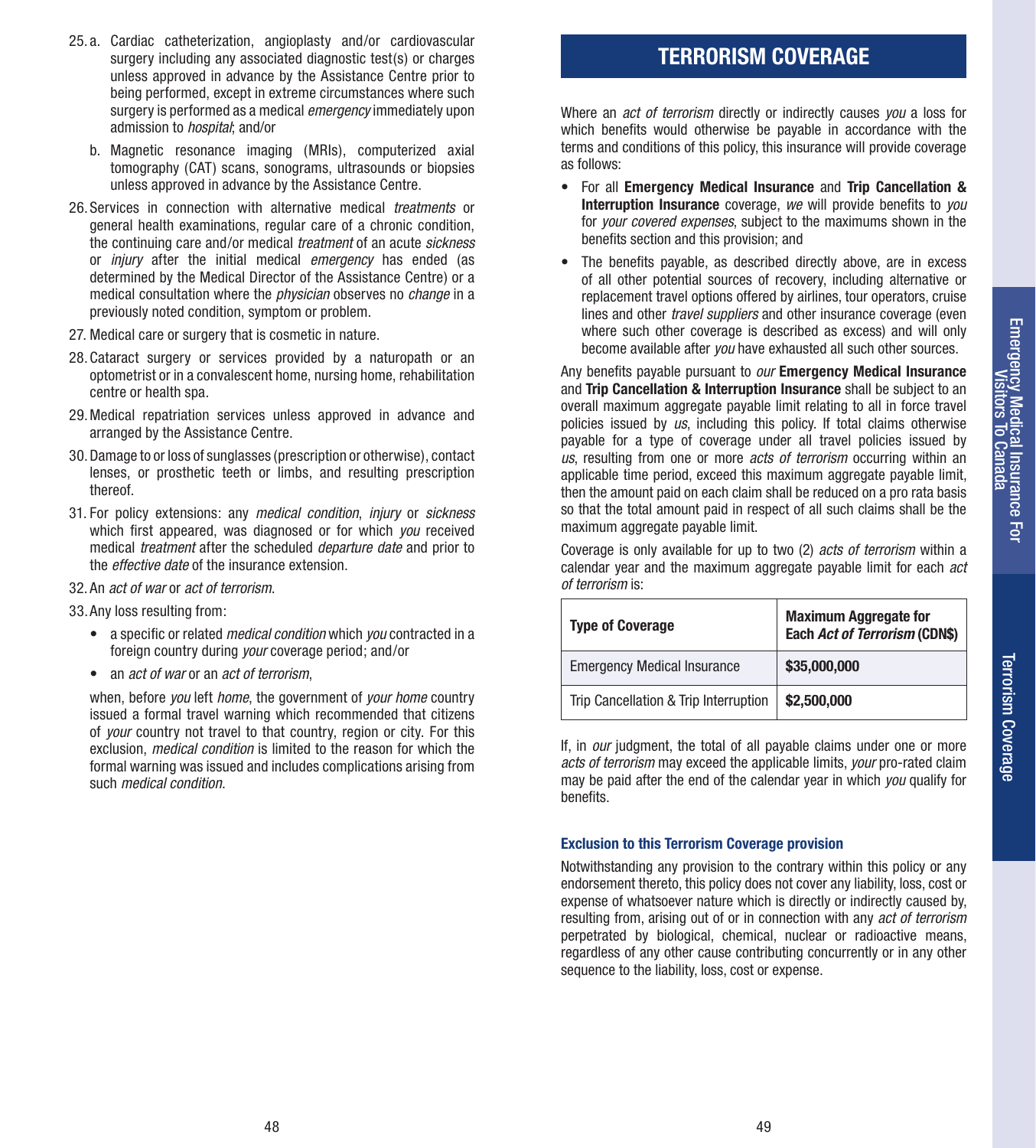25. a. Cardiac catheterization, angioplasty and/or cardiovascular surgery including any associated diagnostic test(s) or charges unless approved in advance by the Assistance Centre prior to being performed, except in extreme circumstances where such surgery is performed as a medical *emergency* immediately upon admission to *hospital*; and/or

    b. Magnetic resonance imaging (MRIs), computerized axial tomography (CAT) scans, sonograms, ultrasounds or biopsies unless approved in advance by the Assistance Centre.

26. Services in connection with alternative medical *treatments* or general health examinations, regular care of a chronic condition, the continuing care and/or medical *treatment* of an acute *sickness* or *injury* after the initial medical *emergency* has ended (as determined by the Medical Director of the Assistance Centre) or a medical consultation where the *physician* observes no *change* in a previously noted condition, symptom or problem.

27. Medical care or surgery that is cosmetic in nature.

28. Cataract surgery or services provided by a naturopath or an optometrist or in a convalescent home, nursing home, rehabilitation centre or health spa.

29. Medical repatriation services unless approved in advance and arranged by the Assistance Centre.

30. Damage to or loss of sunglasses (prescription or otherwise), contact lenses, or prosthetic teeth or limbs, and resulting prescription thereof.

31. For policy extensions: any *medical condition*, *injury* or *sickness* which first appeared, was diagnosed or for which *you* received medical *treatment* after the scheduled *departure date* and prior to the *effective date* of the insurance extension.

32. An *act of war* or *act of terrorism*.

33. Any loss resulting from:

    - a specific or related *medical condition* which *you* contracted in a foreign country during *your* coverage period; and/or
    - an *act of war* or an *act of terrorism*,

    when, before *you* left *home*, the government of *your home* country issued a formal travel warning which recommended that citizens of *your* country not travel to that country, region or city. For this exclusion, *medical condition* is limited to the reason for which the formal warning was issued and includes complications arising from such *medical condition*.

# TERRORISM COVERAGE

Where an *act of terrorism* directly or indirectly causes *you* a loss for which benefits would otherwise be payable in accordance with the terms and conditions of this policy, this insurance will provide coverage as follows:

- For all **Emergency Medical Insurance** and **Trip Cancellation & Interruption Insurance** coverage, *we* will provide benefits to *you* for *your covered expenses*, subject to the maximums shown in the benefits section and this provision; and
- The benefits payable, as described directly above, are in excess of all other potential sources of recovery, including alternative or replacement travel options offered by airlines, tour operators, cruise lines and other *travel suppliers* and other insurance coverage (even where such other coverage is described as excess) and will only become available after *you* have exhausted all such other sources.

Any benefits payable pursuant to *our* **Emergency Medical Insurance** and **Trip Cancellation & Interruption Insurance** shall be subject to an overall maximum aggregate payable limit relating to all in force travel policies issued by *us*, including this policy. If total claims otherwise payable for a type of coverage under all travel policies issued by *us*, resulting from one or more *acts of terrorism* occurring within an applicable time period, exceed this maximum aggregate payable limit, then the amount paid on each claim shall be reduced on a pro rata basis so that the total amount paid in respect of all such claims shall be the maximum aggregate payable limit.

Coverage is only available for up to two (2) *acts of terrorism* within a calendar year and the maximum aggregate payable limit for each *act of terrorism* is:

| Type of Coverage | Maximum Aggregate for Each *Act of Terrorism* (CDN$) |
|---|---|
| Emergency Medical Insurance | **$35,000,000** |
| Trip Cancellation & Trip Interruption | **$2,500,000** |

If, in *our* judgment, the total of all payable claims under one or more *acts of terrorism* may exceed the applicable limits, *your* pro-rated claim may be paid after the end of the calendar year in which *you* qualify for benefits.

### Exclusion to this Terrorism Coverage provision

Notwithstanding any provision to the contrary within this policy or any endorsement thereto, this policy does not cover any liability, loss, cost or expense of whatsoever nature which is directly or indirectly caused by, resulting from, arising out of or in connection with any *act of terrorism* perpetrated by biological, chemical, nuclear or radioactive means, regardless of any other cause contributing concurrently or in any other sequence to the liability, loss, cost or expense.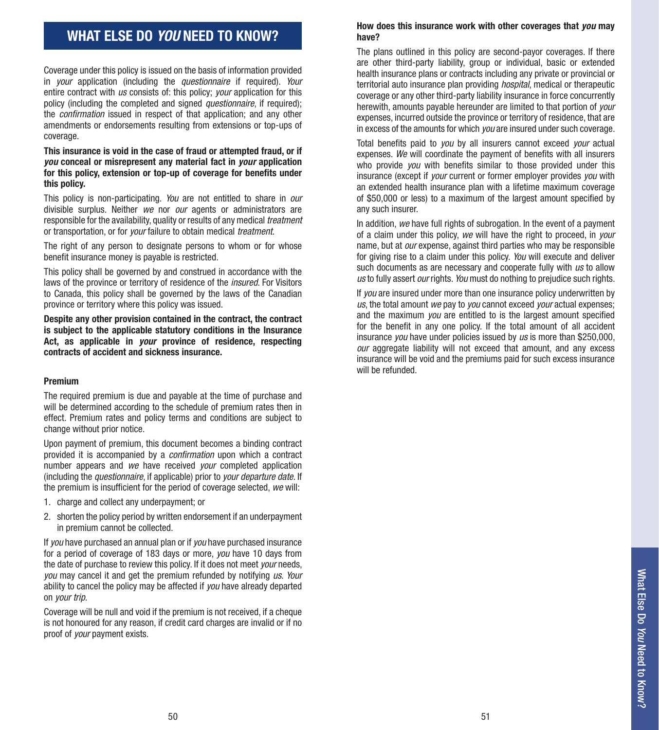# WHAT ELSE DO *YOU* NEED TO KNOW?

Coverage under this policy is issued on the basis of information provided in *your* application (including the *questionnaire* if required). *Your* entire contract with *us* consists of: this policy; *your* application for this policy (including the completed and signed *questionnaire*, if required); the *confirmation* issued in respect of that application; and any other amendments or endorsements resulting from extensions or top-ups of coverage.

**This insurance is void in the case of fraud or attempted fraud, or if *you* conceal or misrepresent any material fact in *your* application for this policy, extension or top-up of coverage for benefits under this policy.**

This policy is non-participating. *You* are not entitled to share in *our* divisible surplus. Neither *we* nor *our* agents or administrators are responsible for the availability, quality or results of any medical *treatment* or transportation, or for *your* failure to obtain medical *treatment*.

The right of any person to designate persons to whom or for whose benefit insurance money is payable is restricted.

This policy shall be governed by and construed in accordance with the laws of the province or territory of residence of the *insured*. For Visitors to Canada, this policy shall be governed by the laws of the Canadian province or territory where this policy was issued.

**Despite any other provision contained in the contract, the contract is subject to the applicable statutory conditions in the Insurance Act, as applicable in *your* province of residence, respecting contracts of accident and sickness insurance.**

### Premium

The required premium is due and payable at the time of purchase and will be determined according to the schedule of premium rates then in effect. Premium rates and policy terms and conditions are subject to change without prior notice.

Upon payment of premium, this document becomes a binding contract provided it is accompanied by a *confirmation* upon which a contract number appears and *we* have received *your* completed application (including the *questionnaire*, if applicable) prior to *your departure date*. If the premium is insufficient for the period of coverage selected, *we* will:

1. charge and collect any underpayment; or
2. shorten the policy period by written endorsement if an underpayment in premium cannot be collected.

If *you* have purchased an annual plan or if *you* have purchased insurance for a period of coverage of 183 days or more, *you* have 10 days from the date of purchase to review this policy. If it does not meet *your* needs, *you* may cancel it and get the premium refunded by notifying *us*. *Your* ability to cancel the policy may be affected if *you* have already departed on *your trip*.

Coverage will be null and void if the premium is not received, if a cheque is not honoured for any reason, if credit card charges are invalid or if no proof of *your* payment exists.

### How does this insurance work with other coverages that *you* may have?

The plans outlined in this policy are second-payor coverages. If there are other third-party liability, group or individual, basic or extended health insurance plans or contracts including any private or provincial or territorial auto insurance plan providing *hospital*, medical or therapeutic coverage or any other third-party liability insurance in force concurrently herewith, amounts payable hereunder are limited to that portion of *your* expenses, incurred outside the province or territory of residence, that are in excess of the amounts for which *you* are insured under such coverage.

Total benefits paid to *you* by all insurers cannot exceed *your* actual expenses. *We* will coordinate the payment of benefits with all insurers who provide *you* with benefits similar to those provided under this insurance (except if *your* current or former employer provides *you* with an extended health insurance plan with a lifetime maximum coverage of $50,000 or less) to a maximum of the largest amount specified by any such insurer.

In addition, *we* have full rights of subrogation. In the event of a payment of a claim under this policy, *we* will have the right to proceed, in *your* name, but at *our* expense, against third parties who may be responsible for giving rise to a claim under this policy. *You* will execute and deliver such documents as are necessary and cooperate fully with *us* to allow *us* to fully assert *our* rights. *You* must do nothing to prejudice such rights.

If *you* are insured under more than one insurance policy underwritten by *us*, the total amount *we* pay to *you* cannot exceed *your* actual expenses; and the maximum *you* are entitled to is the largest amount specified for the benefit in any one policy. If the total amount of all accident insurance *you* have under policies issued by *us* is more than $250,000, *our* aggregate liability will not exceed that amount, and any excess insurance will be void and the premiums paid for such excess insurance will be refunded.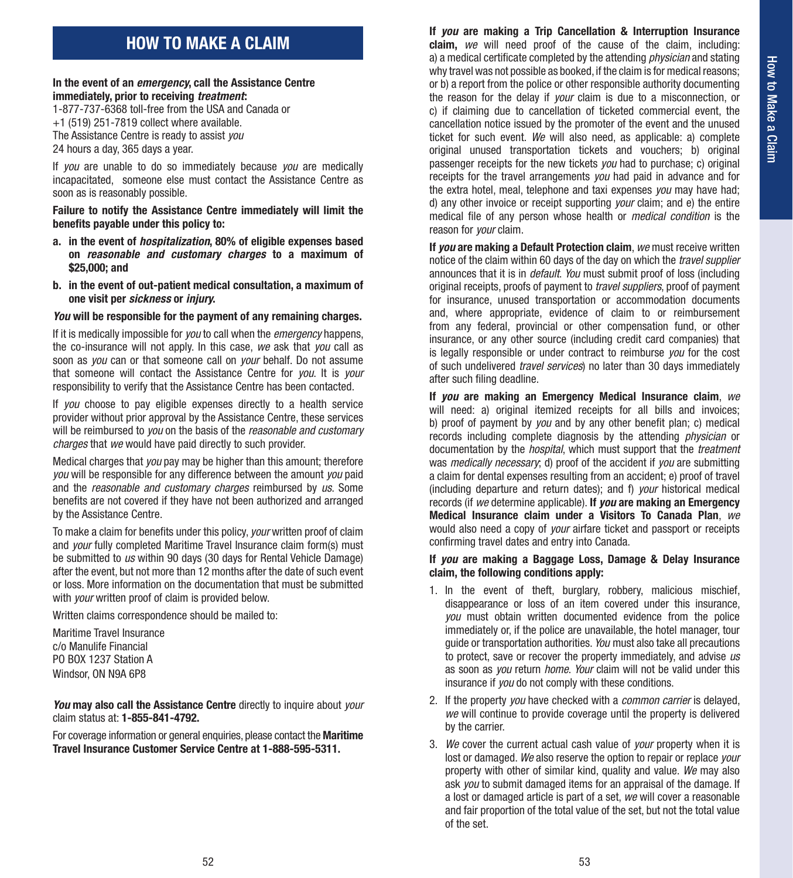# HOW TO MAKE A CLAIM

**In the event of an *emergency*, call the Assistance Centre immediately, prior to receiving *treatment*:**
1-877-737-6368 toll-free from the USA and Canada or
+1 (519) 251-7819 collect where available.
The Assistance Centre is ready to assist *you*
24 hours a day, 365 days a year.

If *you* are unable to do so immediately because *you* are medically incapacitated, someone else must contact the Assistance Centre as soon as is reasonably possible.

**Failure to notify the Assistance Centre immediately will limit the benefits payable under this policy to:**

a. **in the event of *hospitalization*, 80% of eligible expenses based on *reasonable and customary charges* to a maximum of $25,000; and**
b. **in the event of out-patient medical consultation, a maximum of one visit per *sickness* or *injury*.**

***You* will be responsible for the payment of any remaining charges.**

If it is medically impossible for *you* to call when the *emergency* happens, the co-insurance will not apply. In this case, *we* ask that *you* call as soon as *you* can or that someone call on *your* behalf. Do not assume that someone will contact the Assistance Centre for *you*. It is *your* responsibility to verify that the Assistance Centre has been contacted.

If *you* choose to pay eligible expenses directly to a health service provider without prior approval by the Assistance Centre, these services will be reimbursed to *you* on the basis of the *reasonable and customary charges* that *we* would have paid directly to such provider.

Medical charges that *you* pay may be higher than this amount; therefore *you* will be responsible for any difference between the amount *you* paid and the *reasonable and customary charges* reimbursed by *us*. Some benefits are not covered if they have not been authorized and arranged by the Assistance Centre.

To make a claim for benefits under this policy, *your* written proof of claim and *your* fully completed Maritime Travel Insurance claim form(s) must be submitted to *us* within 90 days (30 days for Rental Vehicle Damage) after the event, but not more than 12 months after the date of such event or loss. More information on the documentation that must be submitted with *your* written proof of claim is provided below.

Written claims correspondence should be mailed to:

Maritime Travel Insurance
c/o Manulife Financial
PO BOX 1237 Station A
Windsor, ON N9A 6P8

***You* may also call the Assistance Centre** directly to inquire about *your* claim status at: **1-855-841-4792.**

For coverage information or general enquiries, please contact the **Maritime Travel Insurance Customer Service Centre at 1-888-595-5311.**

**If *you* are making a Trip Cancellation & Interruption Insurance claim,** *we* will need proof of the cause of the claim, including: a) a medical certificate completed by the attending *physician* and stating why travel was not possible as booked, if the claim is for medical reasons; or b) a report from the police or other responsible authority documenting the reason for the delay if *your* claim is due to a misconnection, or c) if claiming due to cancellation of ticketed commercial event, the cancellation notice issued by the promoter of the event and the unused ticket for such event. *We* will also need, as applicable: a) complete original unused transportation tickets and vouchers; b) original passenger receipts for the new tickets *you* had to purchase; c) original receipts for the travel arrangements *you* had paid in advance and for the extra hotel, meal, telephone and taxi expenses *you* may have had; d) any other invoice or receipt supporting *your* claim; and e) the entire medical file of any person whose health or *medical condition* is the reason for *your* claim.

**If *you* are making a Default Protection claim**, *we* must receive written notice of the claim within 60 days of the day on which the *travel supplier* announces that it is in *default*. *You* must submit proof of loss (including original receipts, proofs of payment to *travel suppliers*, proof of payment for insurance, unused transportation or accommodation documents and, where appropriate, evidence of claim to or reimbursement from any federal, provincial or other compensation fund, or other insurance, or any other source (including credit card companies) that is legally responsible or under contract to reimburse *you* for the cost of such undelivered *travel services*) no later than 30 days immediately after such filing deadline.

**If *you* are making an Emergency Medical Insurance claim**, *we* will need: a) original itemized receipts for all bills and invoices; b) proof of payment by *you* and by any other benefit plan; c) medical records including complete diagnosis by the attending *physician* or documentation by the *hospital*, which must support that the *treatment* was *medically necessary*; d) proof of the accident if *you* are submitting a claim for dental expenses resulting from an accident; e) proof of travel (including departure and return dates); and f) *your* historical medical records (if *we* determine applicable). **If *you* are making an Emergency Medical Insurance claim under a Visitors To Canada Plan**, *we* would also need a copy of *your* airfare ticket and passport or receipts confirming travel dates and entry into Canada.

**If *you* are making a Baggage Loss, Damage & Delay Insurance claim, the following conditions apply:**

1. In the event of theft, burglary, robbery, malicious mischief, disappearance or loss of an item covered under this insurance, *you* must obtain written documented evidence from the police immediately or, if the police are unavailable, the hotel manager, tour guide or transportation authorities. *You* must also take all precautions to protect, save or recover the property immediately, and advise *us* as soon as *you* return *home*. *Your* claim will not be valid under this insurance if *you* do not comply with these conditions.
2. If the property *you* have checked with a *common carrier* is delayed, *we* will continue to provide coverage until the property is delivered by the carrier.
3. *We* cover the current actual cash value of *your* property when it is lost or damaged. *We* also reserve the option to repair or replace *your* property with other of similar kind, quality and value. *We* may also ask *you* to submit damaged items for an appraisal of the damage. If a lost or damaged article is part of a set, *we* will cover a reasonable and fair proportion of the total value of the set, but not the total value of the set.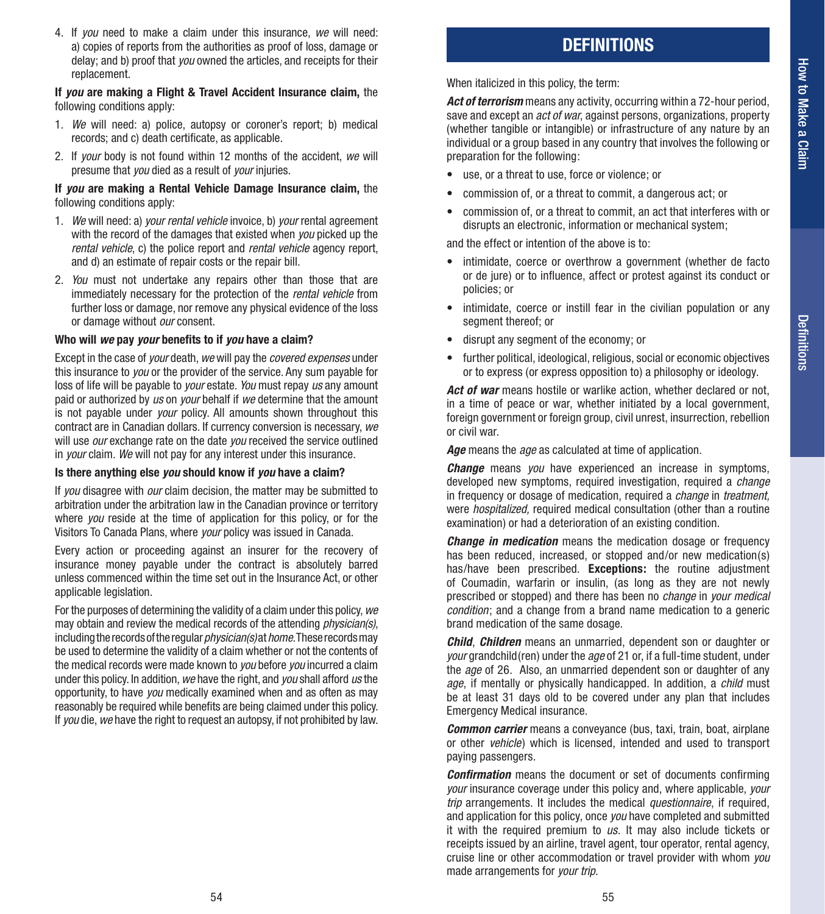4. If *you* need to make a claim under this insurance, *we* will need: a) copies of reports from the authorities as proof of loss, damage or delay; and b) proof that *you* owned the articles, and receipts for their replacement.

**If *you* are making a Flight & Travel Accident Insurance claim,** the following conditions apply:

1. *We* will need: a) police, autopsy or coroner's report; b) medical records; and c) death certificate, as applicable.
2. If *your* body is not found within 12 months of the accident, *we* will presume that *you* died as a result of *your* injuries.

**If *you* are making a Rental Vehicle Damage Insurance claim,** the following conditions apply:

1. *We* will need: a) *your rental vehicle* invoice, b) *your* rental agreement with the record of the damages that existed when *you* picked up the *rental vehicle*, c) the police report and *rental vehicle* agency report, and d) an estimate of repair costs or the repair bill.
2. *You* must not undertake any repairs other than those that are immediately necessary for the protection of the *rental vehicle* from further loss or damage, nor remove any physical evidence of the loss or damage without *our* consent.

### Who will *we* pay *your* benefits to if *you* have a claim?

Except in the case of *your* death, *we* will pay the *covered expenses* under this insurance to *you* or the provider of the service. Any sum payable for loss of life will be payable to *your* estate. *You* must repay *us* any amount paid or authorized by *us* on *your* behalf if *we* determine that the amount is not payable under *your* policy. All amounts shown throughout this contract are in Canadian dollars. If currency conversion is necessary, *we* will use *our* exchange rate on the date *you* received the service outlined in *your* claim. *We* will not pay for any interest under this insurance.

### Is there anything else *you* should know if *you* have a claim?

If *you* disagree with *our* claim decision, the matter may be submitted to arbitration under the arbitration law in the Canadian province or territory where *you* reside at the time of application for this policy, or for the Visitors To Canada Plans, where *your* policy was issued in Canada.

Every action or proceeding against an insurer for the recovery of insurance money payable under the contract is absolutely barred unless commenced within the time set out in the Insurance Act, or other applicable legislation.

For the purposes of determining the validity of a claim under this policy, *we* may obtain and review the medical records of the attending *physician(s)*, including the records of the regular *physician(s)* at *home*. These records may be used to determine the validity of a claim whether or not the contents of the medical records were made known to *you* before *you* incurred a claim under this policy. In addition, *we* have the right, and *you* shall afford *us* the opportunity, to have *you* medically examined when and as often as may reasonably be required while benefits are being claimed under this policy. If *you* die, *we* have the right to request an autopsy, if not prohibited by law.

# DEFINITIONS

When italicized in this policy, the term:

***Act of terrorism*** means any activity, occurring within a 72-hour period, save and except an *act of war*, against persons, organizations, property (whether tangible or intangible) or infrastructure of any nature by an individual or a group based in any country that involves the following or preparation for the following:

- use, or a threat to use, force or violence; or
- commission of, or a threat to commit, a dangerous act; or
- commission of, or a threat to commit, an act that interferes with or disrupts an electronic, information or mechanical system;

and the effect or intention of the above is to:

- intimidate, coerce or overthrow a government (whether de facto or de jure) or to influence, affect or protest against its conduct or policies; or
- intimidate, coerce or instill fear in the civilian population or any segment thereof; or
- disrupt any segment of the economy; or
- further political, ideological, religious, social or economic objectives or to express (or express opposition to) a philosophy or ideology.

***Act of war*** means hostile or warlike action, whether declared or not, in a time of peace or war, whether initiated by a local government, foreign government or foreign group, civil unrest, insurrection, rebellion or civil war.

***Age*** means the *age* as calculated at time of application.

***Change*** means *you* have experienced an increase in symptoms, developed new symptoms, required investigation, required a *change* in frequency or dosage of medication, required a *change* in *treatment,* were *hospitalized,* required medical consultation (other than a routine examination) or had a deterioration of an existing condition.

***Change in medication*** means the medication dosage or frequency has been reduced, increased, or stopped and/or new medication(s) has/have been prescribed. **Exceptions:** the routine adjustment of Coumadin, warfarin or insulin, (as long as they are not newly prescribed or stopped) and there has been no *change* in *your medical condition*; and a change from a brand name medication to a generic brand medication of the same dosage.

***Child***, ***Children*** means an unmarried, dependent son or daughter or *your* grandchild(ren) under the *age* of 21 or, if a full-time student, under the *age* of 26. Also, an unmarried dependent son or daughter of any *age*, if mentally or physically handicapped. In addition, a *child* must be at least 31 days old to be covered under any plan that includes Emergency Medical insurance.

***Common carrier*** means a conveyance (bus, taxi, train, boat, airplane or other *vehicle*) which is licensed, intended and used to transport paying passengers.

***Confirmation*** means the document or set of documents confirming *your* insurance coverage under this policy and, where applicable, *your trip* arrangements. It includes the medical *questionnaire*, if required, and application for this policy, once *you* have completed and submitted it with the required premium to *us*. It may also include tickets or receipts issued by an airline, travel agent, tour operator, rental agency, cruise line or other accommodation or travel provider with whom *you* made arrangements for *your trip*.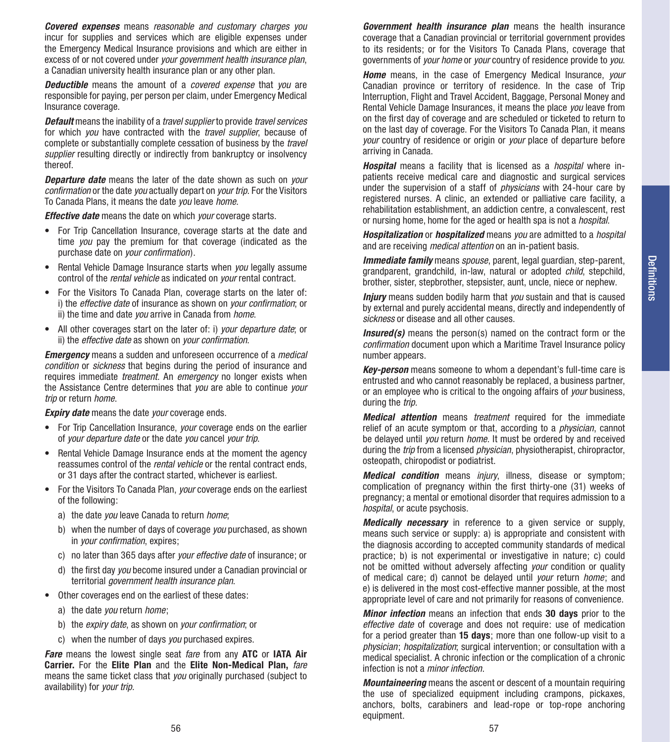***Covered expenses*** means *reasonable and customary charges you* incur for supplies and services which are eligible expenses under the Emergency Medical Insurance provisions and which are either in excess of or not covered under *your government health insurance plan*, a Canadian university health insurance plan or any other plan.

***Deductible*** means the amount of a *covered expense* that *you* are responsible for paying, per person per claim, under Emergency Medical Insurance coverage.

***Default*** means the inability of a *travel supplier* to provide *travel services* for which *you* have contracted with the *travel supplier*, because of complete or substantially complete cessation of business by the *travel supplier* resulting directly or indirectly from bankruptcy or insolvency thereof.

***Departure date*** means the later of the date shown as such on *your confirmation* or the date *you* actually depart on *your trip*. For the Visitors To Canada Plans, it means the date *you* leave *home*.

***Effective date*** means the date on which *your* coverage starts.

- For Trip Cancellation Insurance, coverage starts at the date and time *you* pay the premium for that coverage (indicated as the purchase date on *your confirmation*).
- Rental Vehicle Damage Insurance starts when *you* legally assume control of the *rental vehicle* as indicated on *your* rental contract.
- For the Visitors To Canada Plan, coverage starts on the later of: i) the *effective date* of insurance as shown on *your confirmation*; or ii) the time and date *you* arrive in Canada from *home*.
- All other coverages start on the later of: i) *your departure date*; or ii) the *effective date* as shown on *your confirmation*.

***Emergency*** means a sudden and unforeseen occurrence of a *medical condition* or *sickness* that begins during the period of insurance and requires immediate *treatment*. An *emergency* no longer exists when the Assistance Centre determines that *you* are able to continue *your trip* or return *home*.

***Expiry date*** means the date *your* coverage ends.

- For Trip Cancellation Insurance, *your* coverage ends on the earlier of *your departure date* or the date *you* cancel *your trip*.
- Rental Vehicle Damage Insurance ends at the moment the agency reassumes control of the *rental vehicle* or the rental contract ends, or 31 days after the contract started, whichever is earliest.
- For the Visitors To Canada Plan, *your* coverage ends on the earliest of the following:
  - a) the date *you* leave Canada to return *home*;
  - b) when the number of days of coverage *you* purchased, as shown in *your confirmation*, expires;
  - c) no later than 365 days after *your effective date* of insurance; or
  - d) the first day *you* become insured under a Canadian provincial or territorial *government health insurance plan*.
- Other coverages end on the earliest of these dates:
  - a) the date *you* return *home*;
  - b) the *expiry date*, as shown on *your confirmation*; or
  - c) when the number of days *you* purchased expires.

***Fare*** means the lowest single seat *fare* from any **ATC** or **IATA Air Carrier.** For the **Elite Plan** and the **Elite Non-Medical Plan,** *fare* means the same ticket class that *you* originally purchased (subject to availability) for *your trip.*

***Government health insurance plan*** means the health insurance coverage that a Canadian provincial or territorial government provides to its residents; or for the Visitors To Canada Plans, coverage that governments of *your home* or *your* country of residence provide to *you*.

***Home*** means, in the case of Emergency Medical Insurance, *your* Canadian province or territory of residence. In the case of Trip Interruption, Flight and Travel Accident, Baggage, Personal Money and Rental Vehicle Damage Insurances, it means the place *you* leave from on the first day of coverage and are scheduled or ticketed to return to on the last day of coverage. For the Visitors To Canada Plan, it means *your* country of residence or origin or *your* place of departure before arriving in Canada.

***Hospital*** means a facility that is licensed as a *hospital* where in-patients receive medical care and diagnostic and surgical services under the supervision of a staff of *physicians* with 24-hour care by registered nurses. A clinic, an extended or palliative care facility, a rehabilitation establishment, an addiction centre, a convalescent, rest or nursing home, home for the aged or health spa is not a *hospital*.

***Hospitalization*** or ***hospitalized*** means *you* are admitted to a *hospital* and are receiving *medical attention* on an in-patient basis.

***Immediate family*** means *spouse*, parent, legal guardian, step-parent, grandparent, grandchild, in-law, natural or adopted *child*, stepchild, brother, sister, stepbrother, stepsister, aunt, uncle, niece or nephew.

***Injury*** means sudden bodily harm that *you* sustain and that is caused by external and purely accidental means, directly and independently of *sickness* or disease and all other causes.

***Insured(s)*** means the person(s) named on the contract form or the *confirmation* document upon which a Maritime Travel Insurance policy number appears.

***Key-person*** means someone to whom a dependant's full-time care is entrusted and who cannot reasonably be replaced, a business partner, or an employee who is critical to the ongoing affairs of *your* business, during the *trip*.

***Medical attention*** means *treatment* required for the immediate relief of an acute symptom or that, according to a *physician*, cannot be delayed until *you* return *home.* It must be ordered by and received during the *trip* from a licensed *physician*, physiotherapist, chiropractor, osteopath, chiropodist or podiatrist.

***Medical condition*** means *injury*, illness, disease or symptom; complication of pregnancy within the first thirty-one (31) weeks of pregnancy; a mental or emotional disorder that requires admission to a *hospital*, or acute psychosis.

***Medically necessary*** in reference to a given service or supply, means such service or supply: a) is appropriate and consistent with the diagnosis according to accepted community standards of medical practice; b) is not experimental or investigative in nature; c) could not be omitted without adversely affecting *your* condition or quality of medical care; d) cannot be delayed until *your* return *home*; and e) is delivered in the most cost-effective manner possible, at the most appropriate level of care and not primarily for reasons of convenience.

***Minor infection*** means an infection that ends **30 days** prior to the *effective date* of coverage and does not require: use of medication for a period greater than **15 days**; more than one follow-up visit to a *physician*; *hospitalization*; surgical intervention; or consultation with a medical specialist. A chronic infection or the complication of a chronic infection is not a *minor infection*.

***Mountaineering*** means the ascent or descent of a mountain requiring the use of specialized equipment including crampons, pickaxes, anchors, bolts, carabiners and lead-rope or top-rope anchoring equipment.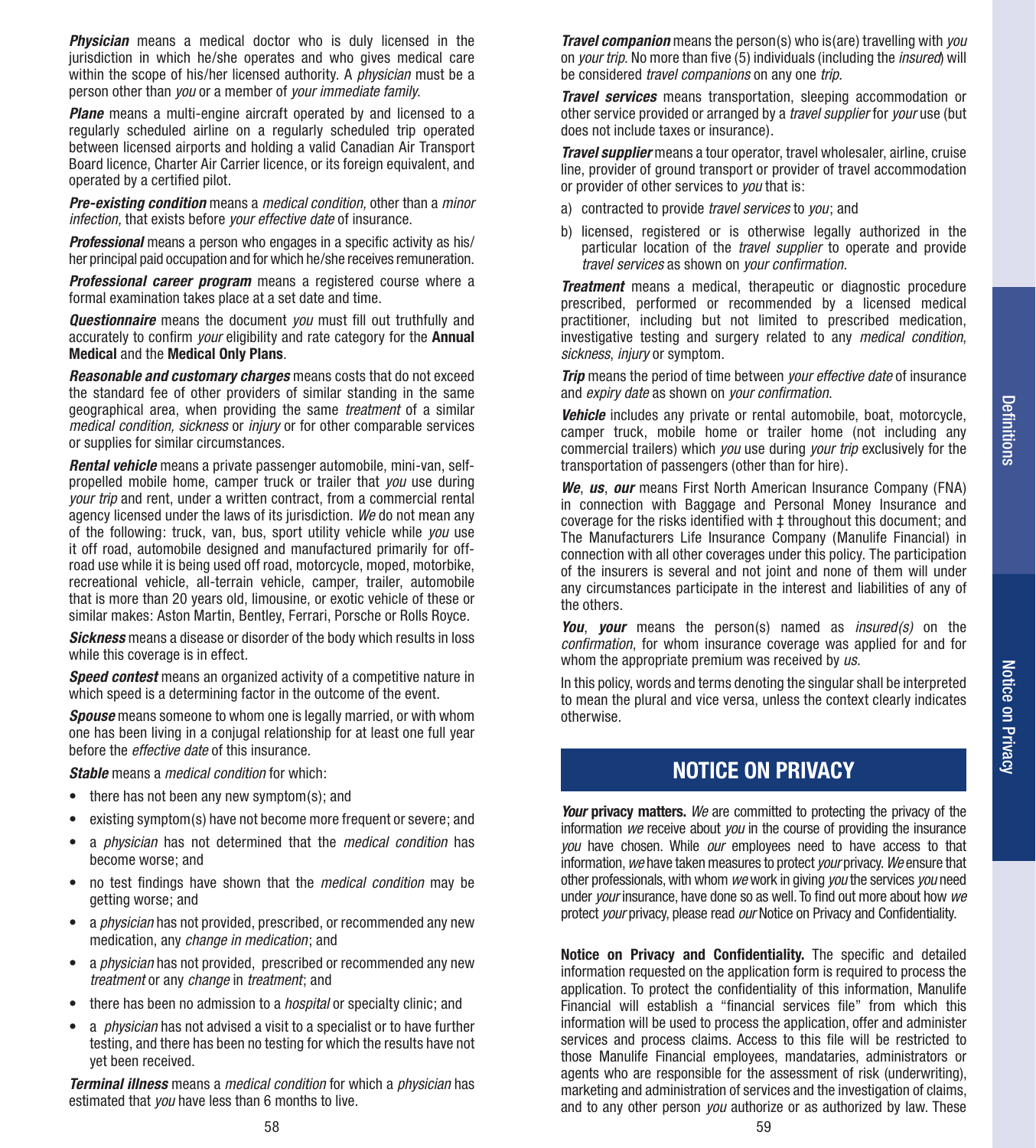***Physician*** means a medical doctor who is duly licensed in the jurisdiction in which he/she operates and who gives medical care within the scope of his/her licensed authority. A *physician* must be a person other than *you* or a member of *your immediate family*.

***Plane*** means a multi-engine aircraft operated by and licensed to a regularly scheduled airline on a regularly scheduled trip operated between licensed airports and holding a valid Canadian Air Transport Board licence, Charter Air Carrier licence, or its foreign equivalent, and operated by a certified pilot.

***Pre-existing condition*** means a *medical condition,* other than a *minor infection,* that exists before *your effective date* of insurance.

***Professional*** means a person who engages in a specific activity as his/her principal paid occupation and for which he/she receives remuneration.

***Professional career program*** means a registered course where a formal examination takes place at a set date and time.

***Questionnaire*** means the document *you* must fill out truthfully and accurately to confirm *your* eligibility and rate category for the **Annual Medical** and the **Medical Only Plans**.

***Reasonable and customary charges*** means costs that do not exceed the standard fee of other providers of similar standing in the same geographical area, when providing the same *treatment* of a similar *medical condition, sickness* or *injury* or for other comparable services or supplies for similar circumstances.

***Rental vehicle*** means a private passenger automobile, mini-van, self-propelled mobile home, camper truck or trailer that *you* use during *your trip* and rent, under a written contract, from a commercial rental agency licensed under the laws of its jurisdiction. *We* do not mean any of the following: truck, van, bus, sport utility vehicle while *you* use it off road, automobile designed and manufactured primarily for off-road use while it is being used off road, motorcycle, moped, motorbike, recreational vehicle, all-terrain vehicle, camper, trailer, automobile that is more than 20 years old, limousine, or exotic vehicle of these or similar makes: Aston Martin, Bentley, Ferrari, Porsche or Rolls Royce.

***Sickness*** means a disease or disorder of the body which results in loss while this coverage is in effect.

***Speed contest*** means an organized activity of a competitive nature in which speed is a determining factor in the outcome of the event.

***Spouse*** means someone to whom one is legally married, or with whom one has been living in a conjugal relationship for at least one full year before the *effective date* of this insurance.

***Stable*** means a *medical condition* for which:

- there has not been any new symptom(s); and
- existing symptom(s) have not become more frequent or severe; and
- a *physician* has not determined that the *medical condition* has become worse; and
- no test findings have shown that the *medical condition* may be getting worse; and
- a *physician* has not provided, prescribed, or recommended any new medication, any *change in medication*; and
- a *physician* has not provided, prescribed or recommended any new *treatment* or any *change* in *treatment*; and
- there has been no admission to a *hospital* or specialty clinic; and
- a *physician* has not advised a visit to a specialist or to have further testing, and there has been no testing for which the results have not yet been received.

***Terminal illness*** means a *medical condition* for which a *physician* has estimated that *you* have less than 6 months to live.

***Travel companion*** means the person(s) who is(are) travelling with *you* on *your trip*. No more than five (5) individuals (including the *insured*) will be considered *travel companions* on any one *trip*.

***Travel services*** means transportation, sleeping accommodation or other service provided or arranged by a *travel supplier* for *your* use (but does not include taxes or insurance).

***Travel supplier*** means a tour operator, travel wholesaler, airline, cruise line, provider of ground transport or provider of travel accommodation or provider of other services to *you* that is:

a) contracted to provide *travel services* to *you*; and

b) licensed, registered or is otherwise legally authorized in the particular location of the *travel supplier* to operate and provide *travel services* as shown on *your confirmation*.

***Treatment*** means a medical, therapeutic or diagnostic procedure prescribed, performed or recommended by a licensed medical practitioner, including but not limited to prescribed medication, investigative testing and surgery related to any *medical condition*, *sickness*, *injury* or symptom.

***Trip*** means the period of time between *your effective date* of insurance and *expiry date* as shown on *your confirmation*.

***Vehicle*** includes any private or rental automobile, boat, motorcycle, camper truck, mobile home or trailer home (not including any commercial trailers) which *you* use during *your trip* exclusively for the transportation of passengers (other than for hire).

***We***, ***us***, ***our*** means First North American Insurance Company (FNA) in connection with Baggage and Personal Money Insurance and coverage for the risks identified with ‡ throughout this document; and The Manufacturers Life Insurance Company (Manulife Financial) in connection with all other coverages under this policy. The participation of the insurers is several and not joint and none of them will under any circumstances participate in the interest and liabilities of any of the others.

***You***, ***your*** means the person(s) named as *insured(s)* on the *confirmation*, for whom insurance coverage was applied for and for whom the appropriate premium was received by *us*.

In this policy, words and terms denoting the singular shall be interpreted to mean the plural and vice versa, unless the context clearly indicates otherwise.

## NOTICE ON PRIVACY

***Your*** **privacy matters.** *We* are committed to protecting the privacy of the information *we* receive about *you* in the course of providing the insurance *you* have chosen. While *our* employees need to have access to that information, *we* have taken measures to protect *your* privacy. *We* ensure that other professionals, with whom *we* work in giving *you* the services *you* need under *your* insurance, have done so as well. To find out more about how *we* protect *your* privacy, please read *our* Notice on Privacy and Confidentiality.

**Notice on Privacy and Confidentiality.** The specific and detailed information requested on the application form is required to process the application. To protect the confidentiality of this information, Manulife Financial will establish a "financial services file" from which this information will be used to process the application, offer and administer services and process claims. Access to this file will be restricted to those Manulife Financial employees, mandataries, administrators or agents who are responsible for the assessment of risk (underwriting), marketing and administration of services and the investigation of claims, and to any other person *you* authorize or as authorized by law. These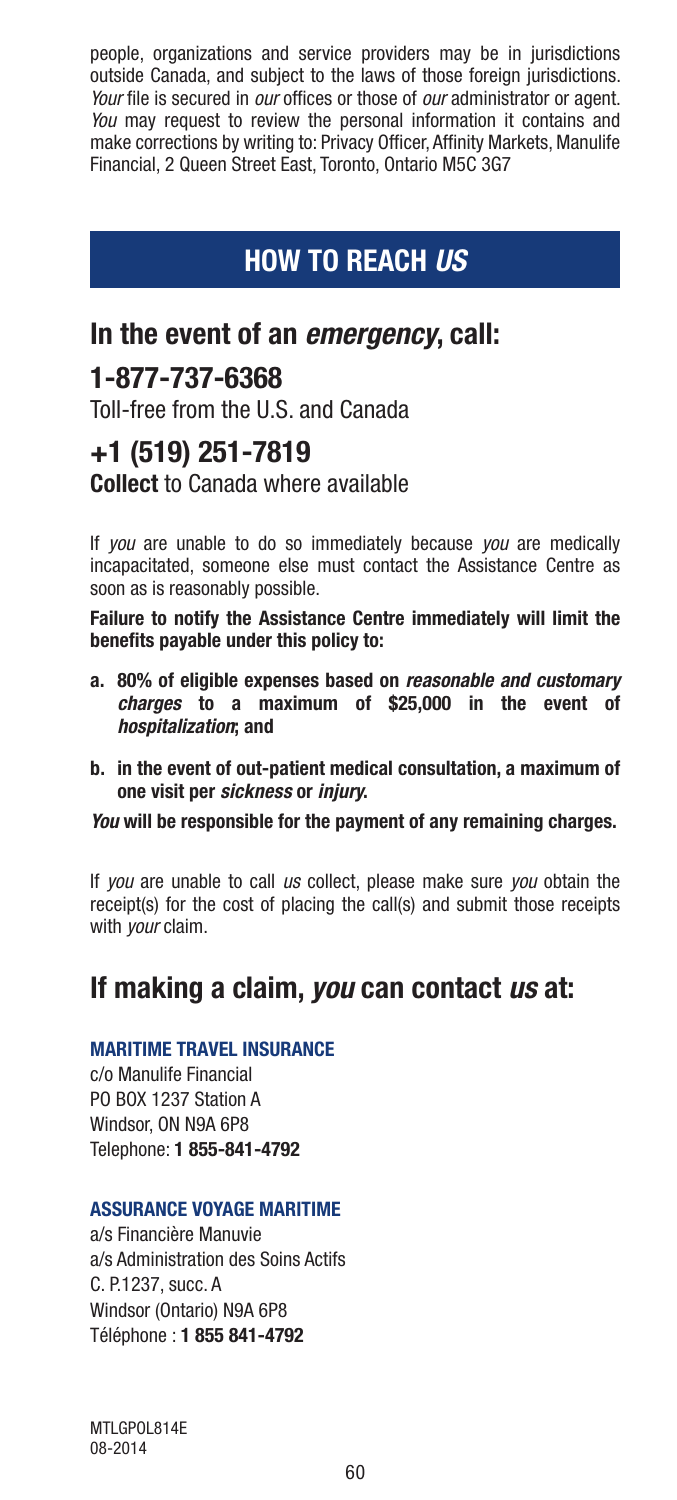people, organizations and service providers may be in jurisdictions outside Canada, and subject to the laws of those foreign jurisdictions. *Your* file is secured in *our* offices or those of *our* administrator or agent. *You* may request to review the personal information it contains and make corrections by writing to: Privacy Officer, Affinity Markets, Manulife Financial, 2 Queen Street East, Toronto, Ontario M5C 3G7

# HOW TO REACH *US*

## In the event of an *emergency*, call:

## 1-877-737-6368

Toll-free from the U.S. and Canada

## +1 (519) 251-7819

**Collect** to Canada where available

If *you* are unable to do so immediately because *you* are medically incapacitated, someone else must contact the Assistance Centre as soon as is reasonably possible.

**Failure to notify the Assistance Centre immediately will limit the benefits payable under this policy to:**

**a. 80% of eligible expenses based on *reasonable and customary charges* to a maximum of $25,000 in the event of *hospitalization*; and**

**b. in the event of out-patient medical consultation, a maximum of one visit per *sickness* or *injury*.**

***You* will be responsible for the payment of any remaining charges.**

If *you* are unable to call *us* collect, please make sure *you* obtain the receipt(s) for the cost of placing the call(s) and submit those receipts with *your* claim.

## If making a claim, *you* can contact *us* at:

**MARITIME TRAVEL INSURANCE**

c/o Manulife Financial
PO BOX 1237 Station A
Windsor, ON N9A 6P8
Telephone: **1 855-841-4792**

**ASSURANCE VOYAGE MARITIME**

a/s Financière Manuvie
a/s Administration des Soins Actifs
C. P.1237, succ. A
Windsor (Ontario) N9A 6P8
Téléphone : **1 855 841-4792**

MTLGPOL814E
08-2014